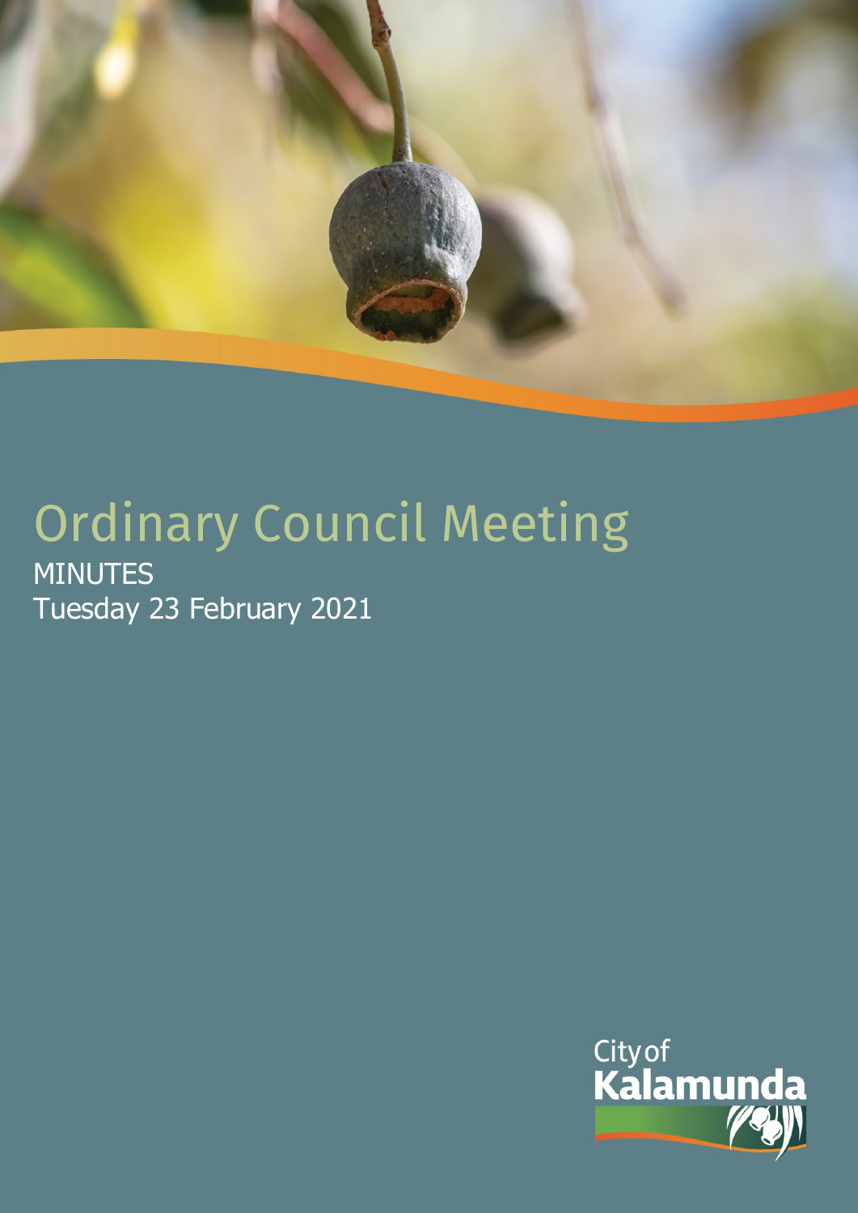# Ordinary Council Meeting

MINUTES

Tuesday 23 February 2021

City of Kalamunda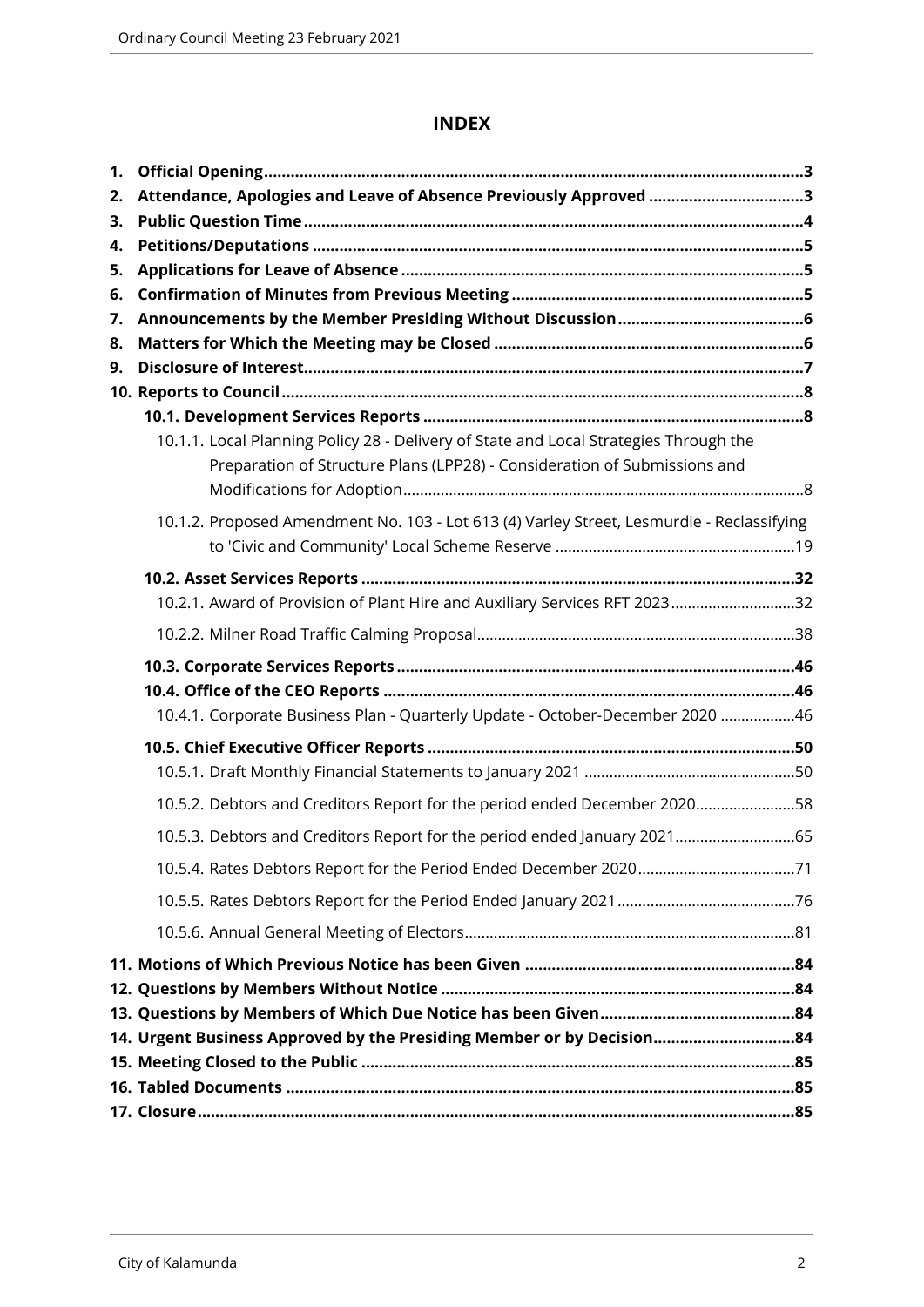# INDEX

1. **Official Opening** 3
2. **Attendance, Apologies and Leave of Absence Previously Approved** 3
3. **Public Question Time** 4
4. **Petitions/Deputations** 5
5. **Applications for Leave of Absence** 5
6. **Confirmation of Minutes from Previous Meeting** 5
7. **Announcements by the Member Presiding Without Discussion** 6
8. **Matters for Which the Meeting may be Closed** 6
9. **Disclosure of Interest** 7
10. **Reports to Council** 8
    - **10.1. Development Services Reports** 8
        - 10.1.1. Local Planning Policy 28 - Delivery of State and Local Strategies Through the Preparation of Structure Plans (LPP28) - Consideration of Submissions and Modifications for Adoption 8
        - 10.1.2. Proposed Amendment No. 103 - Lot 613 (4) Varley Street, Lesmurdie - Reclassifying to 'Civic and Community' Local Scheme Reserve 19
    - **10.2. Asset Services Reports** 32
        - 10.2.1. Award of Provision of Plant Hire and Auxiliary Services RFT 2023 32
        - 10.2.2. Milner Road Traffic Calming Proposal 38
    - **10.3. Corporate Services Reports** 46
    - **10.4. Office of the CEO Reports** 46
        - 10.4.1. Corporate Business Plan - Quarterly Update - October-December 2020 46
    - **10.5. Chief Executive Officer Reports** 50
        - 10.5.1. Draft Monthly Financial Statements to January 2021 50
        - 10.5.2. Debtors and Creditors Report for the period ended December 2020 58
        - 10.5.3. Debtors and Creditors Report for the period ended January 2021 65
        - 10.5.4. Rates Debtors Report for the Period Ended December 2020 71
        - 10.5.5. Rates Debtors Report for the Period Ended January 2021 76
        - 10.5.6. Annual General Meeting of Electors 81
11. **Motions of Which Previous Notice has been Given** 84
12. **Questions by Members Without Notice** 84
13. **Questions by Members of Which Due Notice has been Given** 84
14. **Urgent Business Approved by the Presiding Member or by Decision** 84
15. **Meeting Closed to the Public** 85
16. **Tabled Documents** 85
17. **Closure** 85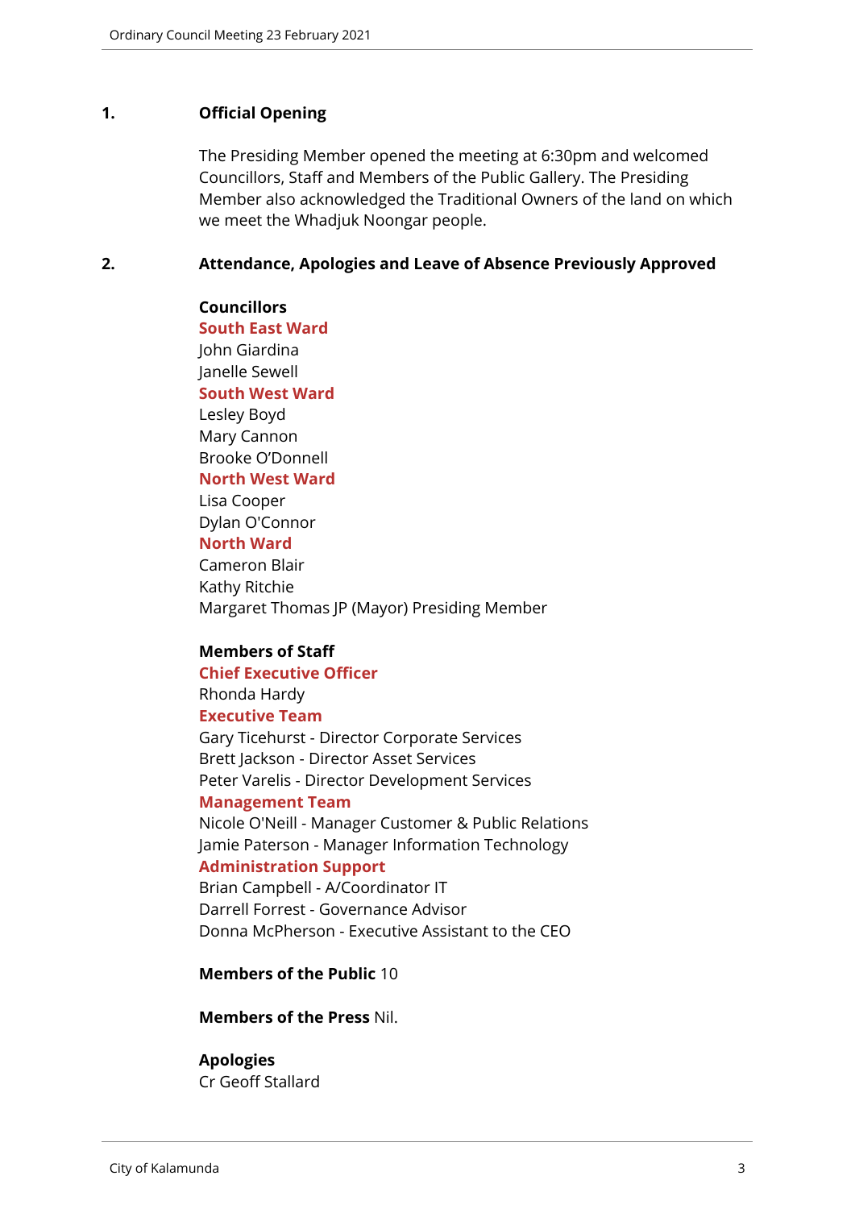## 1. Official Opening

The Presiding Member opened the meeting at 6:30pm and welcomed Councillors, Staff and Members of the Public Gallery. The Presiding Member also acknowledged the Traditional Owners of the land on which we meet the Whadjuk Noongar people.

## 2. Attendance, Apologies and Leave of Absence Previously Approved

**Councillors**

**South East Ward**
John Giardina
Janelle Sewell

**South West Ward**
Lesley Boyd
Mary Cannon
Brooke O'Donnell

**North West Ward**
Lisa Cooper
Dylan O'Connor

**North Ward**
Cameron Blair
Kathy Ritchie
Margaret Thomas JP (Mayor) Presiding Member

**Members of Staff**

**Chief Executive Officer**
Rhonda Hardy

**Executive Team**
Gary Ticehurst - Director Corporate Services
Brett Jackson - Director Asset Services
Peter Varelis - Director Development Services

**Management Team**
Nicole O'Neill - Manager Customer & Public Relations
Jamie Paterson - Manager Information Technology

**Administration Support**
Brian Campbell - A/Coordinator IT
Darrell Forrest - Governance Advisor
Donna McPherson - Executive Assistant to the CEO

**Members of the Public** 10

**Members of the Press** Nil.

**Apologies**
Cr Geoff Stallard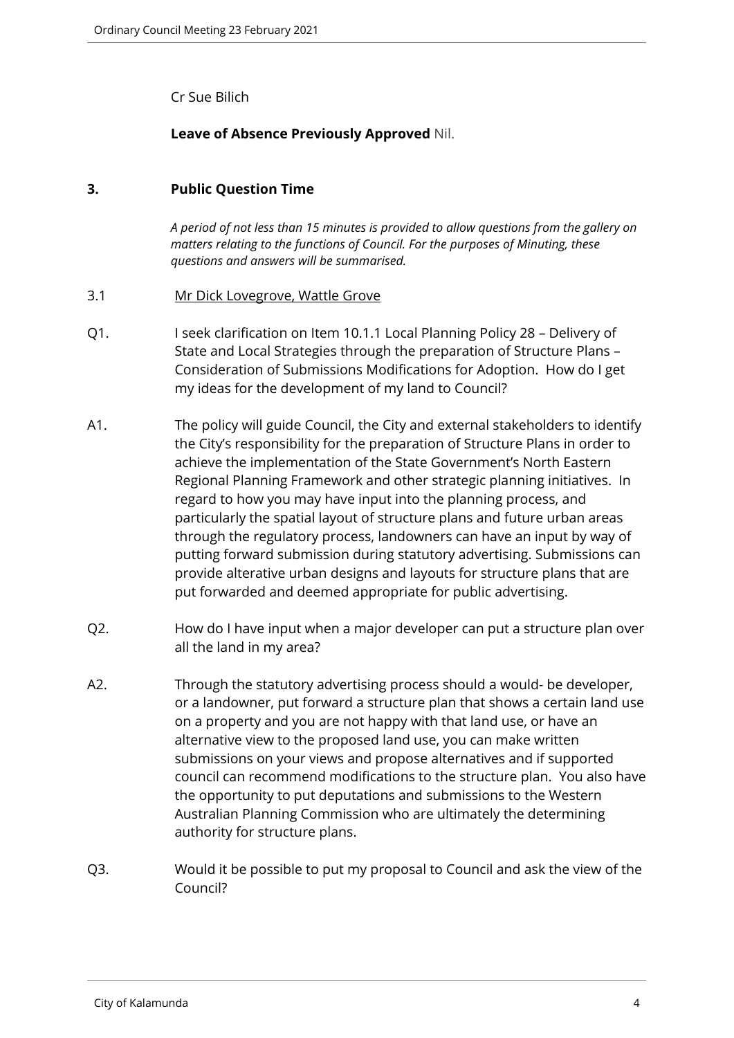Cr Sue Bilich

**Leave of Absence Previously Approved** Nil.

## 3. Public Question Time

*A period of not less than 15 minutes is provided to allow questions from the gallery on matters relating to the functions of Council. For the purposes of Minuting, these questions and answers will be summarised.*

3.1 Mr Dick Lovegrove, Wattle Grove

Q1. I seek clarification on Item 10.1.1 Local Planning Policy 28 – Delivery of State and Local Strategies through the preparation of Structure Plans – Consideration of Submissions Modifications for Adoption. How do I get my ideas for the development of my land to Council?

A1. The policy will guide Council, the City and external stakeholders to identify the City's responsibility for the preparation of Structure Plans in order to achieve the implementation of the State Government's North Eastern Regional Planning Framework and other strategic planning initiatives. In regard to how you may have input into the planning process, and particularly the spatial layout of structure plans and future urban areas through the regulatory process, landowners can have an input by way of putting forward submission during statutory advertising. Submissions can provide alterative urban designs and layouts for structure plans that are put forwarded and deemed appropriate for public advertising.

Q2. How do I have input when a major developer can put a structure plan over all the land in my area?

A2. Through the statutory advertising process should a would- be developer, or a landowner, put forward a structure plan that shows a certain land use on a property and you are not happy with that land use, or have an alternative view to the proposed land use, you can make written submissions on your views and propose alternatives and if supported council can recommend modifications to the structure plan. You also have the opportunity to put deputations and submissions to the Western Australian Planning Commission who are ultimately the determining authority for structure plans.

Q3. Would it be possible to put my proposal to Council and ask the view of the Council?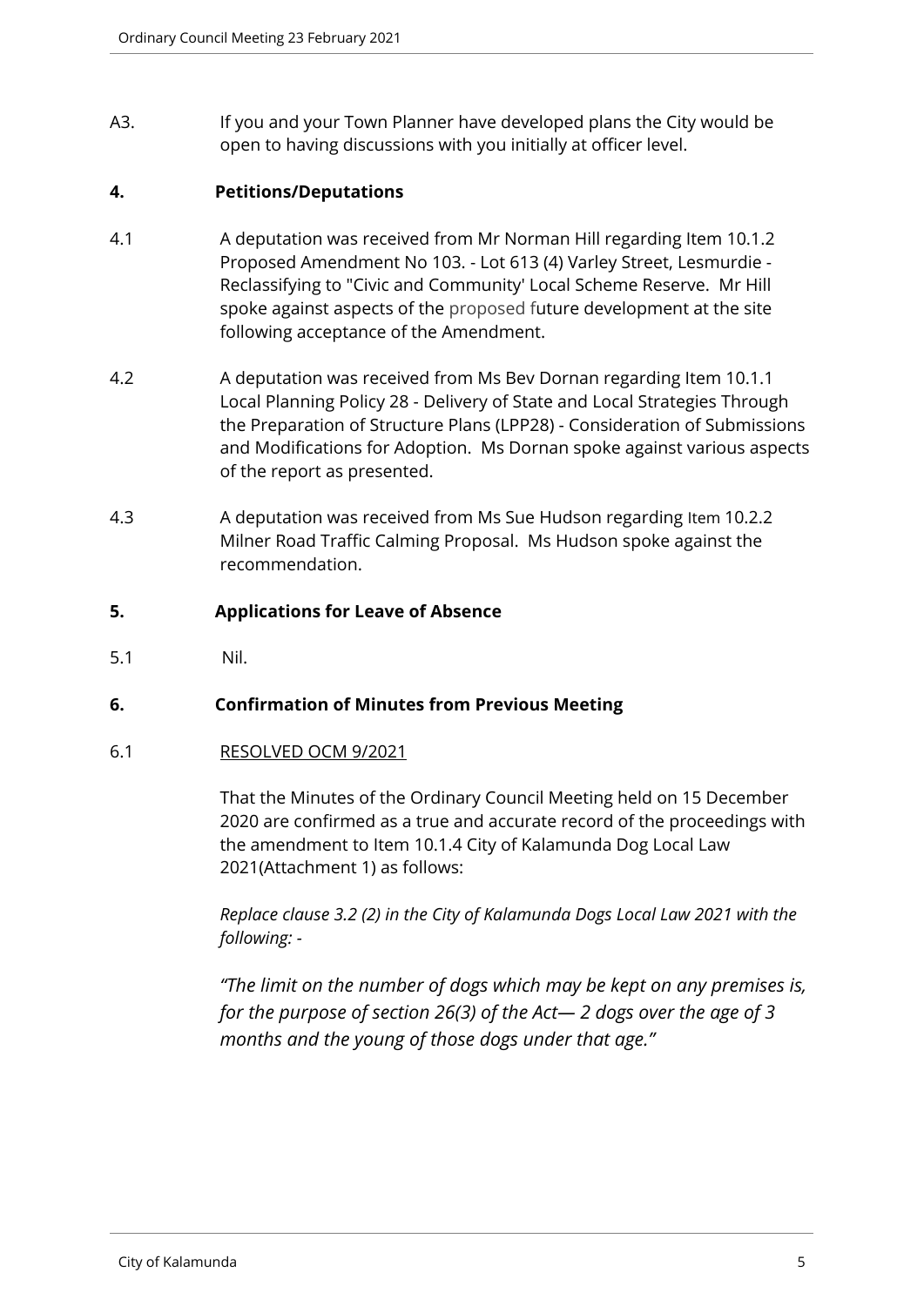A3. If you and your Town Planner have developed plans the City would be open to having discussions with you initially at officer level.

## 4. Petitions/Deputations

4.1 A deputation was received from Mr Norman Hill regarding Item 10.1.2 Proposed Amendment No 103. - Lot 613 (4) Varley Street, Lesmurdie - Reclassifying to "Civic and Community' Local Scheme Reserve. Mr Hill spoke against aspects of the proposed future development at the site following acceptance of the Amendment.

4.2 A deputation was received from Ms Bev Dornan regarding Item 10.1.1 Local Planning Policy 28 - Delivery of State and Local Strategies Through the Preparation of Structure Plans (LPP28) - Consideration of Submissions and Modifications for Adoption. Ms Dornan spoke against various aspects of the report as presented.

4.3 A deputation was received from Ms Sue Hudson regarding Item 10.2.2 Milner Road Traffic Calming Proposal. Ms Hudson spoke against the recommendation.

## 5. Applications for Leave of Absence

5.1 Nil.

## 6. Confirmation of Minutes from Previous Meeting

6.1 RESOLVED OCM 9/2021

That the Minutes of the Ordinary Council Meeting held on 15 December 2020 are confirmed as a true and accurate record of the proceedings with the amendment to Item 10.1.4 City of Kalamunda Dog Local Law 2021(Attachment 1) as follows:

*Replace clause 3.2 (2) in the City of Kalamunda Dogs Local Law 2021 with the following: -*

*"The limit on the number of dogs which may be kept on any premises is, for the purpose of section 26(3) of the Act— 2 dogs over the age of 3 months and the young of those dogs under that age."*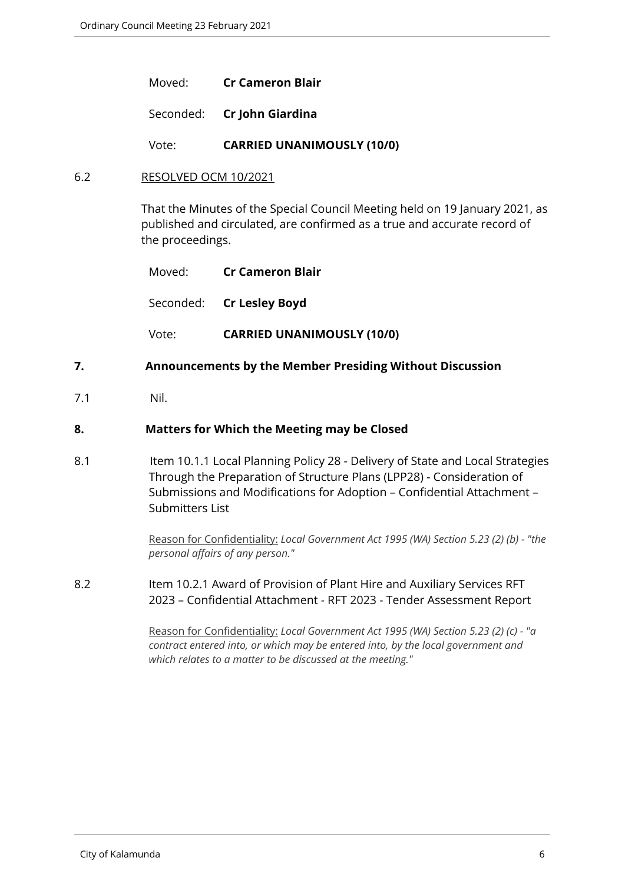Moved: **Cr Cameron Blair**

Seconded: **Cr John Giardina**

Vote: **CARRIED UNANIMOUSLY (10/0)**

6.2 RESOLVED OCM 10/2021

That the Minutes of the Special Council Meeting held on 19 January 2021, as published and circulated, are confirmed as a true and accurate record of the proceedings.

Moved: **Cr Cameron Blair**

Seconded: **Cr Lesley Boyd**

Vote: **CARRIED UNANIMOUSLY (10/0)**

## 7. Announcements by the Member Presiding Without Discussion

7.1 Nil.

## 8. Matters for Which the Meeting may be Closed

8.1 Item 10.1.1 Local Planning Policy 28 - Delivery of State and Local Strategies Through the Preparation of Structure Plans (LPP28) - Consideration of Submissions and Modifications for Adoption – Confidential Attachment – Submitters List

Reason for Confidentiality: *Local Government Act 1995 (WA) Section 5.23 (2) (b) - "the personal affairs of any person."*

8.2 Item 10.2.1 Award of Provision of Plant Hire and Auxiliary Services RFT 2023 – Confidential Attachment - RFT 2023 - Tender Assessment Report

Reason for Confidentiality: *Local Government Act 1995 (WA) Section 5.23 (2) (c) - "a contract entered into, or which may be entered into, by the local government and which relates to a matter to be discussed at the meeting."*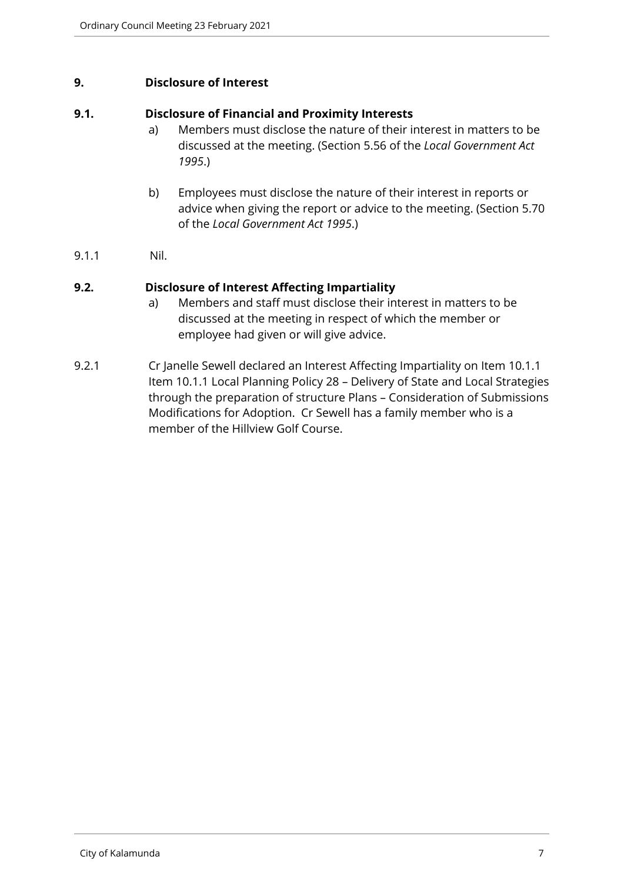## 9. Disclosure of Interest

### 9.1. Disclosure of Financial and Proximity Interests

a) Members must disclose the nature of their interest in matters to be discussed at the meeting. (Section 5.56 of the *Local Government Act 1995*.)

b) Employees must disclose the nature of their interest in reports or advice when giving the report or advice to the meeting. (Section 5.70 of the *Local Government Act 1995*.)

9.1.1 Nil.

### 9.2. Disclosure of Interest Affecting Impartiality

a) Members and staff must disclose their interest in matters to be discussed at the meeting in respect of which the member or employee had given or will give advice.

9.2.1 Cr Janelle Sewell declared an Interest Affecting Impartiality on Item 10.1.1 Item 10.1.1 Local Planning Policy 28 – Delivery of State and Local Strategies through the preparation of structure Plans – Consideration of Submissions Modifications for Adoption. Cr Sewell has a family member who is a member of the Hillview Golf Course.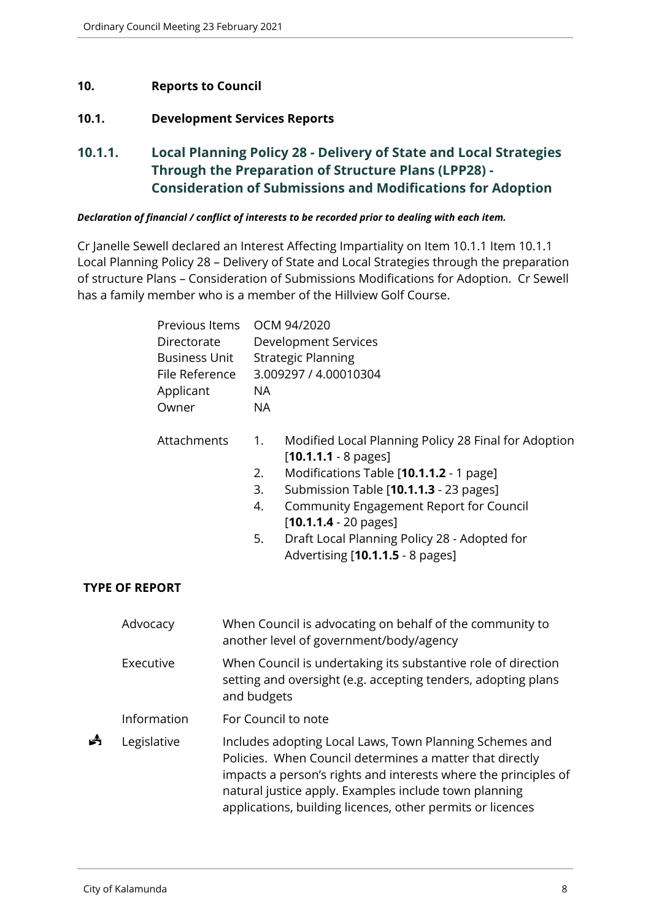## 10. Reports to Council

### 10.1. Development Services Reports

### 10.1.1. Local Planning Policy 28 - Delivery of State and Local Strategies Through the Preparation of Structure Plans (LPP28) - Consideration of Submissions and Modifications for Adoption

***Declaration of financial / conflict of interests to be recorded prior to dealing with each item.***

Cr Janelle Sewell declared an Interest Affecting Impartiality on Item 10.1.1 Item 10.1.1 Local Planning Policy 28 – Delivery of State and Local Strategies through the preparation of structure Plans – Consideration of Submissions Modifications for Adoption. Cr Sewell has a family member who is a member of the Hillview Golf Course.

| | |
|---|---|
| Previous Items | OCM 94/2020 |
| Directorate | Development Services |
| Business Unit | Strategic Planning |
| File Reference | 3.009297 / 4.00010304 |
| Applicant | NA |
| Owner | NA |

Attachments

1. Modified Local Planning Policy 28 Final for Adoption [**10.1.1.1** - 8 pages]
2. Modifications Table [**10.1.1.2** - 1 page]
3. Submission Table [**10.1.1.3** - 23 pages]
4. Community Engagement Report for Council [**10.1.1.4** - 20 pages]
5. Draft Local Planning Policy 28 - Adopted for Advertising [**10.1.1.5** - 8 pages]

**TYPE OF REPORT**

| | | |
|---|---|---|
| | Advocacy | When Council is advocating on behalf of the community to another level of government/body/agency |
| | Executive | When Council is undertaking its substantive role of direction setting and oversight (e.g. accepting tenders, adopting plans and budgets |
| | Information | For Council to note |
| ✓ | Legislative | Includes adopting Local Laws, Town Planning Schemes and Policies. When Council determines a matter that directly impacts a person's rights and interests where the principles of natural justice apply. Examples include town planning applications, building licences, other permits or licences |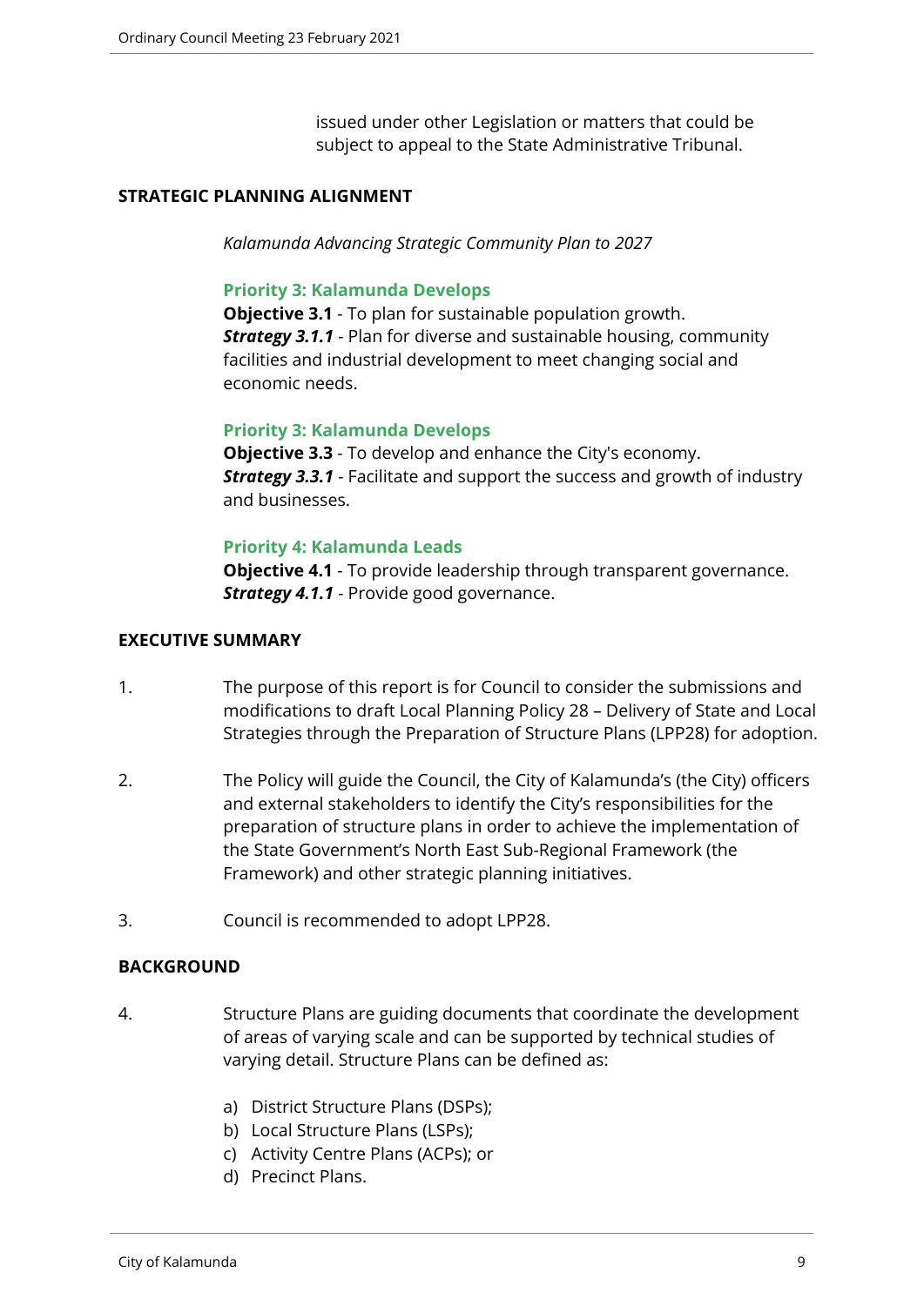issued under other Legislation or matters that could be subject to appeal to the State Administrative Tribunal.

## STRATEGIC PLANNING ALIGNMENT

*Kalamunda Advancing Strategic Community Plan to 2027*

**Priority 3: Kalamunda Develops**
**Objective 3.1** - To plan for sustainable population growth.
***Strategy 3.1.1*** - Plan for diverse and sustainable housing, community facilities and industrial development to meet changing social and economic needs.

**Priority 3: Kalamunda Develops**
**Objective 3.3** - To develop and enhance the City's economy.
***Strategy 3.3.1*** - Facilitate and support the success and growth of industry and businesses.

**Priority 4: Kalamunda Leads**
**Objective 4.1** - To provide leadership through transparent governance.
***Strategy 4.1.1*** - Provide good governance.

## EXECUTIVE SUMMARY

1. The purpose of this report is for Council to consider the submissions and modifications to draft Local Planning Policy 28 – Delivery of State and Local Strategies through the Preparation of Structure Plans (LPP28) for adoption.

2. The Policy will guide the Council, the City of Kalamunda's (the City) officers and external stakeholders to identify the City's responsibilities for the preparation of structure plans in order to achieve the implementation of the State Government's North East Sub-Regional Framework (the Framework) and other strategic planning initiatives.

3. Council is recommended to adopt LPP28.

## BACKGROUND

4. Structure Plans are guiding documents that coordinate the development of areas of varying scale and can be supported by technical studies of varying detail. Structure Plans can be defined as:

   a) District Structure Plans (DSPs);
   b) Local Structure Plans (LSPs);
   c) Activity Centre Plans (ACPs); or
   d) Precinct Plans.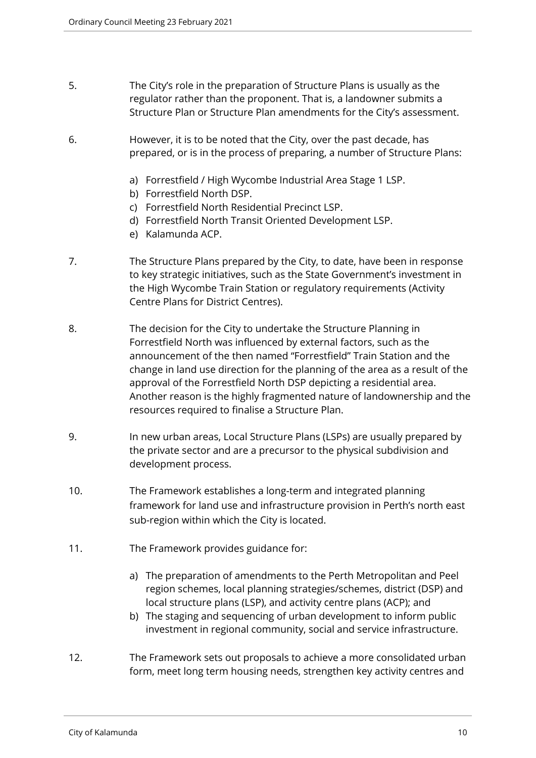5. The City's role in the preparation of Structure Plans is usually as the regulator rather than the proponent. That is, a landowner submits a Structure Plan or Structure Plan amendments for the City's assessment.

6. However, it is to be noted that the City, over the past decade, has prepared, or is in the process of preparing, a number of Structure Plans:

   a) Forrestfield / High Wycombe Industrial Area Stage 1 LSP.
   b) Forrestfield North DSP.
   c) Forrestfield North Residential Precinct LSP.
   d) Forrestfield North Transit Oriented Development LSP.
   e) Kalamunda ACP.

7. The Structure Plans prepared by the City, to date, have been in response to key strategic initiatives, such as the State Government's investment in the High Wycombe Train Station or regulatory requirements (Activity Centre Plans for District Centres).

8. The decision for the City to undertake the Structure Planning in Forrestfield North was influenced by external factors, such as the announcement of the then named "Forrestfield" Train Station and the change in land use direction for the planning of the area as a result of the approval of the Forrestfield North DSP depicting a residential area. Another reason is the highly fragmented nature of landownership and the resources required to finalise a Structure Plan.

9. In new urban areas, Local Structure Plans (LSPs) are usually prepared by the private sector and are a precursor to the physical subdivision and development process.

10. The Framework establishes a long-term and integrated planning framework for land use and infrastructure provision in Perth's north east sub-region within which the City is located.

11. The Framework provides guidance for:

    a) The preparation of amendments to the Perth Metropolitan and Peel region schemes, local planning strategies/schemes, district (DSP) and local structure plans (LSP), and activity centre plans (ACP); and
    b) The staging and sequencing of urban development to inform public investment in regional community, social and service infrastructure.

12. The Framework sets out proposals to achieve a more consolidated urban form, meet long term housing needs, strengthen key activity centres and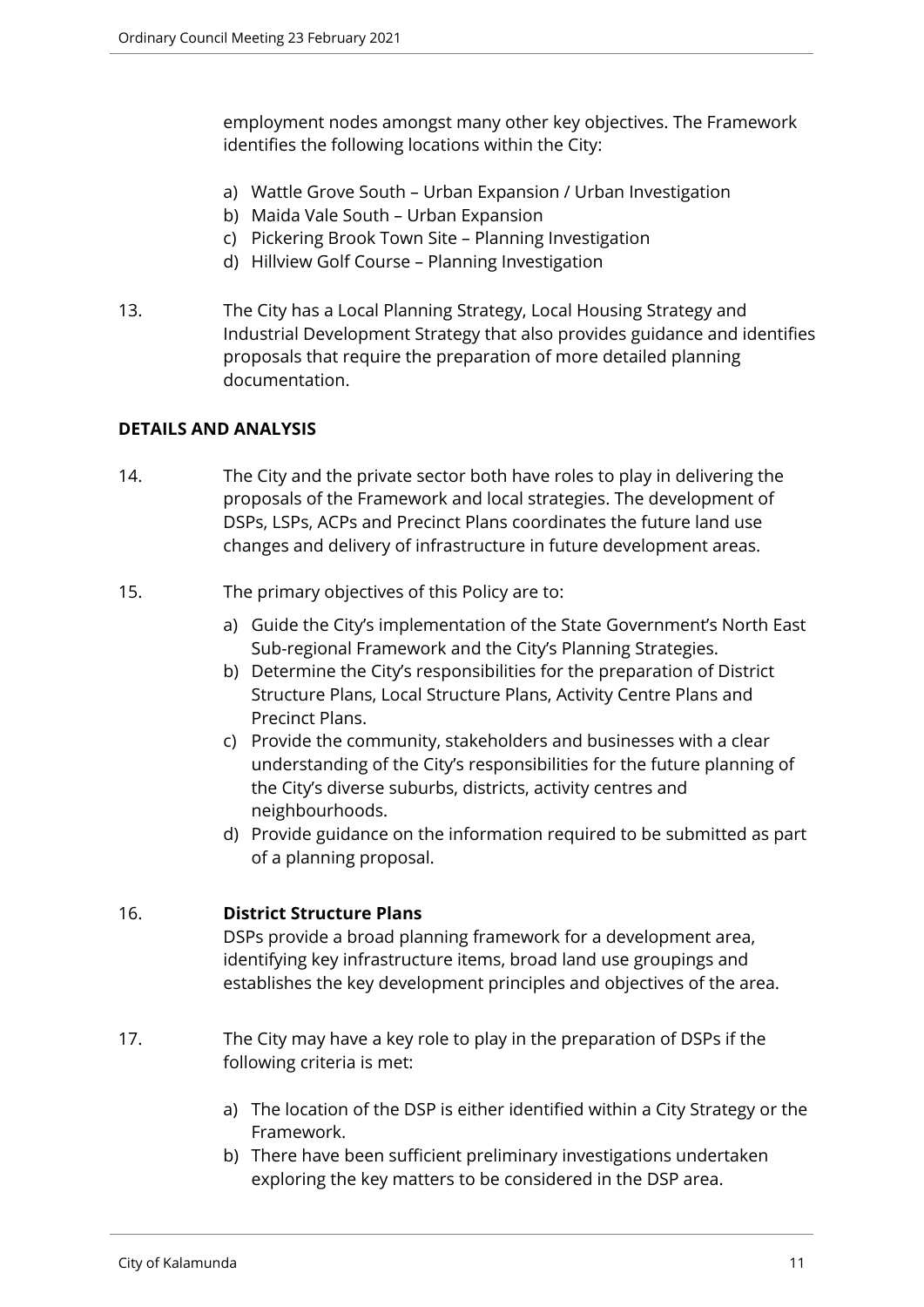employment nodes amongst many other key objectives. The Framework identifies the following locations within the City:

a) Wattle Grove South – Urban Expansion / Urban Investigation
b) Maida Vale South – Urban Expansion
c) Pickering Brook Town Site – Planning Investigation
d) Hillview Golf Course – Planning Investigation

13. The City has a Local Planning Strategy, Local Housing Strategy and Industrial Development Strategy that also provides guidance and identifies proposals that require the preparation of more detailed planning documentation.

## DETAILS AND ANALYSIS

14. The City and the private sector both have roles to play in delivering the proposals of the Framework and local strategies. The development of DSPs, LSPs, ACPs and Precinct Plans coordinates the future land use changes and delivery of infrastructure in future development areas.

15. The primary objectives of this Policy are to:

a) Guide the City's implementation of the State Government's North East Sub-regional Framework and the City's Planning Strategies.
b) Determine the City's responsibilities for the preparation of District Structure Plans, Local Structure Plans, Activity Centre Plans and Precinct Plans.
c) Provide the community, stakeholders and businesses with a clear understanding of the City's responsibilities for the future planning of the City's diverse suburbs, districts, activity centres and neighbourhoods.
d) Provide guidance on the information required to be submitted as part of a planning proposal.

16. **District Structure Plans**
DSPs provide a broad planning framework for a development area, identifying key infrastructure items, broad land use groupings and establishes the key development principles and objectives of the area.

17. The City may have a key role to play in the preparation of DSPs if the following criteria is met:

a) The location of the DSP is either identified within a City Strategy or the Framework.
b) There have been sufficient preliminary investigations undertaken exploring the key matters to be considered in the DSP area.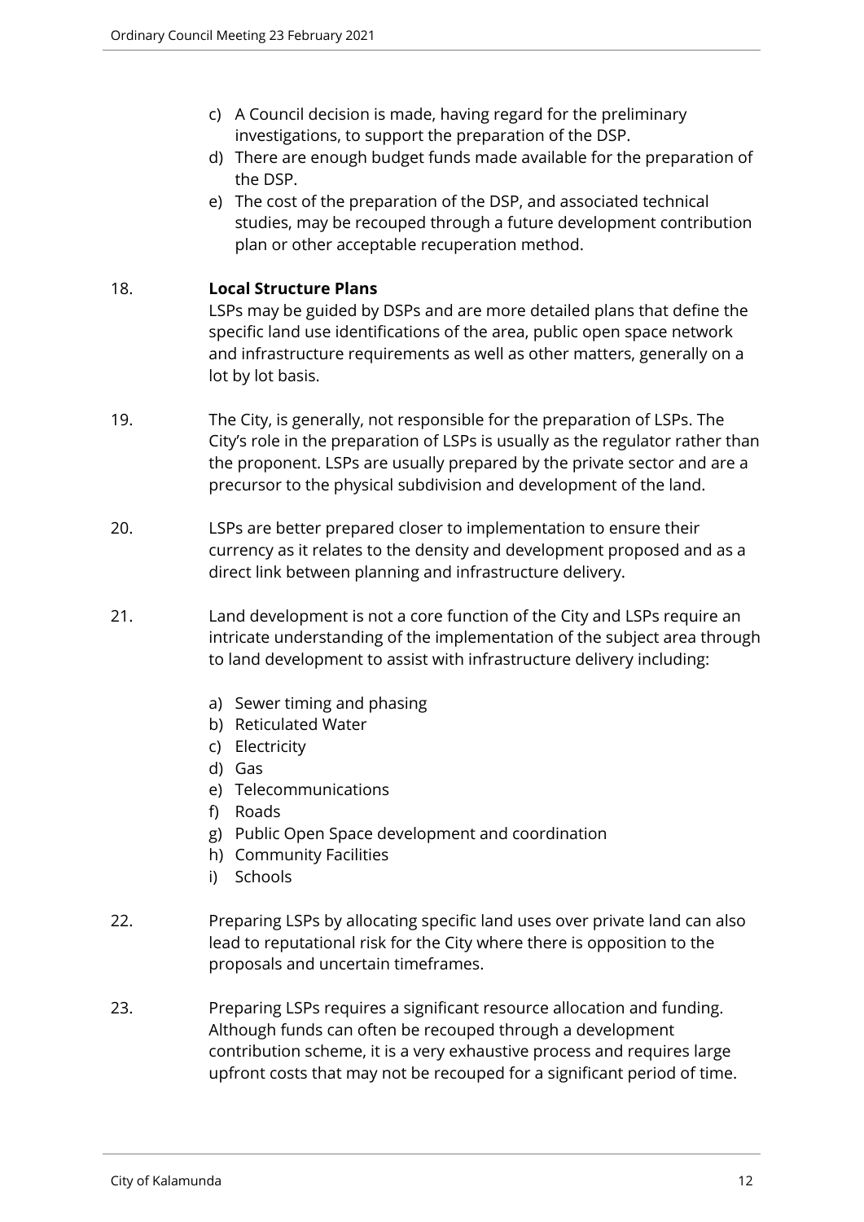c) A Council decision is made, having regard for the preliminary investigations, to support the preparation of the DSP.
d) There are enough budget funds made available for the preparation of the DSP.
e) The cost of the preparation of the DSP, and associated technical studies, may be recouped through a future development contribution plan or other acceptable recuperation method.

18. **Local Structure Plans**
LSPs may be guided by DSPs and are more detailed plans that define the specific land use identifications of the area, public open space network and infrastructure requirements as well as other matters, generally on a lot by lot basis.

19. The City, is generally, not responsible for the preparation of LSPs. The City's role in the preparation of LSPs is usually as the regulator rather than the proponent. LSPs are usually prepared by the private sector and are a precursor to the physical subdivision and development of the land.

20. LSPs are better prepared closer to implementation to ensure their currency as it relates to the density and development proposed and as a direct link between planning and infrastructure delivery.

21. Land development is not a core function of the City and LSPs require an intricate understanding of the implementation of the subject area through to land development to assist with infrastructure delivery including:

a) Sewer timing and phasing
b) Reticulated Water
c) Electricity
d) Gas
e) Telecommunications
f) Roads
g) Public Open Space development and coordination
h) Community Facilities
i) Schools

22. Preparing LSPs by allocating specific land uses over private land can also lead to reputational risk for the City where there is opposition to the proposals and uncertain timeframes.

23. Preparing LSPs requires a significant resource allocation and funding. Although funds can often be recouped through a development contribution scheme, it is a very exhaustive process and requires large upfront costs that may not be recouped for a significant period of time.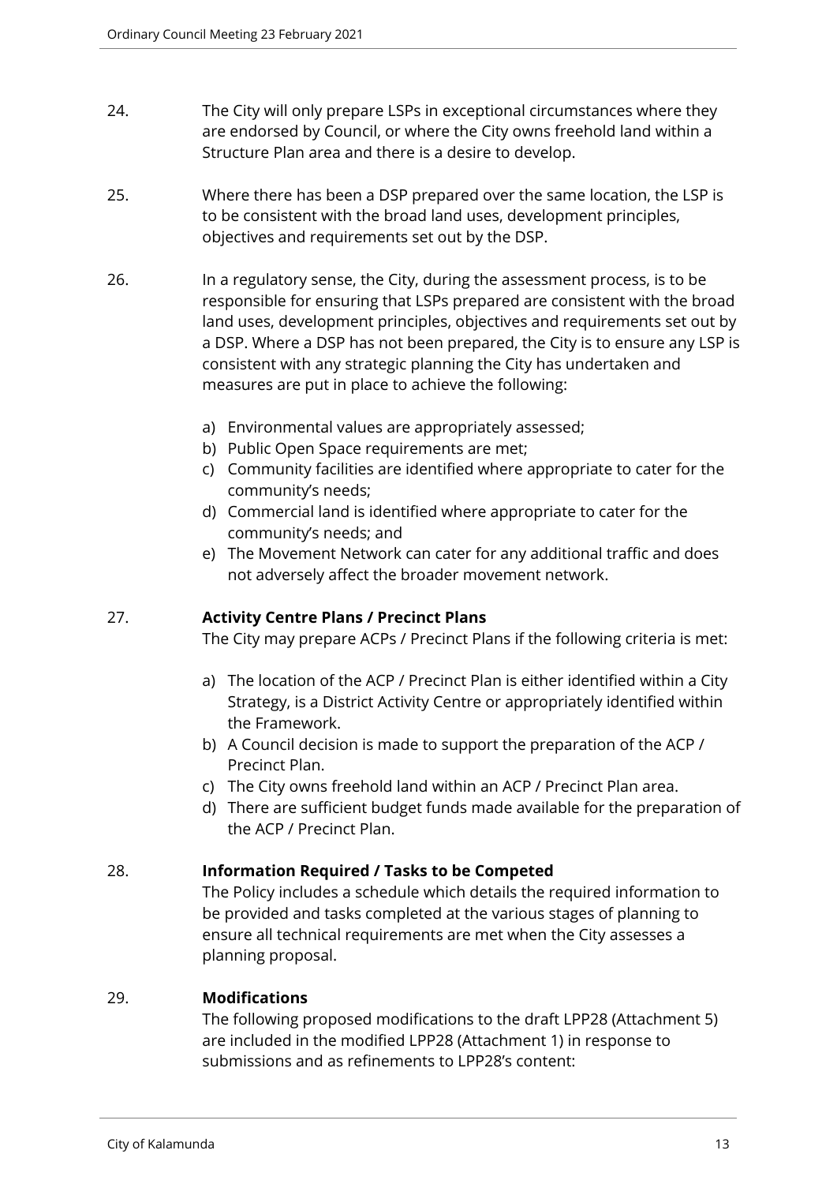24. The City will only prepare LSPs in exceptional circumstances where they are endorsed by Council, or where the City owns freehold land within a Structure Plan area and there is a desire to develop.

25. Where there has been a DSP prepared over the same location, the LSP is to be consistent with the broad land uses, development principles, objectives and requirements set out by the DSP.

26. In a regulatory sense, the City, during the assessment process, is to be responsible for ensuring that LSPs prepared are consistent with the broad land uses, development principles, objectives and requirements set out by a DSP. Where a DSP has not been prepared, the City is to ensure any LSP is consistent with any strategic planning the City has undertaken and measures are put in place to achieve the following:

    a) Environmental values are appropriately assessed;
    b) Public Open Space requirements are met;
    c) Community facilities are identified where appropriate to cater for the community's needs;
    d) Commercial land is identified where appropriate to cater for the community's needs; and
    e) The Movement Network can cater for any additional traffic and does not adversely affect the broader movement network.

27. **Activity Centre Plans / Precinct Plans**

    The City may prepare ACPs / Precinct Plans if the following criteria is met:

    a) The location of the ACP / Precinct Plan is either identified within a City Strategy, is a District Activity Centre or appropriately identified within the Framework.
    b) A Council decision is made to support the preparation of the ACP / Precinct Plan.
    c) The City owns freehold land within an ACP / Precinct Plan area.
    d) There are sufficient budget funds made available for the preparation of the ACP / Precinct Plan.

28. **Information Required / Tasks to be Competed**

    The Policy includes a schedule which details the required information to be provided and tasks completed at the various stages of planning to ensure all technical requirements are met when the City assesses a planning proposal.

29. **Modifications**

    The following proposed modifications to the draft LPP28 (Attachment 5) are included in the modified LPP28 (Attachment 1) in response to submissions and as refinements to LPP28's content: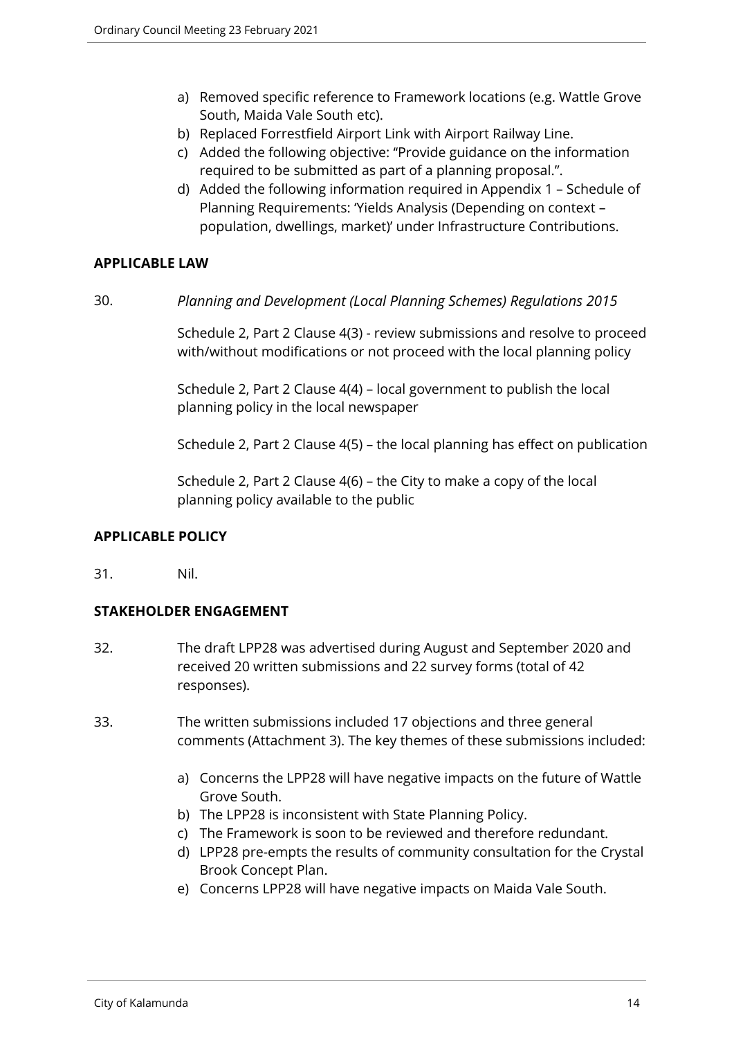a) Removed specific reference to Framework locations (e.g. Wattle Grove South, Maida Vale South etc).
b) Replaced Forrestfield Airport Link with Airport Railway Line.
c) Added the following objective: "Provide guidance on the information required to be submitted as part of a planning proposal.".
d) Added the following information required in Appendix 1 – Schedule of Planning Requirements: 'Yields Analysis (Depending on context – population, dwellings, market)' under Infrastructure Contributions.

**APPLICABLE LAW**

30. *Planning and Development (Local Planning Schemes) Regulations 2015*

Schedule 2, Part 2 Clause 4(3) - review submissions and resolve to proceed with/without modifications or not proceed with the local planning policy

Schedule 2, Part 2 Clause 4(4) – local government to publish the local planning policy in the local newspaper

Schedule 2, Part 2 Clause 4(5) – the local planning has effect on publication

Schedule 2, Part 2 Clause 4(6) – the City to make a copy of the local planning policy available to the public

**APPLICABLE POLICY**

31. Nil.

**STAKEHOLDER ENGAGEMENT**

32. The draft LPP28 was advertised during August and September 2020 and received 20 written submissions and 22 survey forms (total of 42 responses).

33. The written submissions included 17 objections and three general comments (Attachment 3). The key themes of these submissions included:

a) Concerns the LPP28 will have negative impacts on the future of Wattle Grove South.
b) The LPP28 is inconsistent with State Planning Policy.
c) The Framework is soon to be reviewed and therefore redundant.
d) LPP28 pre-empts the results of community consultation for the Crystal Brook Concept Plan.
e) Concerns LPP28 will have negative impacts on Maida Vale South.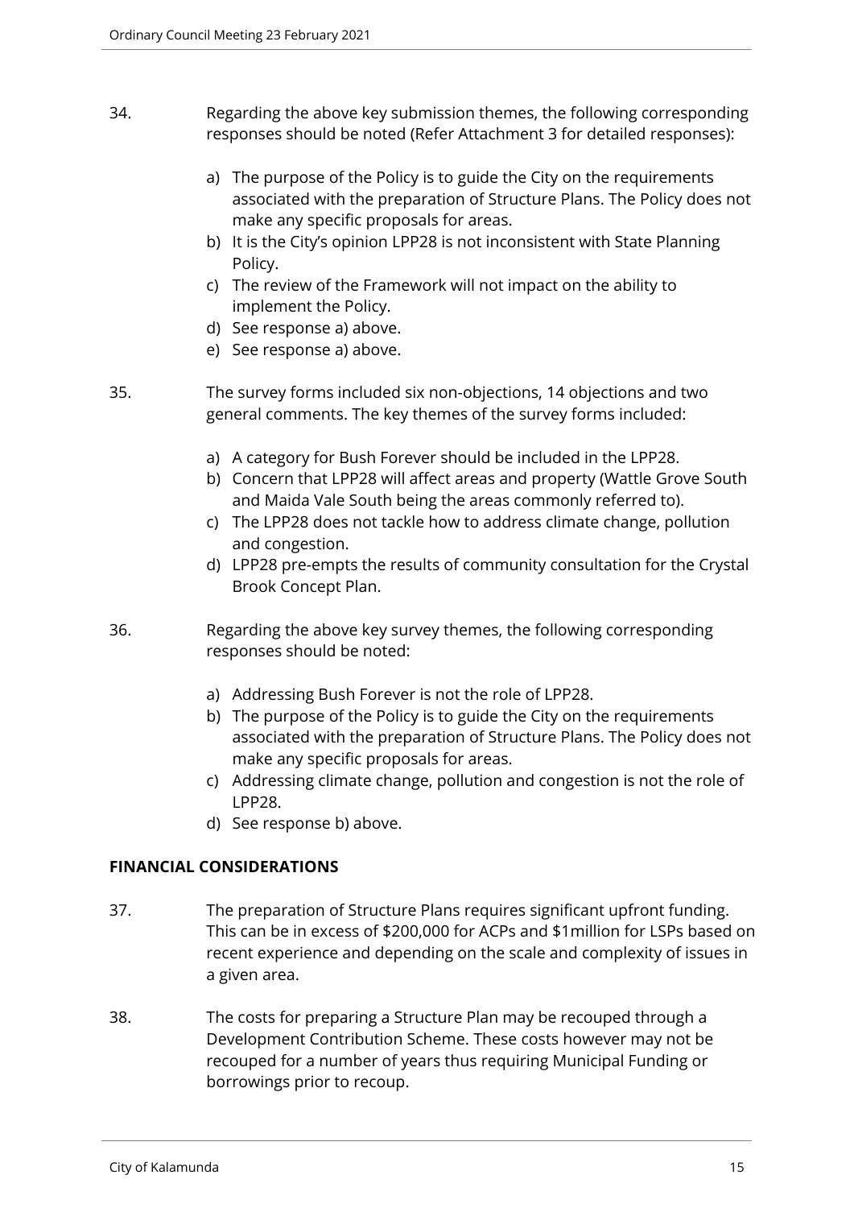34. Regarding the above key submission themes, the following corresponding responses should be noted (Refer Attachment 3 for detailed responses):

    a) The purpose of the Policy is to guide the City on the requirements associated with the preparation of Structure Plans. The Policy does not make any specific proposals for areas.
    b) It is the City's opinion LPP28 is not inconsistent with State Planning Policy.
    c) The review of the Framework will not impact on the ability to implement the Policy.
    d) See response a) above.
    e) See response a) above.

35. The survey forms included six non-objections, 14 objections and two general comments. The key themes of the survey forms included:

    a) A category for Bush Forever should be included in the LPP28.
    b) Concern that LPP28 will affect areas and property (Wattle Grove South and Maida Vale South being the areas commonly referred to).
    c) The LPP28 does not tackle how to address climate change, pollution and congestion.
    d) LPP28 pre-empts the results of community consultation for the Crystal Brook Concept Plan.

36. Regarding the above key survey themes, the following corresponding responses should be noted:

    a) Addressing Bush Forever is not the role of LPP28.
    b) The purpose of the Policy is to guide the City on the requirements associated with the preparation of Structure Plans. The Policy does not make any specific proposals for areas.
    c) Addressing climate change, pollution and congestion is not the role of LPP28.
    d) See response b) above.

**FINANCIAL CONSIDERATIONS**

37. The preparation of Structure Plans requires significant upfront funding. This can be in excess of $200,000 for ACPs and $1million for LSPs based on recent experience and depending on the scale and complexity of issues in a given area.

38. The costs for preparing a Structure Plan may be recouped through a Development Contribution Scheme. These costs however may not be recouped for a number of years thus requiring Municipal Funding or borrowings prior to recoup.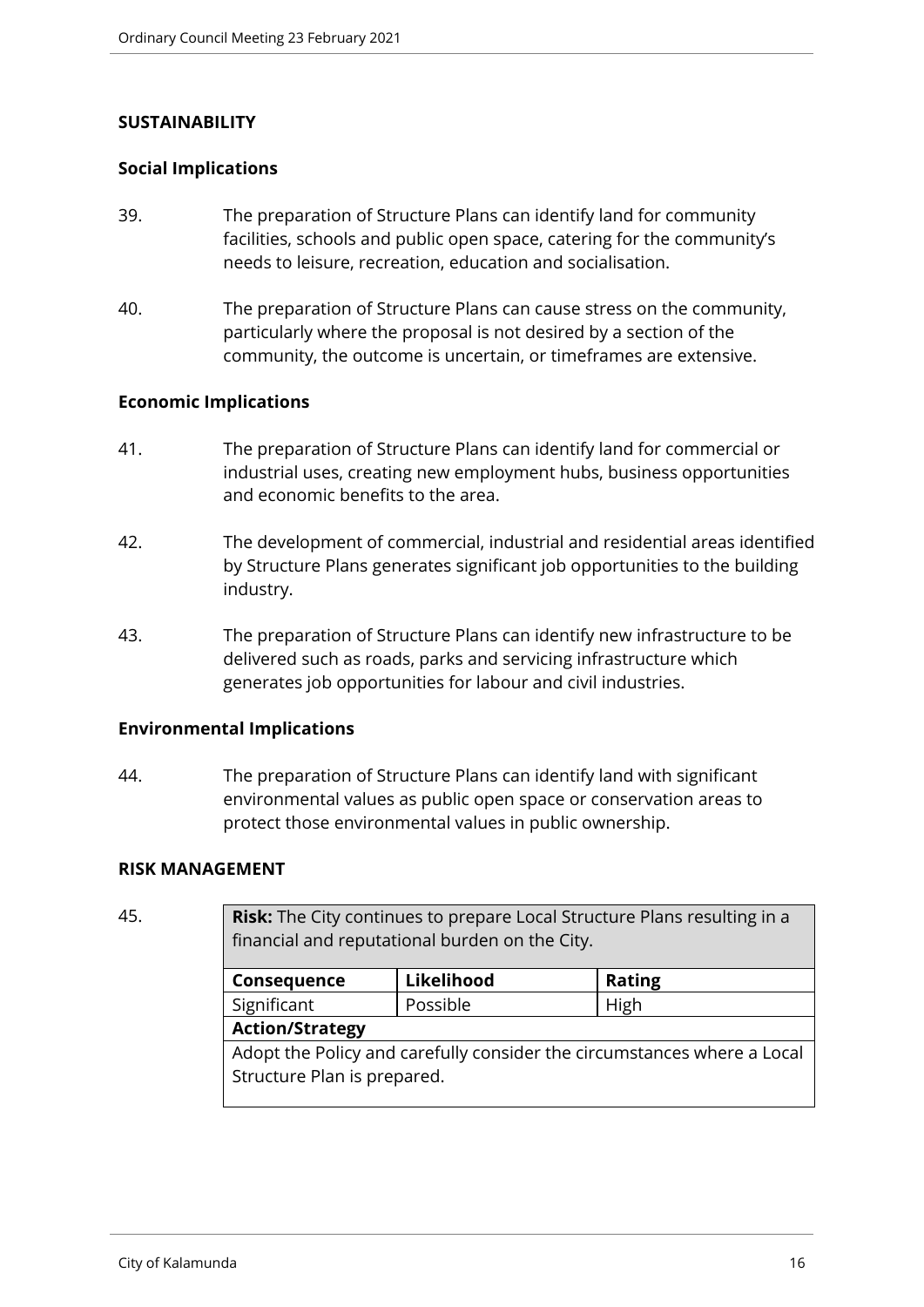## SUSTAINABILITY

### Social Implications

39. The preparation of Structure Plans can identify land for community facilities, schools and public open space, catering for the community's needs to leisure, recreation, education and socialisation.

40. The preparation of Structure Plans can cause stress on the community, particularly where the proposal is not desired by a section of the community, the outcome is uncertain, or timeframes are extensive.

### Economic Implications

41. The preparation of Structure Plans can identify land for commercial or industrial uses, creating new employment hubs, business opportunities and economic benefits to the area.

42. The development of commercial, industrial and residential areas identified by Structure Plans generates significant job opportunities to the building industry.

43. The preparation of Structure Plans can identify new infrastructure to be delivered such as roads, parks and servicing infrastructure which generates job opportunities for labour and civil industries.

### Environmental Implications

44. The preparation of Structure Plans can identify land with significant environmental values as public open space or conservation areas to protect those environmental values in public ownership.

## RISK MANAGEMENT

45.

| **Risk:** The City continues to prepare Local Structure Plans resulting in a financial and reputational burden on the City. | | |
|---|---|---|
| **Consequence** | **Likelihood** | **Rating** |
| Significant | Possible | High |
| **Action/Strategy** | | |
| Adopt the Policy and carefully consider the circumstances where a Local Structure Plan is prepared. | | |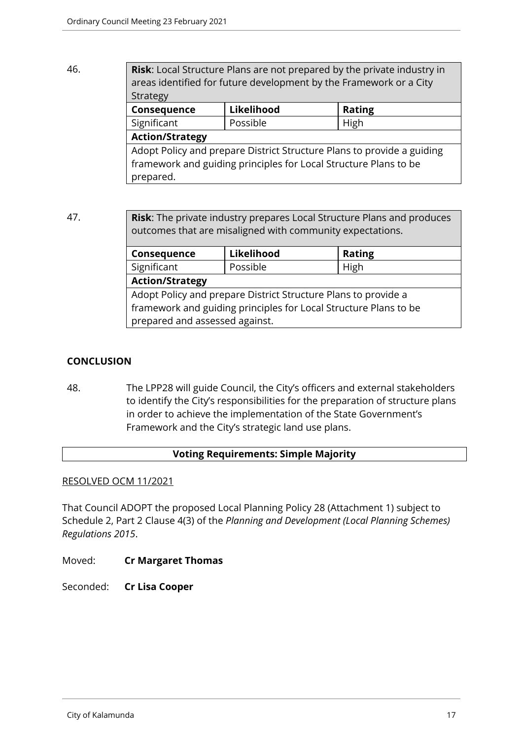46.

| **Risk**: Local Structure Plans are not prepared by the private industry in areas identified for future development by the Framework or a City Strategy | | |
|---|---|---|
| **Consequence** | **Likelihood** | **Rating** |
| Significant | Possible | High |
| **Action/Strategy** | | |
| Adopt Policy and prepare District Structure Plans to provide a guiding framework and guiding principles for Local Structure Plans to be prepared. | | |

47.

| **Risk**: The private industry prepares Local Structure Plans and produces outcomes that are misaligned with community expectations. | | |
|---|---|---|
| **Consequence** | **Likelihood** | **Rating** |
| Significant | Possible | High |
| **Action/Strategy** | | |
| Adopt Policy and prepare District Structure Plans to provide a framework and guiding principles for Local Structure Plans to be prepared and assessed against. | | |

**CONCLUSION**

48. The LPP28 will guide Council, the City's officers and external stakeholders to identify the City's responsibilities for the preparation of structure plans in order to achieve the implementation of the State Government's Framework and the City's strategic land use plans.

| **Voting Requirements: Simple Majority** |
|---|

RESOLVED OCM 11/2021

That Council ADOPT the proposed Local Planning Policy 28 (Attachment 1) subject to Schedule 2, Part 2 Clause 4(3) of the *Planning and Development (Local Planning Schemes) Regulations 2015*.

Moved: **Cr Margaret Thomas**

Seconded: **Cr Lisa Cooper**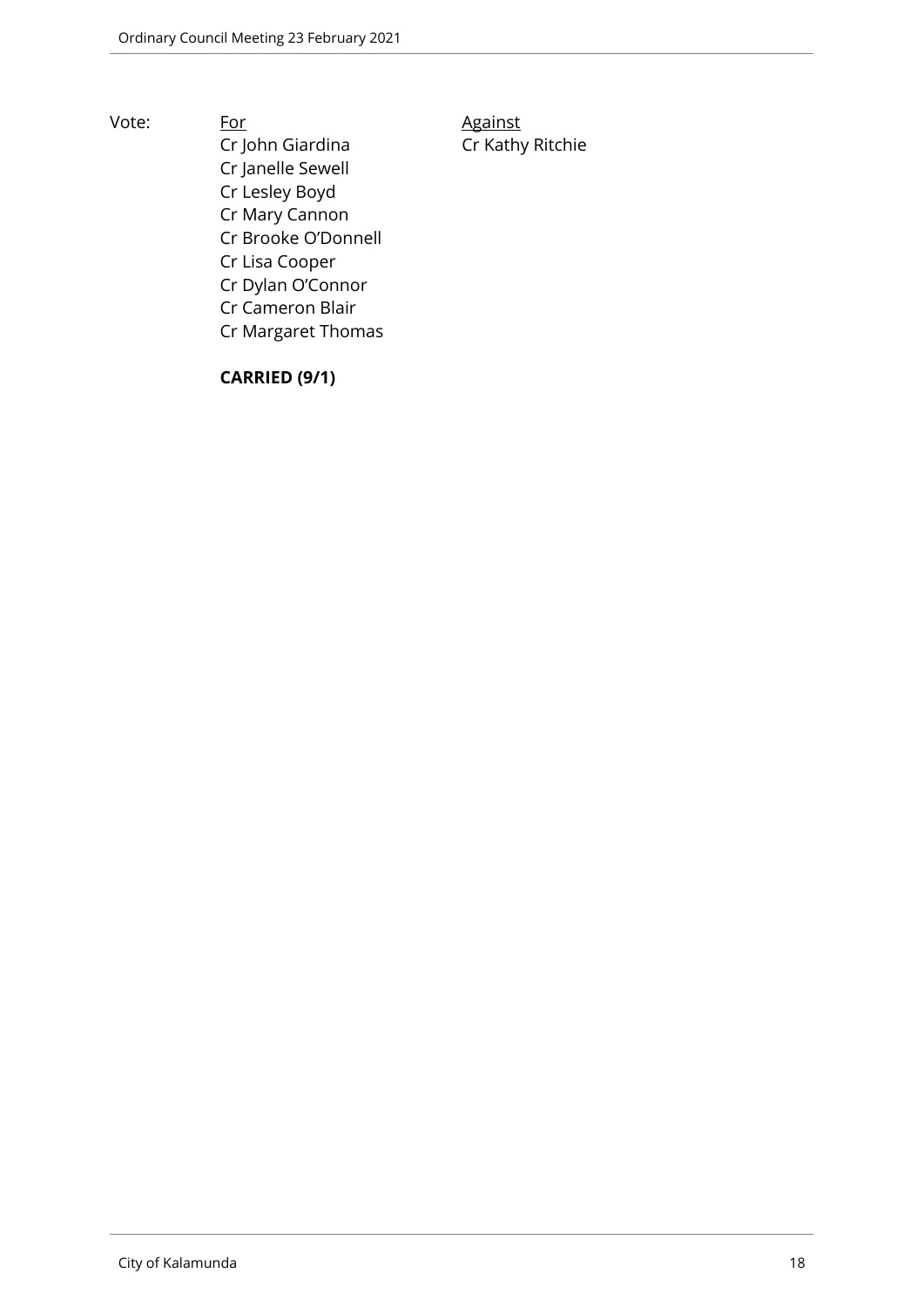Vote:

| For | Against |
|---|---|
| Cr John Giardina | Cr Kathy Ritchie |
| Cr Janelle Sewell | |
| Cr Lesley Boyd | |
| Cr Mary Cannon | |
| Cr Brooke O'Donnell | |
| Cr Lisa Cooper | |
| Cr Dylan O'Connor | |
| Cr Cameron Blair | |
| Cr Margaret Thomas | |

**CARRIED (9/1)**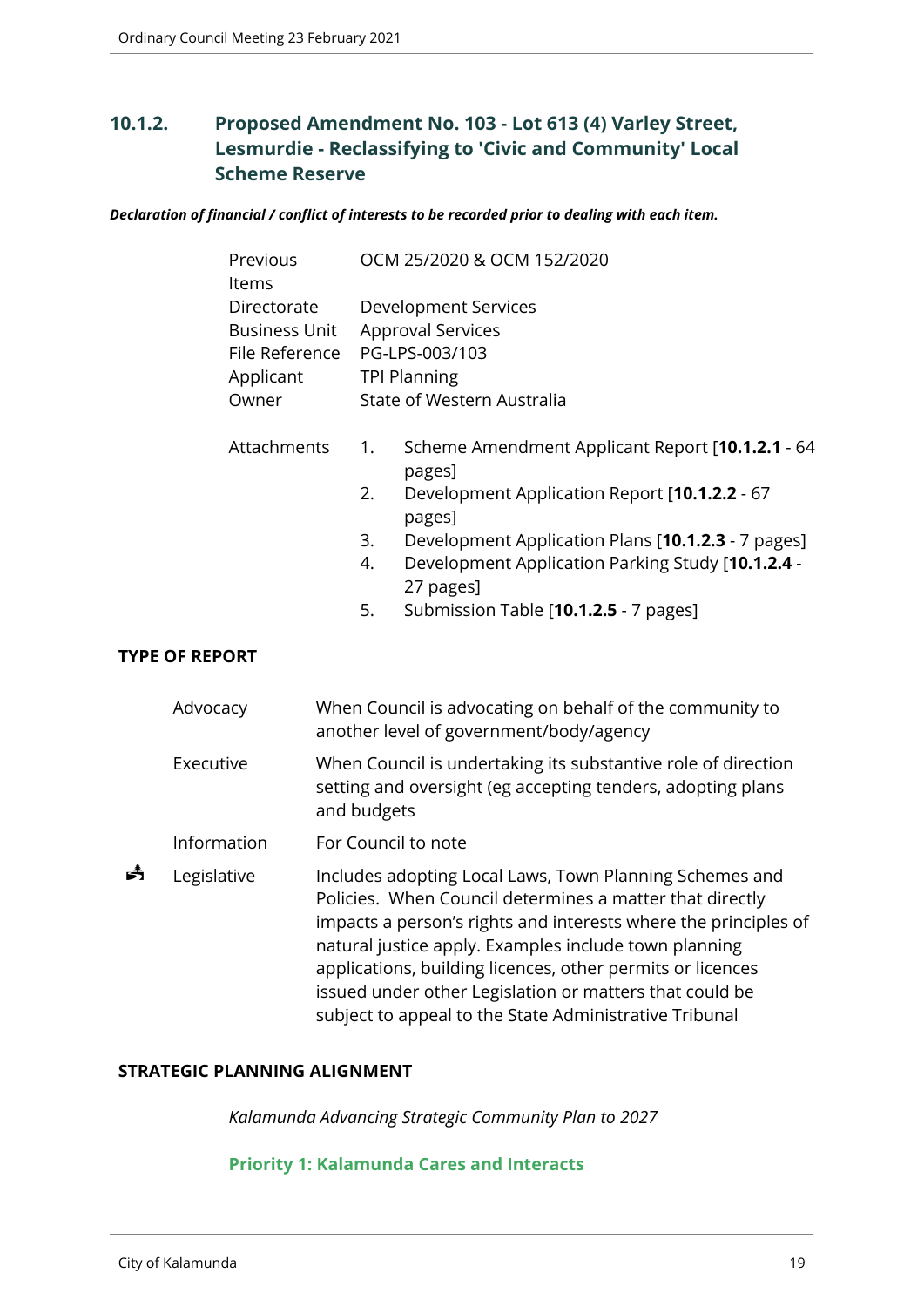## 10.1.2. Proposed Amendment No. 103 - Lot 613 (4) Varley Street, Lesmurdie - Reclassifying to 'Civic and Community' Local Scheme Reserve

***Declaration of financial / conflict of interests to be recorded prior to dealing with each item.***

| | |
|---|---|
| Previous Items | OCM 25/2020 & OCM 152/2020 |
| Directorate | Development Services |
| Business Unit | Approval Services |
| File Reference | PG-LPS-003/103 |
| Applicant | TPI Planning |
| Owner | State of Western Australia |

Attachments

1. Scheme Amendment Applicant Report [**10.1.2.1** - 64 pages]
2. Development Application Report [**10.1.2.2** - 67 pages]
3. Development Application Plans [**10.1.2.3** - 7 pages]
4. Development Application Parking Study [**10.1.2.4** - 27 pages]
5. Submission Table [**10.1.2.5** - 7 pages]

**TYPE OF REPORT**

| | | |
|---|---|---|
| | Advocacy | When Council is advocating on behalf of the community to another level of government/body/agency |
| | Executive | When Council is undertaking its substantive role of direction setting and oversight (eg accepting tenders, adopting plans and budgets |
| | Information | For Council to note |
| ✓ | Legislative | Includes adopting Local Laws, Town Planning Schemes and Policies. When Council determines a matter that directly impacts a person's rights and interests where the principles of natural justice apply. Examples include town planning applications, building licences, other permits or licences issued under other Legislation or matters that could be subject to appeal to the State Administrative Tribunal |

**STRATEGIC PLANNING ALIGNMENT**

*Kalamunda Advancing Strategic Community Plan to 2027*

**Priority 1: Kalamunda Cares and Interacts**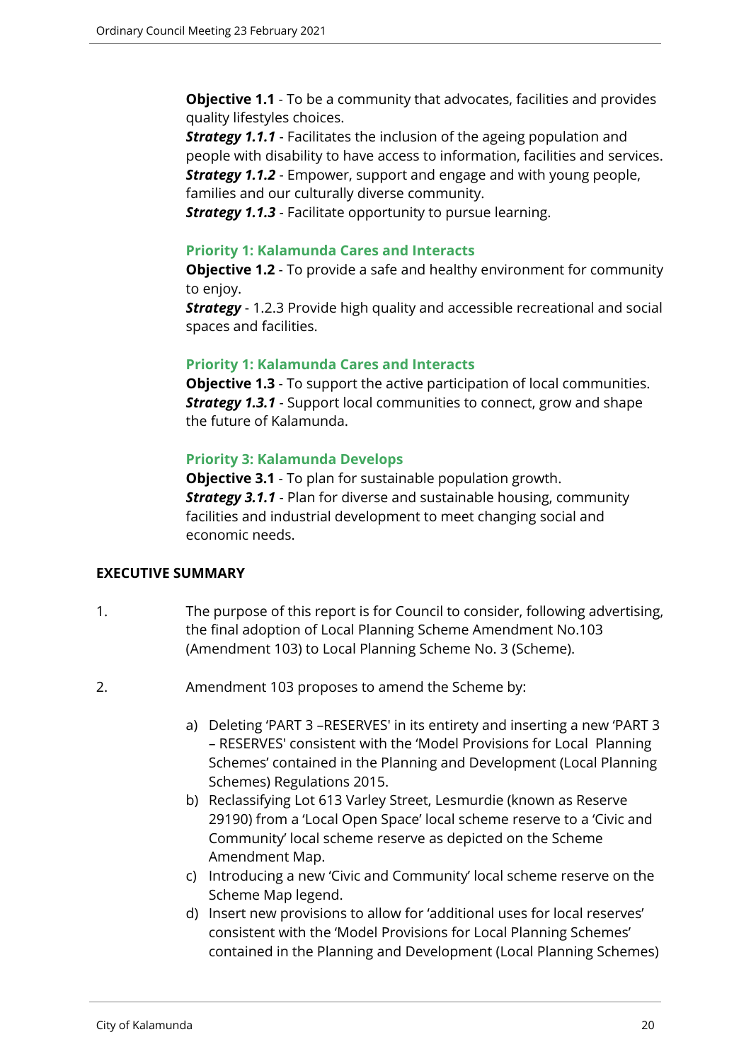**Objective 1.1** - To be a community that advocates, facilities and provides quality lifestyles choices.
***Strategy 1.1.1*** - Facilitates the inclusion of the ageing population and people with disability to have access to information, facilities and services.
***Strategy 1.1.2*** - Empower, support and engage and with young people, families and our culturally diverse community.
***Strategy 1.1.3*** - Facilitate opportunity to pursue learning.

**Priority 1: Kalamunda Cares and Interacts**

**Objective 1.2** - To provide a safe and healthy environment for community to enjoy.
***Strategy*** - 1.2.3 Provide high quality and accessible recreational and social spaces and facilities.

**Priority 1: Kalamunda Cares and Interacts**

**Objective 1.3** - To support the active participation of local communities.
***Strategy 1.3.1*** - Support local communities to connect, grow and shape the future of Kalamunda.

**Priority 3: Kalamunda Develops**

**Objective 3.1** - To plan for sustainable population growth.
***Strategy 3.1.1*** - Plan for diverse and sustainable housing, community facilities and industrial development to meet changing social and economic needs.

**EXECUTIVE SUMMARY**

1. The purpose of this report is for Council to consider, following advertising, the final adoption of Local Planning Scheme Amendment No.103 (Amendment 103) to Local Planning Scheme No. 3 (Scheme).

2. Amendment 103 proposes to amend the Scheme by:

    a) Deleting 'PART 3 –RESERVES' in its entirety and inserting a new 'PART 3 – RESERVES' consistent with the 'Model Provisions for Local Planning Schemes' contained in the Planning and Development (Local Planning Schemes) Regulations 2015.
    b) Reclassifying Lot 613 Varley Street, Lesmurdie (known as Reserve 29190) from a 'Local Open Space' local scheme reserve to a 'Civic and Community' local scheme reserve as depicted on the Scheme Amendment Map.
    c) Introducing a new 'Civic and Community' local scheme reserve on the Scheme Map legend.
    d) Insert new provisions to allow for 'additional uses for local reserves' consistent with the 'Model Provisions for Local Planning Schemes' contained in the Planning and Development (Local Planning Schemes)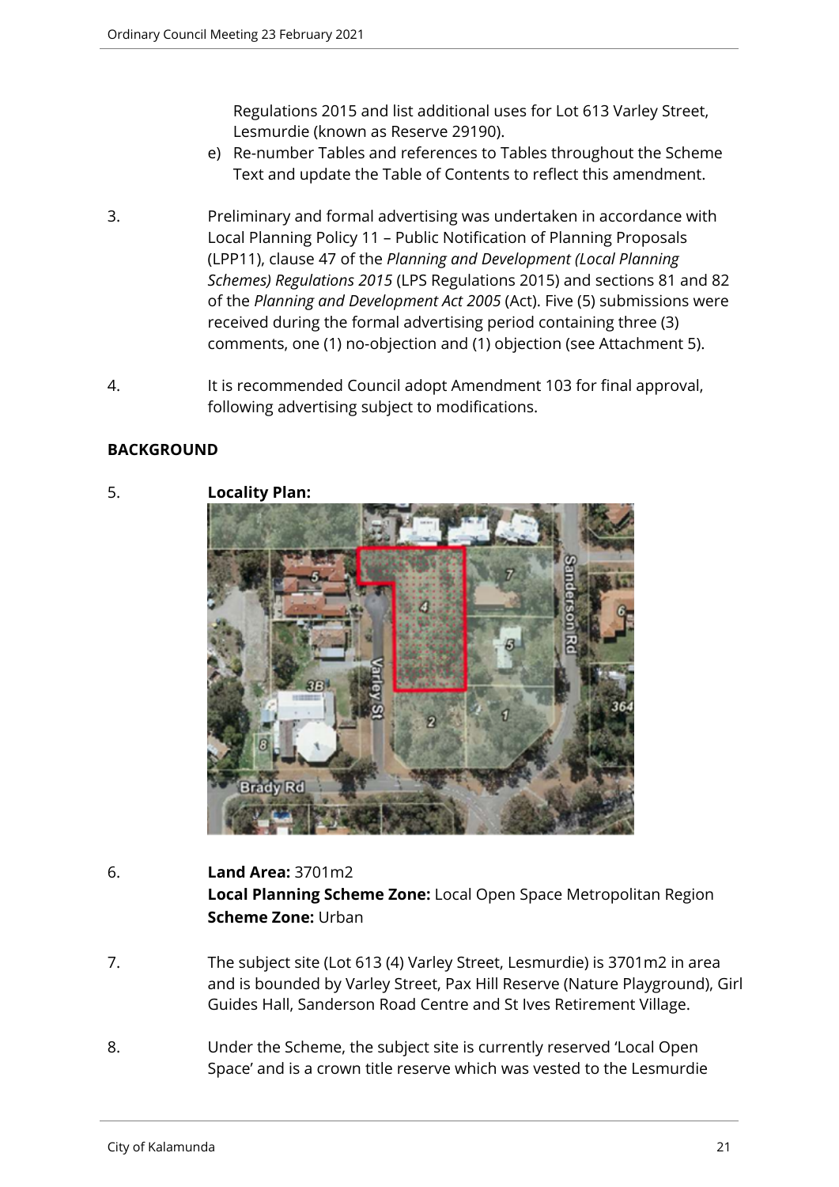Regulations 2015 and list additional uses for Lot 613 Varley Street, Lesmurdie (known as Reserve 29190).

e) Re-number Tables and references to Tables throughout the Scheme Text and update the Table of Contents to reflect this amendment.

3. Preliminary and formal advertising was undertaken in accordance with Local Planning Policy 11 – Public Notification of Planning Proposals (LPP11), clause 47 of the *Planning and Development (Local Planning Schemes) Regulations 2015* (LPS Regulations 2015) and sections 81 and 82 of the *Planning and Development Act 2005* (Act). Five (5) submissions were received during the formal advertising period containing three (3) comments, one (1) no-objection and (1) objection (see Attachment 5).

4. It is recommended Council adopt Amendment 103 for final approval, following advertising subject to modifications.

## BACKGROUND

5. **Locality Plan:**

6. **Land Area:** 3701m2
**Local Planning Scheme Zone:** Local Open Space Metropolitan Region
**Scheme Zone:** Urban

7. The subject site (Lot 613 (4) Varley Street, Lesmurdie) is 3701m2 in area and is bounded by Varley Street, Pax Hill Reserve (Nature Playground), Girl Guides Hall, Sanderson Road Centre and St Ives Retirement Village.

8. Under the Scheme, the subject site is currently reserved 'Local Open Space' and is a crown title reserve which was vested to the Lesmurdie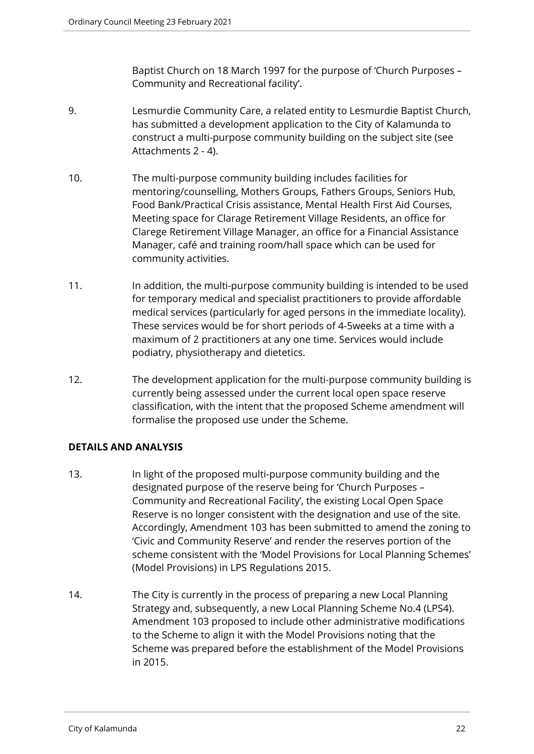Baptist Church on 18 March 1997 for the purpose of 'Church Purposes – Community and Recreational facility'.

9. Lesmurdie Community Care, a related entity to Lesmurdie Baptist Church, has submitted a development application to the City of Kalamunda to construct a multi-purpose community building on the subject site (see Attachments 2 - 4).

10. The multi-purpose community building includes facilities for mentoring/counselling, Mothers Groups, Fathers Groups, Seniors Hub, Food Bank/Practical Crisis assistance, Mental Health First Aid Courses, Meeting space for Clarage Retirement Village Residents, an office for Clarege Retirement Village Manager, an office for a Financial Assistance Manager, café and training room/hall space which can be used for community activities.

11. In addition, the multi-purpose community building is intended to be used for temporary medical and specialist practitioners to provide affordable medical services (particularly for aged persons in the immediate locality). These services would be for short periods of 4-5weeks at a time with a maximum of 2 practitioners at any one time. Services would include podiatry, physiotherapy and dietetics.

12. The development application for the multi-purpose community building is currently being assessed under the current local open space reserve classification, with the intent that the proposed Scheme amendment will formalise the proposed use under the Scheme.

**DETAILS AND ANALYSIS**

13. In light of the proposed multi-purpose community building and the designated purpose of the reserve being for 'Church Purposes – Community and Recreational Facility', the existing Local Open Space Reserve is no longer consistent with the designation and use of the site. Accordingly, Amendment 103 has been submitted to amend the zoning to 'Civic and Community Reserve' and render the reserves portion of the scheme consistent with the 'Model Provisions for Local Planning Schemes' (Model Provisions) in LPS Regulations 2015.

14. The City is currently in the process of preparing a new Local Planning Strategy and, subsequently, a new Local Planning Scheme No.4 (LPS4). Amendment 103 proposed to include other administrative modifications to the Scheme to align it with the Model Provisions noting that the Scheme was prepared before the establishment of the Model Provisions in 2015.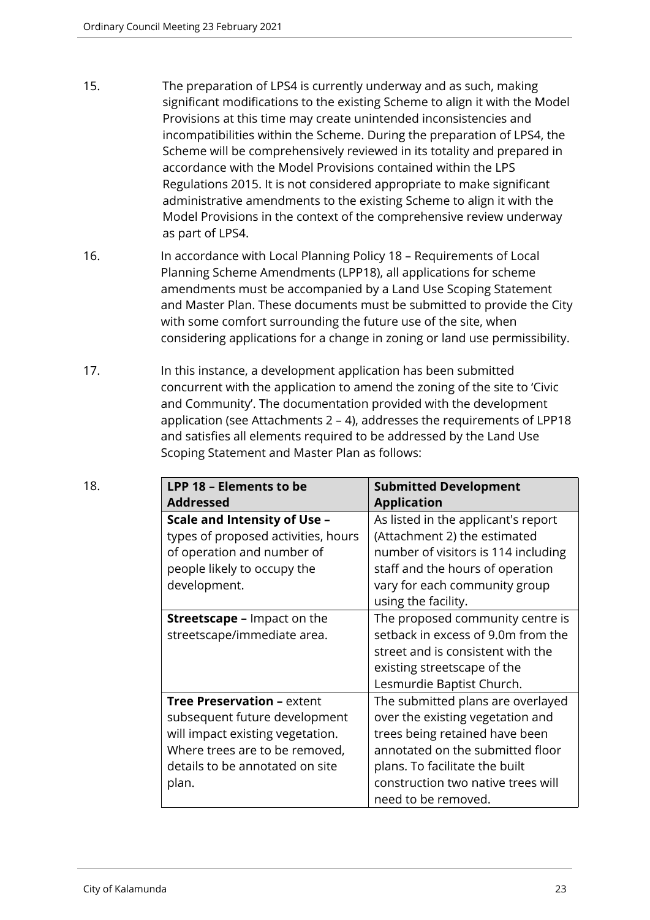15. The preparation of LPS4 is currently underway and as such, making significant modifications to the existing Scheme to align it with the Model Provisions at this time may create unintended inconsistencies and incompatibilities within the Scheme. During the preparation of LPS4, the Scheme will be comprehensively reviewed in its totality and prepared in accordance with the Model Provisions contained within the LPS Regulations 2015. It is not considered appropriate to make significant administrative amendments to the existing Scheme to align it with the Model Provisions in the context of the comprehensive review underway as part of LPS4.

16. In accordance with Local Planning Policy 18 – Requirements of Local Planning Scheme Amendments (LPP18), all applications for scheme amendments must be accompanied by a Land Use Scoping Statement and Master Plan. These documents must be submitted to provide the City with some comfort surrounding the future use of the site, when considering applications for a change in zoning or land use permissibility.

17. In this instance, a development application has been submitted concurrent with the application to amend the zoning of the site to 'Civic and Community'. The documentation provided with the development application (see Attachments 2 – 4), addresses the requirements of LPP18 and satisfies all elements required to be addressed by the Land Use Scoping Statement and Master Plan as follows:

18.

| LPP 18 – Elements to be Addressed | Submitted Development Application |
|---|---|
| **Scale and Intensity of Use –** types of proposed activities, hours of operation and number of people likely to occupy the development. | As listed in the applicant's report (Attachment 2) the estimated number of visitors is 114 including staff and the hours of operation vary for each community group using the facility. |
| **Streetscape –** Impact on the streetscape/immediate area. | The proposed community centre is setback in excess of 9.0m from the street and is consistent with the existing streetscape of the Lesmurdie Baptist Church. |
| **Tree Preservation –** extent subsequent future development will impact existing vegetation. Where trees are to be removed, details to be annotated on site plan. | The submitted plans are overlayed over the existing vegetation and trees being retained have been annotated on the submitted floor plans. To facilitate the built construction two native trees will need to be removed. |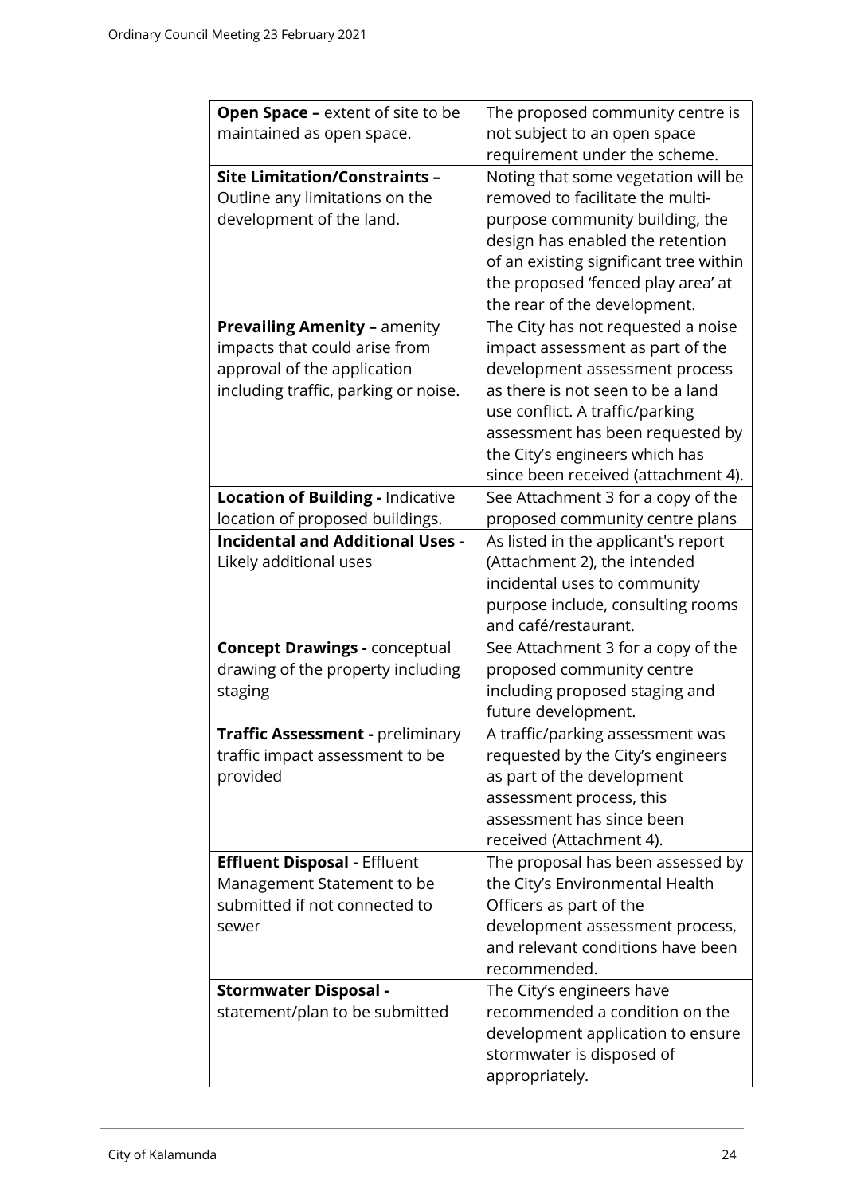| | |
|---|---|
| **Open Space –** extent of site to be maintained as open space. | The proposed community centre is not subject to an open space requirement under the scheme. |
| **Site Limitation/Constraints –** Outline any limitations on the development of the land. | Noting that some vegetation will be removed to facilitate the multi-purpose community building, the design has enabled the retention of an existing significant tree within the proposed 'fenced play area' at the rear of the development. |
| **Prevailing Amenity –** amenity impacts that could arise from approval of the application including traffic, parking or noise. | The City has not requested a noise impact assessment as part of the development assessment process as there is not seen to be a land use conflict. A traffic/parking assessment has been requested by the City's engineers which has since been received (attachment 4). |
| **Location of Building -** Indicative location of proposed buildings. | See Attachment 3 for a copy of the proposed community centre plans |
| **Incidental and Additional Uses -** Likely additional uses | As listed in the applicant's report (Attachment 2), the intended incidental uses to community purpose include, consulting rooms and café/restaurant. |
| **Concept Drawings -** conceptual drawing of the property including staging | See Attachment 3 for a copy of the proposed community centre including proposed staging and future development. |
| **Traffic Assessment -** preliminary traffic impact assessment to be provided | A traffic/parking assessment was requested by the City's engineers as part of the development assessment process, this assessment has since been received (Attachment 4). |
| **Effluent Disposal -** Effluent Management Statement to be submitted if not connected to sewer | The proposal has been assessed by the City's Environmental Health Officers as part of the development assessment process, and relevant conditions have been recommended. |
| **Stormwater Disposal -** statement/plan to be submitted | The City's engineers have recommended a condition on the development application to ensure stormwater is disposed of appropriately. |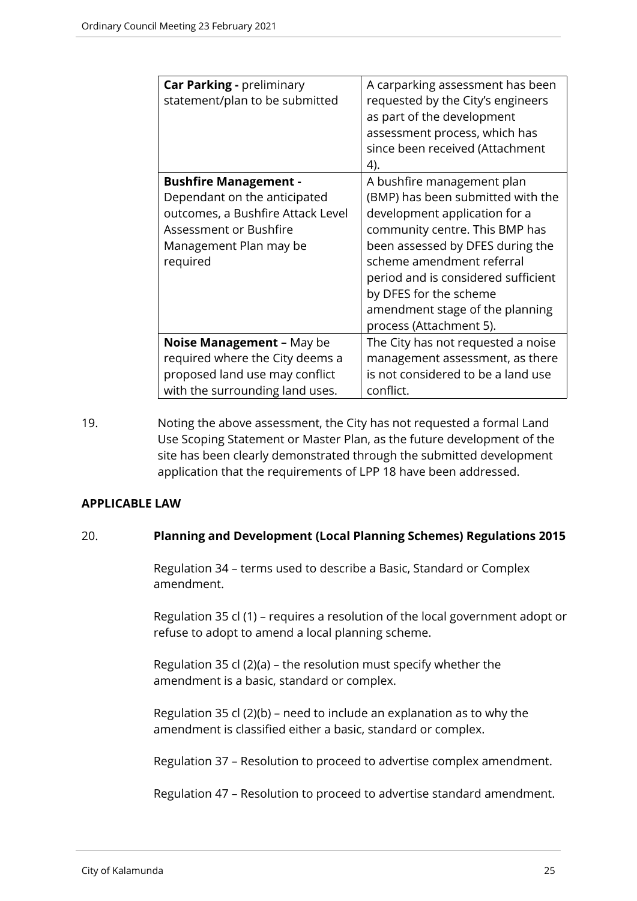| **Car Parking -** preliminary statement/plan to be submitted | A carparking assessment has been requested by the City's engineers as part of the development assessment process, which has since been received (Attachment 4). |
|---|---|
| **Bushfire Management -** Dependant on the anticipated outcomes, a Bushfire Attack Level Assessment or Bushfire Management Plan may be required | A bushfire management plan (BMP) has been submitted with the development application for a community centre. This BMP has been assessed by DFES during the scheme amendment referral period and is considered sufficient by DFES for the scheme amendment stage of the planning process (Attachment 5). |
| **Noise Management –** May be required where the City deems a proposed land use may conflict with the surrounding land uses. | The City has not requested a noise management assessment, as there is not considered to be a land use conflict. |

19. Noting the above assessment, the City has not requested a formal Land Use Scoping Statement or Master Plan, as the future development of the site has been clearly demonstrated through the submitted development application that the requirements of LPP 18 have been addressed.

**APPLICABLE LAW**

20. **Planning and Development (Local Planning Schemes) Regulations 2015**

Regulation 34 – terms used to describe a Basic, Standard or Complex amendment.

Regulation 35 cl (1) – requires a resolution of the local government adopt or refuse to adopt to amend a local planning scheme.

Regulation 35 cl (2)(a) – the resolution must specify whether the amendment is a basic, standard or complex.

Regulation 35 cl (2)(b) – need to include an explanation as to why the amendment is classified either a basic, standard or complex.

Regulation 37 – Resolution to proceed to advertise complex amendment.

Regulation 47 – Resolution to proceed to advertise standard amendment.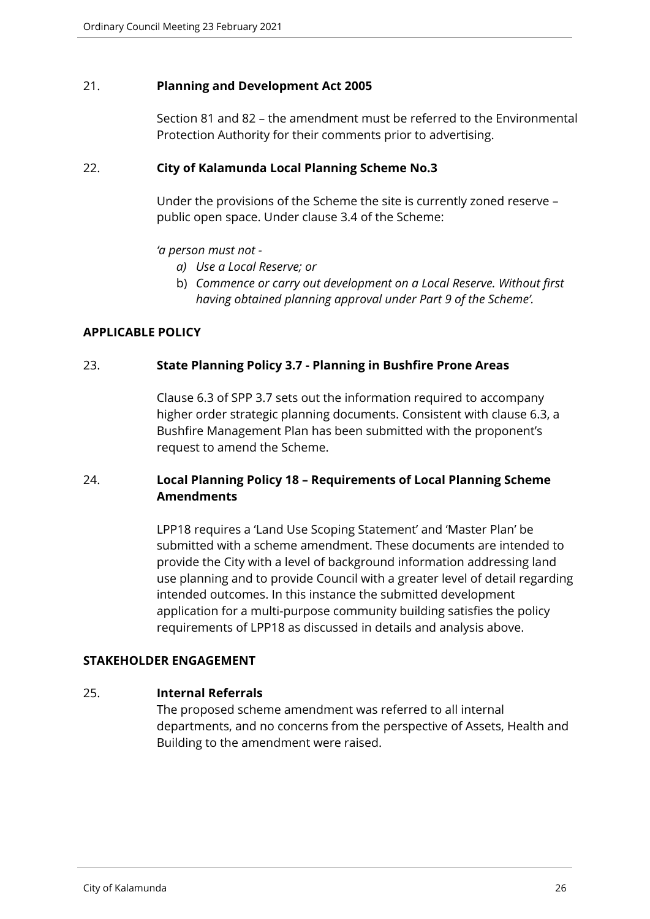21. **Planning and Development Act 2005**

Section 81 and 82 – the amendment must be referred to the Environmental Protection Authority for their comments prior to advertising.

22. **City of Kalamunda Local Planning Scheme No.3**

Under the provisions of the Scheme the site is currently zoned reserve – public open space. Under clause 3.4 of the Scheme:

*'a person must not -*

*a) Use a Local Reserve; or*

b) *Commence or carry out development on a Local Reserve. Without first having obtained planning approval under Part 9 of the Scheme'.*

**APPLICABLE POLICY**

23. **State Planning Policy 3.7 - Planning in Bushfire Prone Areas**

Clause 6.3 of SPP 3.7 sets out the information required to accompany higher order strategic planning documents. Consistent with clause 6.3, a Bushfire Management Plan has been submitted with the proponent's request to amend the Scheme.

24. **Local Planning Policy 18 – Requirements of Local Planning Scheme Amendments**

LPP18 requires a 'Land Use Scoping Statement' and 'Master Plan' be submitted with a scheme amendment. These documents are intended to provide the City with a level of background information addressing land use planning and to provide Council with a greater level of detail regarding intended outcomes. In this instance the submitted development application for a multi-purpose community building satisfies the policy requirements of LPP18 as discussed in details and analysis above.

**STAKEHOLDER ENGAGEMENT**

25. **Internal Referrals**

The proposed scheme amendment was referred to all internal departments, and no concerns from the perspective of Assets, Health and Building to the amendment were raised.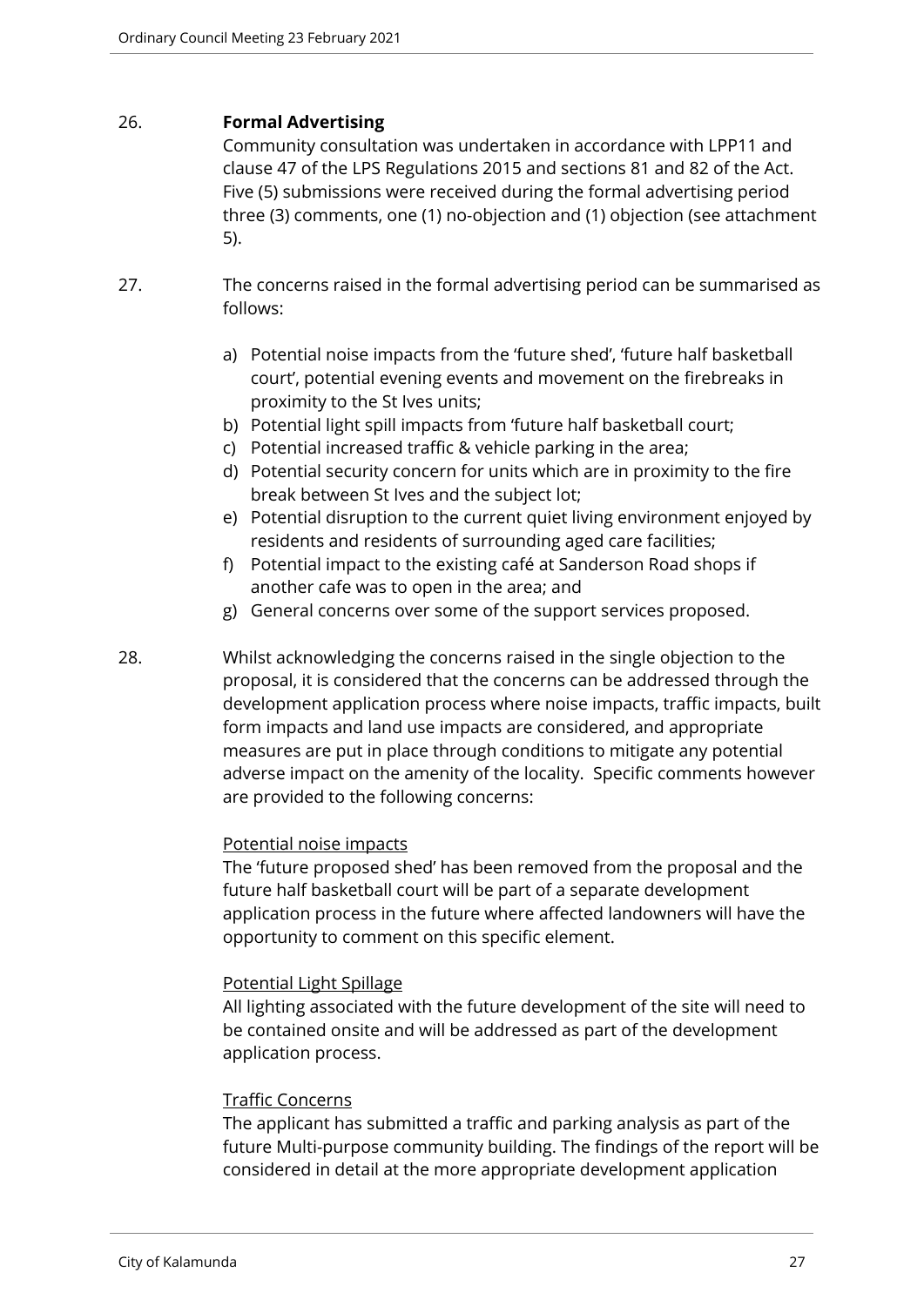26. **Formal Advertising**

Community consultation was undertaken in accordance with LPP11 and clause 47 of the LPS Regulations 2015 and sections 81 and 82 of the Act. Five (5) submissions were received during the formal advertising period three (3) comments, one (1) no-objection and (1) objection (see attachment 5).

27. The concerns raised in the formal advertising period can be summarised as follows:

    a) Potential noise impacts from the 'future shed', 'future half basketball court', potential evening events and movement on the firebreaks in proximity to the St Ives units;
    b) Potential light spill impacts from 'future half basketball court;
    c) Potential increased traffic & vehicle parking in the area;
    d) Potential security concern for units which are in proximity to the fire break between St Ives and the subject lot;
    e) Potential disruption to the current quiet living environment enjoyed by residents and residents of surrounding aged care facilities;
    f) Potential impact to the existing café at Sanderson Road shops if another cafe was to open in the area; and
    g) General concerns over some of the support services proposed.

28. Whilst acknowledging the concerns raised in the single objection to the proposal, it is considered that the concerns can be addressed through the development application process where noise impacts, traffic impacts, built form impacts and land use impacts are considered, and appropriate measures are put in place through conditions to mitigate any potential adverse impact on the amenity of the locality. Specific comments however are provided to the following concerns:

<u>Potential noise impacts</u>

The 'future proposed shed' has been removed from the proposal and the future half basketball court will be part of a separate development application process in the future where affected landowners will have the opportunity to comment on this specific element.

<u>Potential Light Spillage</u>

All lighting associated with the future development of the site will need to be contained onsite and will be addressed as part of the development application process.

<u>Traffic Concerns</u>

The applicant has submitted a traffic and parking analysis as part of the future Multi-purpose community building. The findings of the report will be considered in detail at the more appropriate development application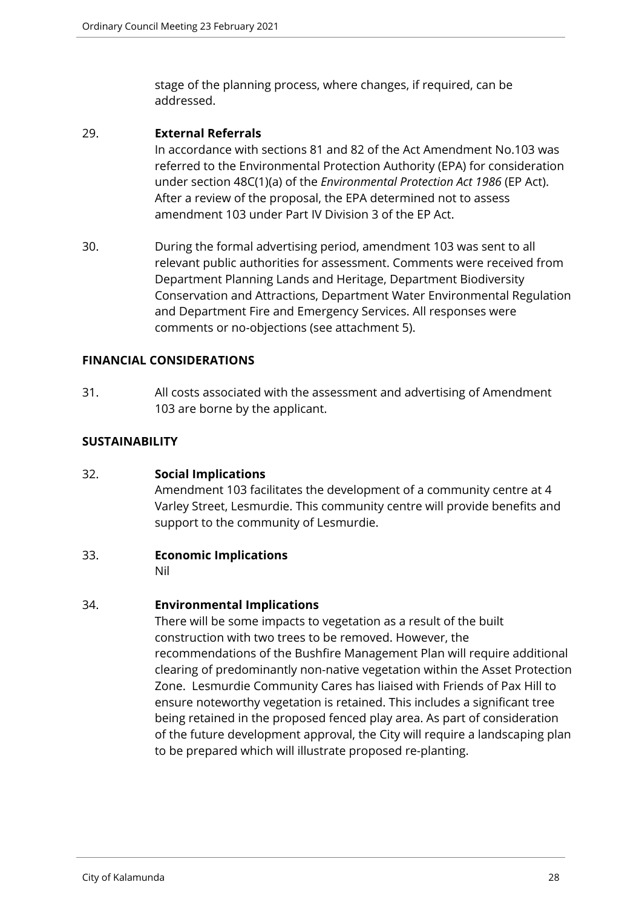stage of the planning process, where changes, if required, can be addressed.

29. **External Referrals**
In accordance with sections 81 and 82 of the Act Amendment No.103 was referred to the Environmental Protection Authority (EPA) for consideration under section 48C(1)(a) of the *Environmental Protection Act 1986* (EP Act). After a review of the proposal, the EPA determined not to assess amendment 103 under Part IV Division 3 of the EP Act.

30. During the formal advertising period, amendment 103 was sent to all relevant public authorities for assessment. Comments were received from Department Planning Lands and Heritage, Department Biodiversity Conservation and Attractions, Department Water Environmental Regulation and Department Fire and Emergency Services. All responses were comments or no-objections (see attachment 5).

## FINANCIAL CONSIDERATIONS

31. All costs associated with the assessment and advertising of Amendment 103 are borne by the applicant.

## SUSTAINABILITY

32. **Social Implications**
Amendment 103 facilitates the development of a community centre at 4 Varley Street, Lesmurdie. This community centre will provide benefits and support to the community of Lesmurdie.

33. **Economic Implications**
Nil

34. **Environmental Implications**
There will be some impacts to vegetation as a result of the built construction with two trees to be removed. However, the recommendations of the Bushfire Management Plan will require additional clearing of predominantly non-native vegetation within the Asset Protection Zone. Lesmurdie Community Cares has liaised with Friends of Pax Hill to ensure noteworthy vegetation is retained. This includes a significant tree being retained in the proposed fenced play area. As part of consideration of the future development approval, the City will require a landscaping plan to be prepared which will illustrate proposed re-planting.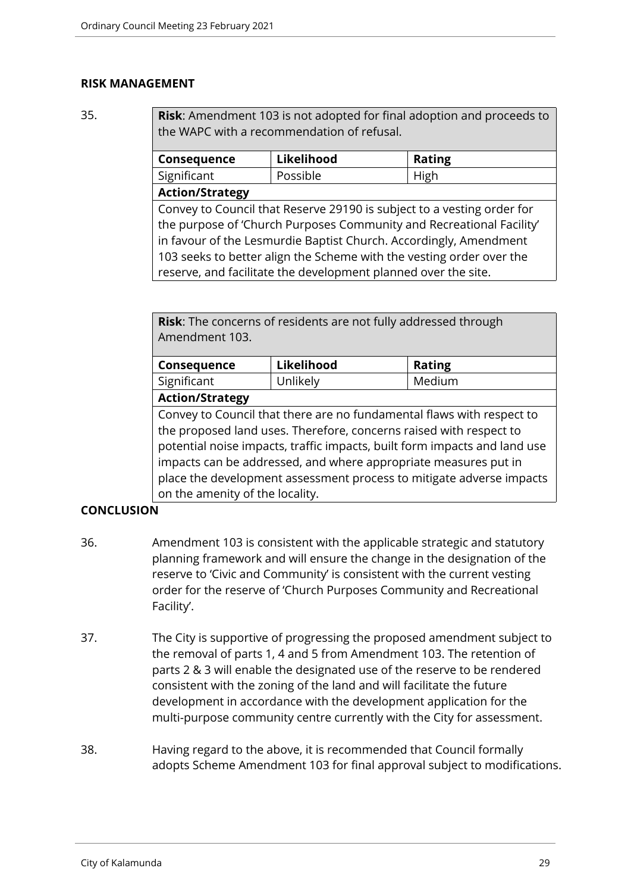## RISK MANAGEMENT

35.

| **Risk**: Amendment 103 is not adopted for final adoption and proceeds to the WAPC with a recommendation of refusal. | | |
|---|---|---|
| **Consequence** | **Likelihood** | **Rating** |
| Significant | Possible | High |
| **Action/Strategy** | | |
| Convey to Council that Reserve 29190 is subject to a vesting order for the purpose of 'Church Purposes Community and Recreational Facility' in favour of the Lesmurdie Baptist Church. Accordingly, Amendment 103 seeks to better align the Scheme with the vesting order over the reserve, and facilitate the development planned over the site. | | |

| **Risk**: The concerns of residents are not fully addressed through Amendment 103. | | |
|---|---|---|
| **Consequence** | **Likelihood** | **Rating** |
| Significant | Unlikely | Medium |
| **Action/Strategy** | | |
| Convey to Council that there are no fundamental flaws with respect to the proposed land uses. Therefore, concerns raised with respect to potential noise impacts, traffic impacts, built form impacts and land use impacts can be addressed, and where appropriate measures put in place the development assessment process to mitigate adverse impacts on the amenity of the locality. | | |

## CONCLUSION

36. Amendment 103 is consistent with the applicable strategic and statutory planning framework and will ensure the change in the designation of the reserve to 'Civic and Community' is consistent with the current vesting order for the reserve of 'Church Purposes Community and Recreational Facility'.

37. The City is supportive of progressing the proposed amendment subject to the removal of parts 1, 4 and 5 from Amendment 103. The retention of parts 2 & 3 will enable the designated use of the reserve to be rendered consistent with the zoning of the land and will facilitate the future development in accordance with the development application for the multi-purpose community centre currently with the City for assessment.

38. Having regard to the above, it is recommended that Council formally adopts Scheme Amendment 103 for final approval subject to modifications.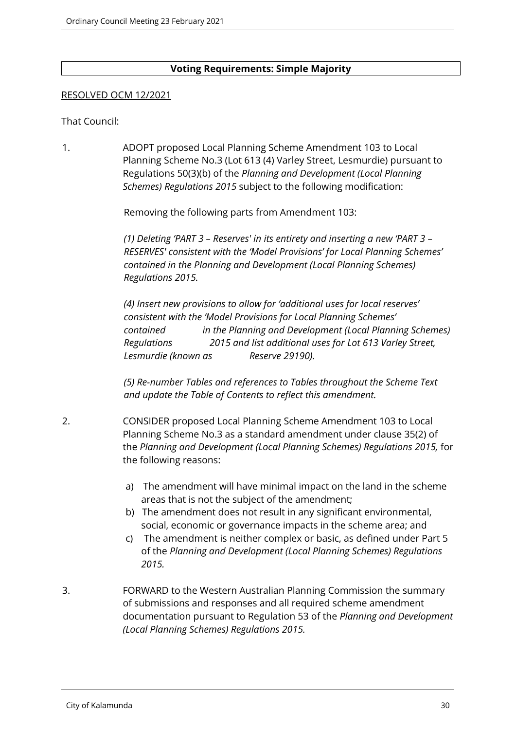**Voting Requirements: Simple Majority**

RESOLVED OCM 12/2021

That Council:

1. ADOPT proposed Local Planning Scheme Amendment 103 to Local Planning Scheme No.3 (Lot 613 (4) Varley Street, Lesmurdie) pursuant to Regulations 50(3)(b) of the *Planning and Development (Local Planning Schemes) Regulations 2015* subject to the following modification:

   Removing the following parts from Amendment 103:

   *(1) Deleting 'PART 3 – Reserves' in its entirety and inserting a new 'PART 3 – RESERVES' consistent with the 'Model Provisions' for Local Planning Schemes' contained in the Planning and Development (Local Planning Schemes) Regulations 2015.*

   *(4) Insert new provisions to allow for 'additional uses for local reserves' consistent with the 'Model Provisions for Local Planning Schemes' contained in the Planning and Development (Local Planning Schemes) Regulations 2015 and list additional uses for Lot 613 Varley Street, Lesmurdie (known as Reserve 29190).*

   *(5) Re-number Tables and references to Tables throughout the Scheme Text and update the Table of Contents to reflect this amendment.*

2. CONSIDER proposed Local Planning Scheme Amendment 103 to Local Planning Scheme No.3 as a standard amendment under clause 35(2) of the *Planning and Development (Local Planning Schemes) Regulations 2015,* for the following reasons:

   a) The amendment will have minimal impact on the land in the scheme areas that is not the subject of the amendment;
   b) The amendment does not result in any significant environmental, social, economic or governance impacts in the scheme area; and
   c) The amendment is neither complex or basic, as defined under Part 5 of the *Planning and Development (Local Planning Schemes) Regulations 2015.*

3. FORWARD to the Western Australian Planning Commission the summary of submissions and responses and all required scheme amendment documentation pursuant to Regulation 53 of the *Planning and Development (Local Planning Schemes) Regulations 2015.*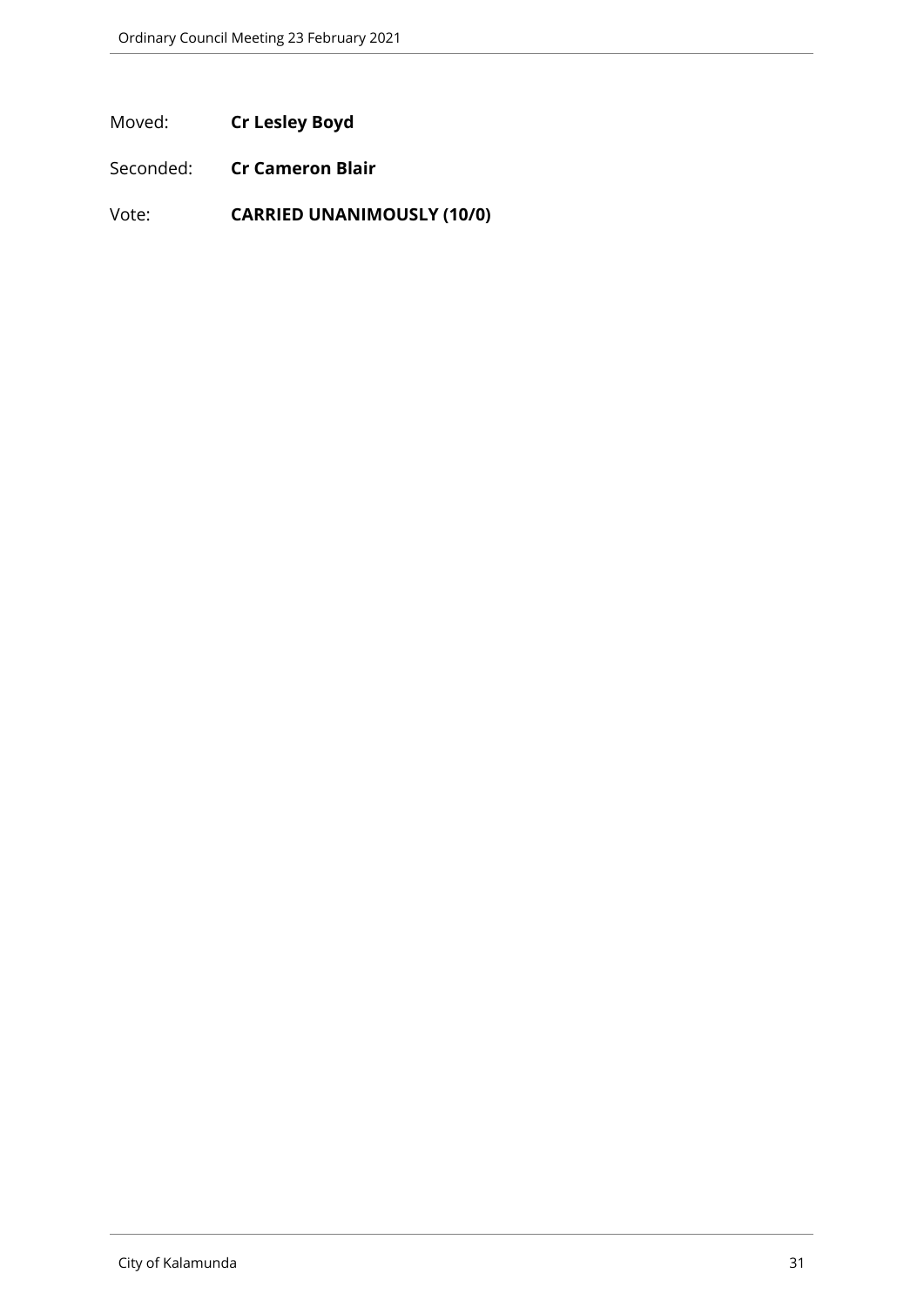Moved: **Cr Lesley Boyd**

Seconded: **Cr Cameron Blair**

Vote: **CARRIED UNANIMOUSLY (10/0)**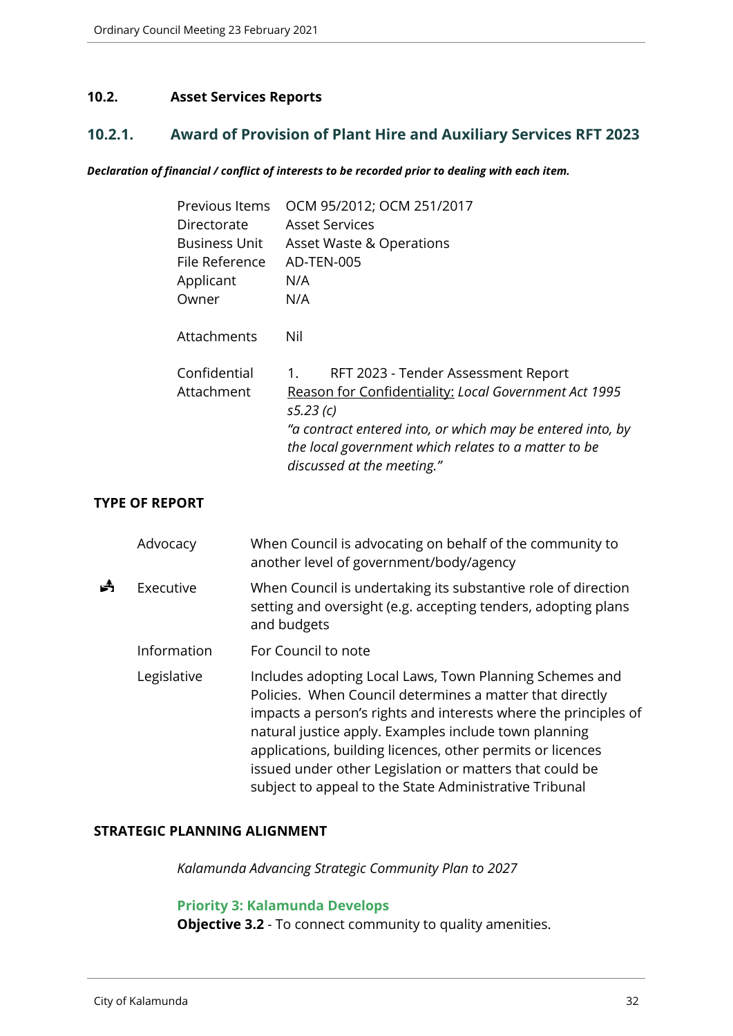## 10.2. Asset Services Reports

### 10.2.1. Award of Provision of Plant Hire and Auxiliary Services RFT 2023

***Declaration of financial / conflict of interests to be recorded prior to dealing with each item.***

| | |
|---|---|
| Previous Items | OCM 95/2012; OCM 251/2017 |
| Directorate | Asset Services |
| Business Unit | Asset Waste & Operations |
| File Reference | AD-TEN-005 |
| Applicant | N/A |
| Owner | N/A |
| Attachments | Nil |
| Confidential Attachment | 1. RFT 2023 - Tender Assessment Report<br>Reason for Confidentiality: *Local Government Act 1995 s5.23 (c)*<br>*"a contract entered into, or which may be entered into, by the local government which relates to a matter to be discussed at the meeting."* |

**TYPE OF REPORT**

| | | |
|---|---|---|
| | Advocacy | When Council is advocating on behalf of the community to another level of government/body/agency |
| ✓ | Executive | When Council is undertaking its substantive role of direction setting and oversight (e.g. accepting tenders, adopting plans and budgets |
| | Information | For Council to note |
| | Legislative | Includes adopting Local Laws, Town Planning Schemes and Policies. When Council determines a matter that directly impacts a person's rights and interests where the principles of natural justice apply. Examples include town planning applications, building licences, other permits or licences issued under other Legislation or matters that could be subject to appeal to the State Administrative Tribunal |

**STRATEGIC PLANNING ALIGNMENT**

*Kalamunda Advancing Strategic Community Plan to 2027*

**Priority 3: Kalamunda Develops**
**Objective 3.2** - To connect community to quality amenities.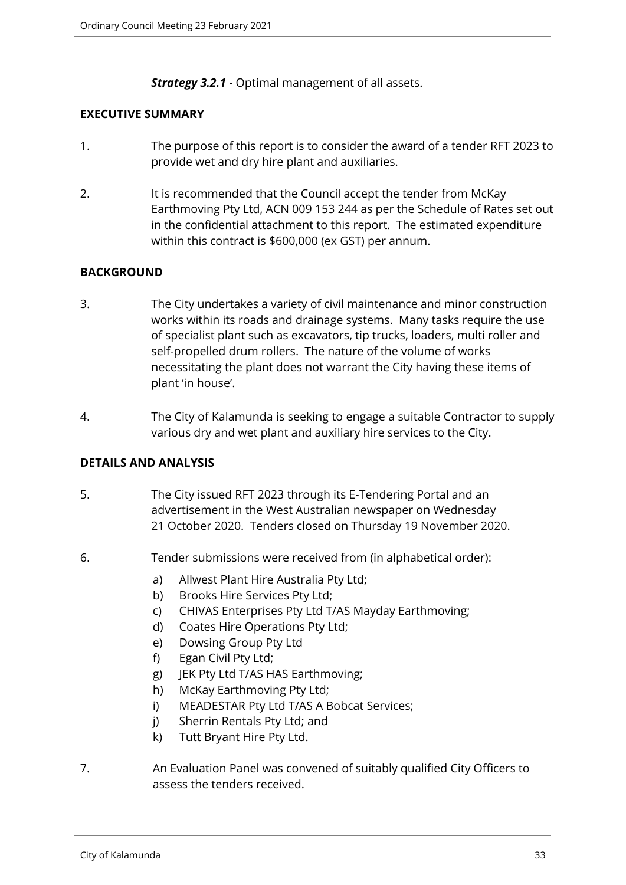***Strategy 3.2.1*** - Optimal management of all assets.

## EXECUTIVE SUMMARY

1. The purpose of this report is to consider the award of a tender RFT 2023 to provide wet and dry hire plant and auxiliaries.

2. It is recommended that the Council accept the tender from McKay Earthmoving Pty Ltd, ACN 009 153 244 as per the Schedule of Rates set out in the confidential attachment to this report. The estimated expenditure within this contract is $600,000 (ex GST) per annum.

## BACKGROUND

3. The City undertakes a variety of civil maintenance and minor construction works within its roads and drainage systems. Many tasks require the use of specialist plant such as excavators, tip trucks, loaders, multi roller and self-propelled drum rollers. The nature of the volume of works necessitating the plant does not warrant the City having these items of plant 'in house'.

4. The City of Kalamunda is seeking to engage a suitable Contractor to supply various dry and wet plant and auxiliary hire services to the City.

## DETAILS AND ANALYSIS

5. The City issued RFT 2023 through its E-Tendering Portal and an advertisement in the West Australian newspaper on Wednesday 21 October 2020. Tenders closed on Thursday 19 November 2020.

6. Tender submissions were received from (in alphabetical order):

   a) Allwest Plant Hire Australia Pty Ltd;
   b) Brooks Hire Services Pty Ltd;
   c) CHIVAS Enterprises Pty Ltd T/AS Mayday Earthmoving;
   d) Coates Hire Operations Pty Ltd;
   e) Dowsing Group Pty Ltd
   f) Egan Civil Pty Ltd;
   g) JEK Pty Ltd T/AS HAS Earthmoving;
   h) McKay Earthmoving Pty Ltd;
   i) MEADESTAR Pty Ltd T/AS A Bobcat Services;
   j) Sherrin Rentals Pty Ltd; and
   k) Tutt Bryant Hire Pty Ltd.

7. An Evaluation Panel was convened of suitably qualified City Officers to assess the tenders received.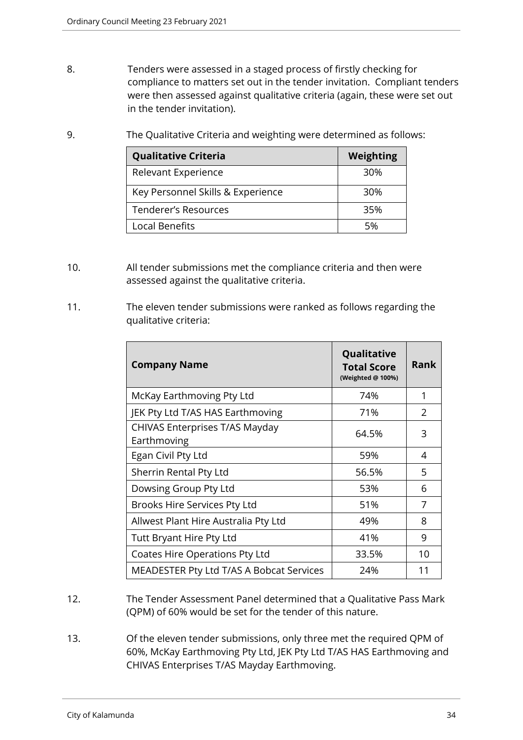8. Tenders were assessed in a staged process of firstly checking for compliance to matters set out in the tender invitation. Compliant tenders were then assessed against qualitative criteria (again, these were set out in the tender invitation).

9. The Qualitative Criteria and weighting were determined as follows:

| **Qualitative Criteria** | **Weighting** |
|---|---|
| Relevant Experience | 30% |
| Key Personnel Skills & Experience | 30% |
| Tenderer's Resources | 35% |
| Local Benefits | 5% |

10. All tender submissions met the compliance criteria and then were assessed against the qualitative criteria.

11. The eleven tender submissions were ranked as follows regarding the qualitative criteria:

| **Company Name** | **Qualitative Total Score** (Weighted @ 100%) | **Rank** |
|---|---|---|
| McKay Earthmoving Pty Ltd | 74% | 1 |
| JEK Pty Ltd T/AS HAS Earthmoving | 71% | 2 |
| CHIVAS Enterprises T/AS Mayday Earthmoving | 64.5% | 3 |
| Egan Civil Pty Ltd | 59% | 4 |
| Sherrin Rental Pty Ltd | 56.5% | 5 |
| Dowsing Group Pty Ltd | 53% | 6 |
| Brooks Hire Services Pty Ltd | 51% | 7 |
| Allwest Plant Hire Australia Pty Ltd | 49% | 8 |
| Tutt Bryant Hire Pty Ltd | 41% | 9 |
| Coates Hire Operations Pty Ltd | 33.5% | 10 |
| MEADESTER Pty Ltd T/AS A Bobcat Services | 24% | 11 |

12. The Tender Assessment Panel determined that a Qualitative Pass Mark (QPM) of 60% would be set for the tender of this nature.

13. Of the eleven tender submissions, only three met the required QPM of 60%, McKay Earthmoving Pty Ltd, JEK Pty Ltd T/AS HAS Earthmoving and CHIVAS Enterprises T/AS Mayday Earthmoving.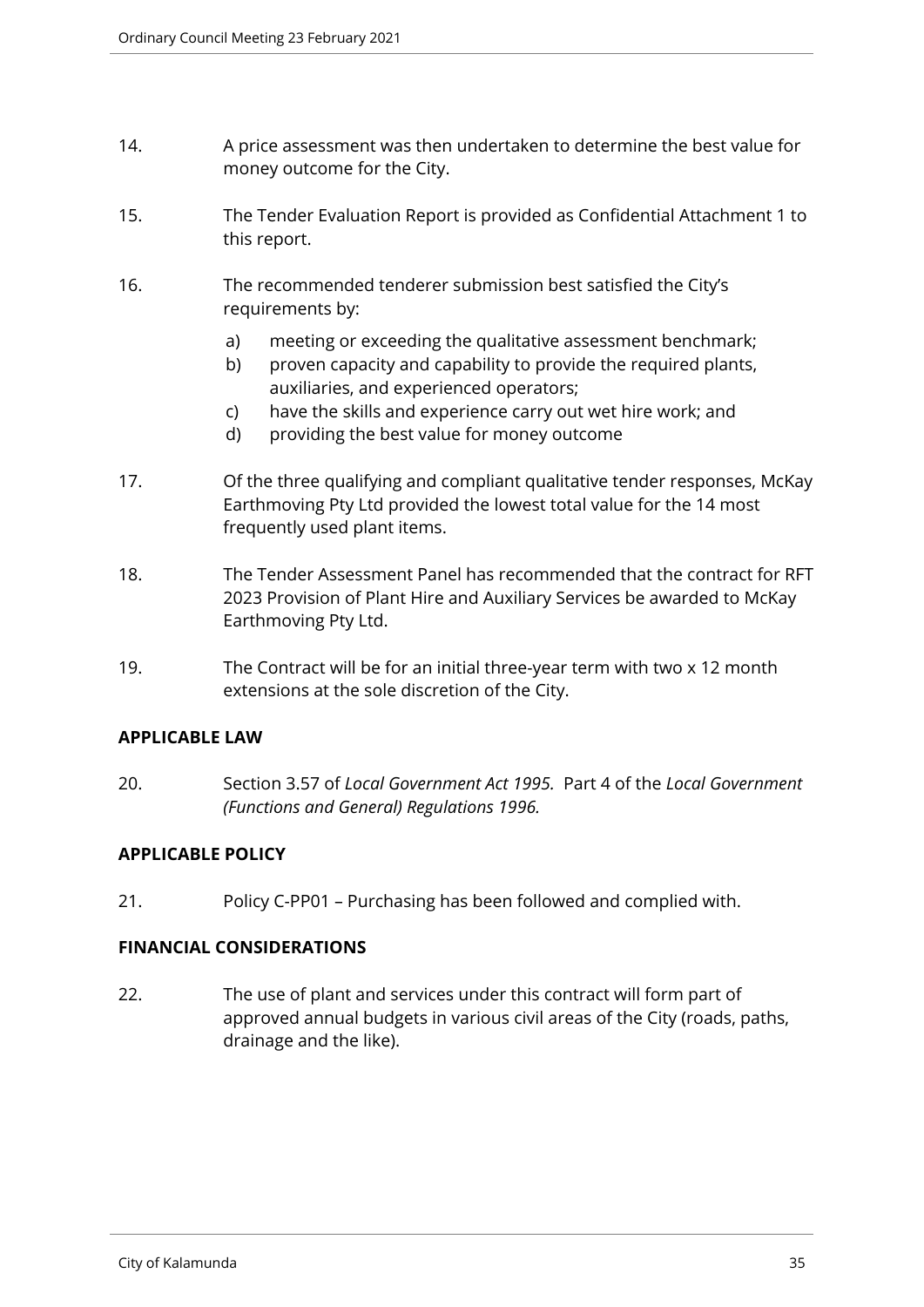14. A price assessment was then undertaken to determine the best value for money outcome for the City.

15. The Tender Evaluation Report is provided as Confidential Attachment 1 to this report.

16. The recommended tenderer submission best satisfied the City's requirements by:

    a) meeting or exceeding the qualitative assessment benchmark;
    b) proven capacity and capability to provide the required plants, auxiliaries, and experienced operators;
    c) have the skills and experience carry out wet hire work; and
    d) providing the best value for money outcome

17. Of the three qualifying and compliant qualitative tender responses, McKay Earthmoving Pty Ltd provided the lowest total value for the 14 most frequently used plant items.

18. The Tender Assessment Panel has recommended that the contract for RFT 2023 Provision of Plant Hire and Auxiliary Services be awarded to McKay Earthmoving Pty Ltd.

19. The Contract will be for an initial three-year term with two x 12 month extensions at the sole discretion of the City.

**APPLICABLE LAW**

20. Section 3.57 of *Local Government Act 1995.* Part 4 of the *Local Government (Functions and General) Regulations 1996.*

**APPLICABLE POLICY**

21. Policy C-PP01 – Purchasing has been followed and complied with.

**FINANCIAL CONSIDERATIONS**

22. The use of plant and services under this contract will form part of approved annual budgets in various civil areas of the City (roads, paths, drainage and the like).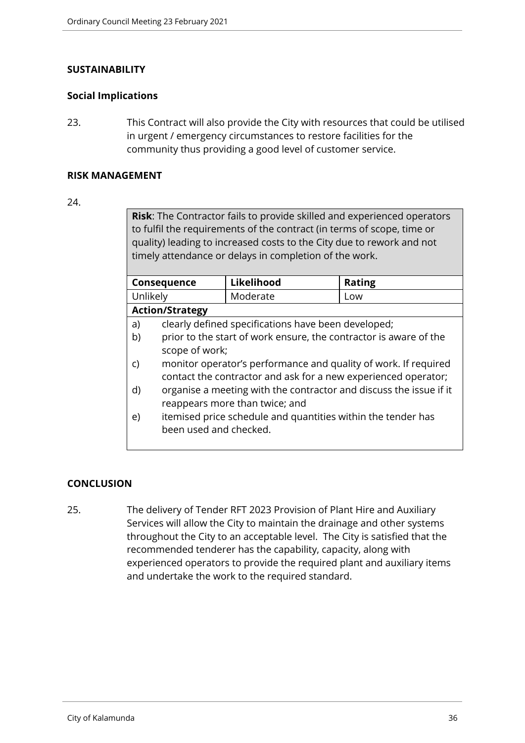## SUSTAINABILITY

### Social Implications

23. This Contract will also provide the City with resources that could be utilised in urgent / emergency circumstances to restore facilities for the community thus providing a good level of customer service.

## RISK MANAGEMENT

24.

**Risk**: The Contractor fails to provide skilled and experienced operators to fulfil the requirements of the contract (in terms of scope, time or quality) leading to increased costs to the City due to rework and not timely attendance or delays in completion of the work.

| Consequence | Likelihood | Rating |
| --- | --- | --- |
| Unlikely | Moderate | Low |

**Action/Strategy**

a) clearly defined specifications have been developed;
b) prior to the start of work ensure, the contractor is aware of the scope of work;
c) monitor operator's performance and quality of work. If required contact the contractor and ask for a new experienced operator;
d) organise a meeting with the contractor and discuss the issue if it reappears more than twice; and
e) itemised price schedule and quantities within the tender has been used and checked.

## CONCLUSION

25. The delivery of Tender RFT 2023 Provision of Plant Hire and Auxiliary Services will allow the City to maintain the drainage and other systems throughout the City to an acceptable level. The City is satisfied that the recommended tenderer has the capability, capacity, along with experienced operators to provide the required plant and auxiliary items and undertake the work to the required standard.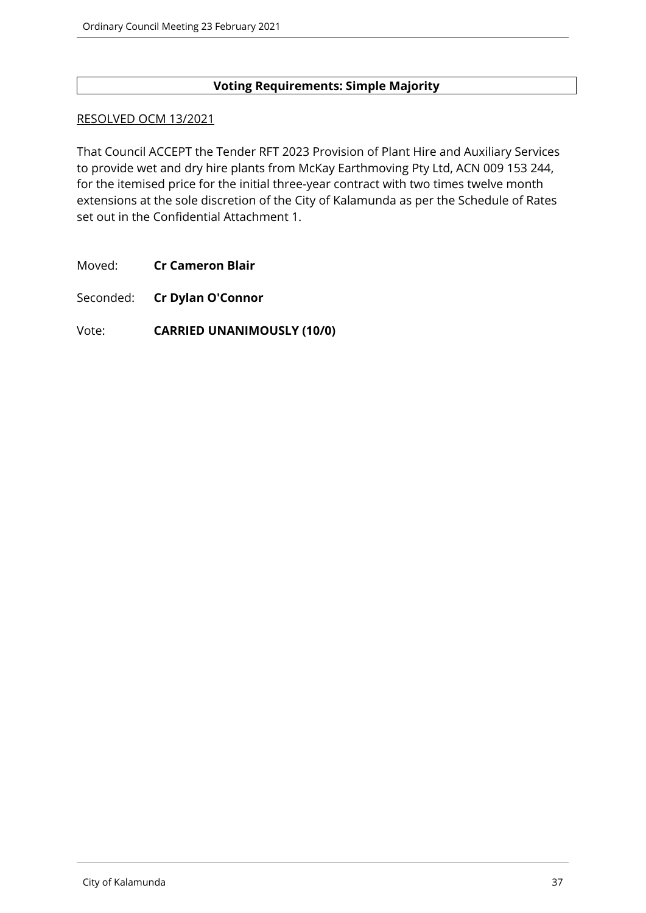**Voting Requirements: Simple Majority**

RESOLVED OCM 13/2021

That Council ACCEPT the Tender RFT 2023 Provision of Plant Hire and Auxiliary Services to provide wet and dry hire plants from McKay Earthmoving Pty Ltd, ACN 009 153 244, for the itemised price for the initial three-year contract with two times twelve month extensions at the sole discretion of the City of Kalamunda as per the Schedule of Rates set out in the Confidential Attachment 1.

Moved: **Cr Cameron Blair**

Seconded: **Cr Dylan O'Connor**

Vote: **CARRIED UNANIMOUSLY (10/0)**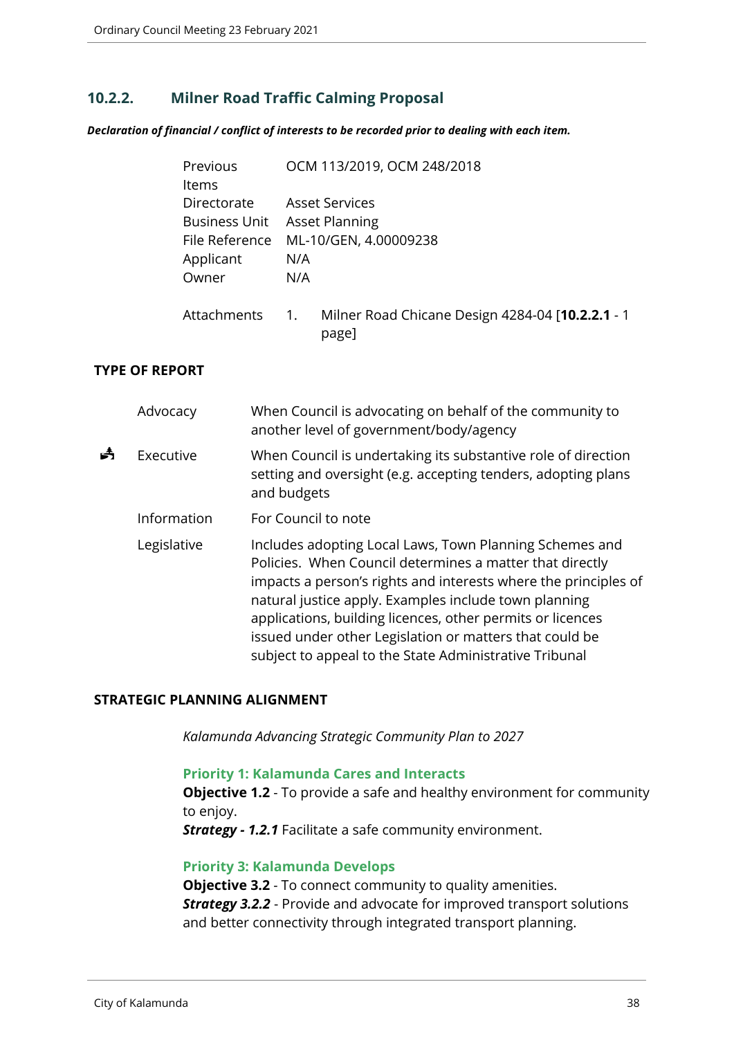## 10.2.2. Milner Road Traffic Calming Proposal

***Declaration of financial / conflict of interests to be recorded prior to dealing with each item.***

| | |
|---|---|
| Previous Items | OCM 113/2019, OCM 248/2018 |
| Directorate | Asset Services |
| Business Unit | Asset Planning |
| File Reference | ML-10/GEN, 4.00009238 |
| Applicant | N/A |
| Owner | N/A |
| Attachments | 1. Milner Road Chicane Design 4284-04 [**10.2.2.1** - 1 page] |

### TYPE OF REPORT

| | | |
|---|---|---|
| | Advocacy | When Council is advocating on behalf of the community to another level of government/body/agency |
| ✓ | Executive | When Council is undertaking its substantive role of direction setting and oversight (e.g. accepting tenders, adopting plans and budgets |
| | Information | For Council to note |
| | Legislative | Includes adopting Local Laws, Town Planning Schemes and Policies. When Council determines a matter that directly impacts a person's rights and interests where the principles of natural justice apply. Examples include town planning applications, building licences, other permits or licences issued under other Legislation or matters that could be subject to appeal to the State Administrative Tribunal |

### STRATEGIC PLANNING ALIGNMENT

*Kalamunda Advancing Strategic Community Plan to 2027*

**Priority 1: Kalamunda Cares and Interacts**
**Objective 1.2** - To provide a safe and healthy environment for community to enjoy.
***Strategy - 1.2.1*** Facilitate a safe community environment.

**Priority 3: Kalamunda Develops**
**Objective 3.2** - To connect community to quality amenities.
***Strategy 3.2.2*** - Provide and advocate for improved transport solutions and better connectivity through integrated transport planning.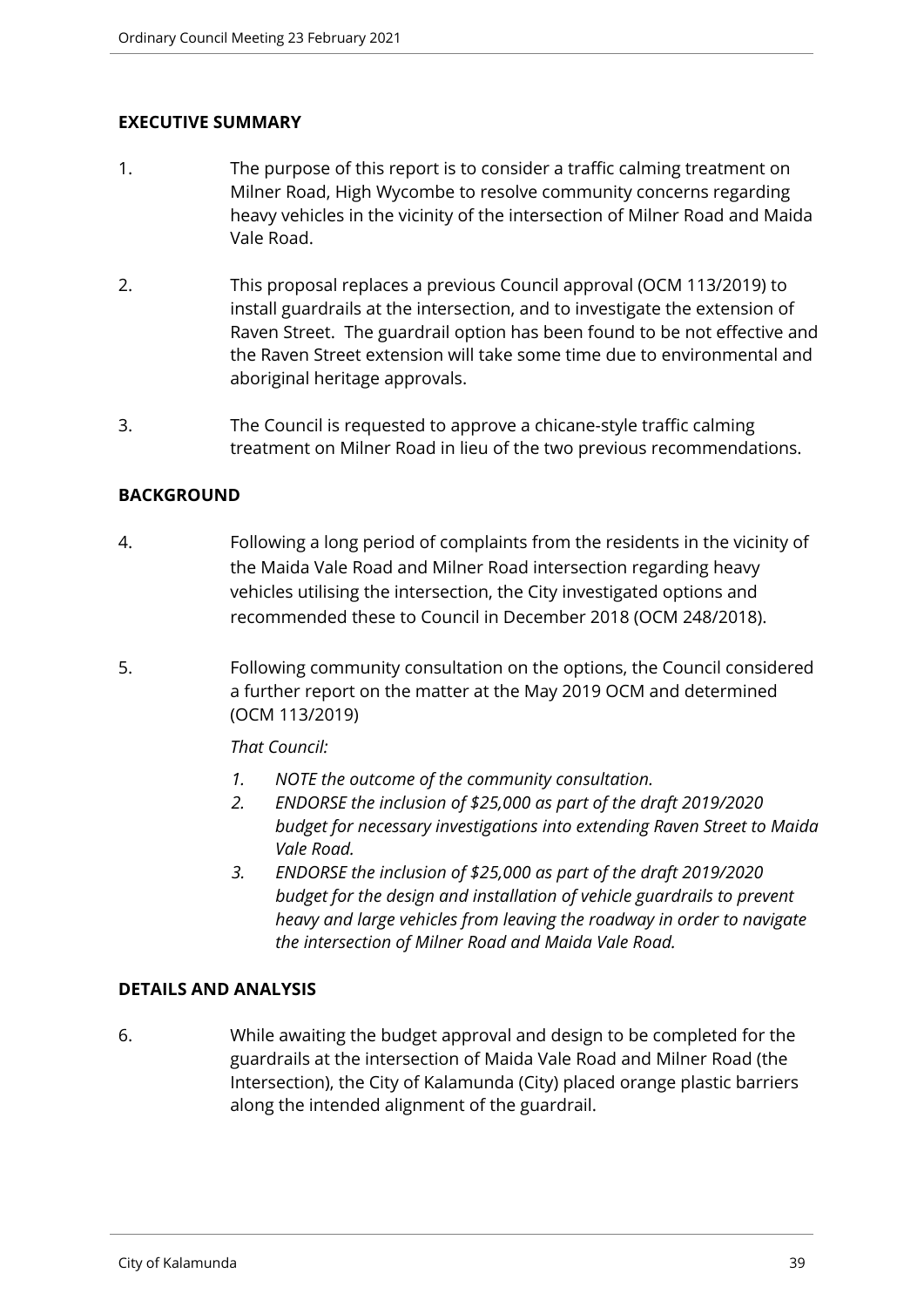## EXECUTIVE SUMMARY

1. The purpose of this report is to consider a traffic calming treatment on Milner Road, High Wycombe to resolve community concerns regarding heavy vehicles in the vicinity of the intersection of Milner Road and Maida Vale Road.

2. This proposal replaces a previous Council approval (OCM 113/2019) to install guardrails at the intersection, and to investigate the extension of Raven Street. The guardrail option has been found to be not effective and the Raven Street extension will take some time due to environmental and aboriginal heritage approvals.

3. The Council is requested to approve a chicane-style traffic calming treatment on Milner Road in lieu of the two previous recommendations.

## BACKGROUND

4. Following a long period of complaints from the residents in the vicinity of the Maida Vale Road and Milner Road intersection regarding heavy vehicles utilising the intersection, the City investigated options and recommended these to Council in December 2018 (OCM 248/2018).

5. Following community consultation on the options, the Council considered a further report on the matter at the May 2019 OCM and determined (OCM 113/2019)

   *That Council:*

   1. *NOTE the outcome of the community consultation.*
   2. *ENDORSE the inclusion of $25,000 as part of the draft 2019/2020 budget for necessary investigations into extending Raven Street to Maida Vale Road.*
   3. *ENDORSE the inclusion of $25,000 as part of the draft 2019/2020 budget for the design and installation of vehicle guardrails to prevent heavy and large vehicles from leaving the roadway in order to navigate the intersection of Milner Road and Maida Vale Road.*

## DETAILS AND ANALYSIS

6. While awaiting the budget approval and design to be completed for the guardrails at the intersection of Maida Vale Road and Milner Road (the Intersection), the City of Kalamunda (City) placed orange plastic barriers along the intended alignment of the guardrail.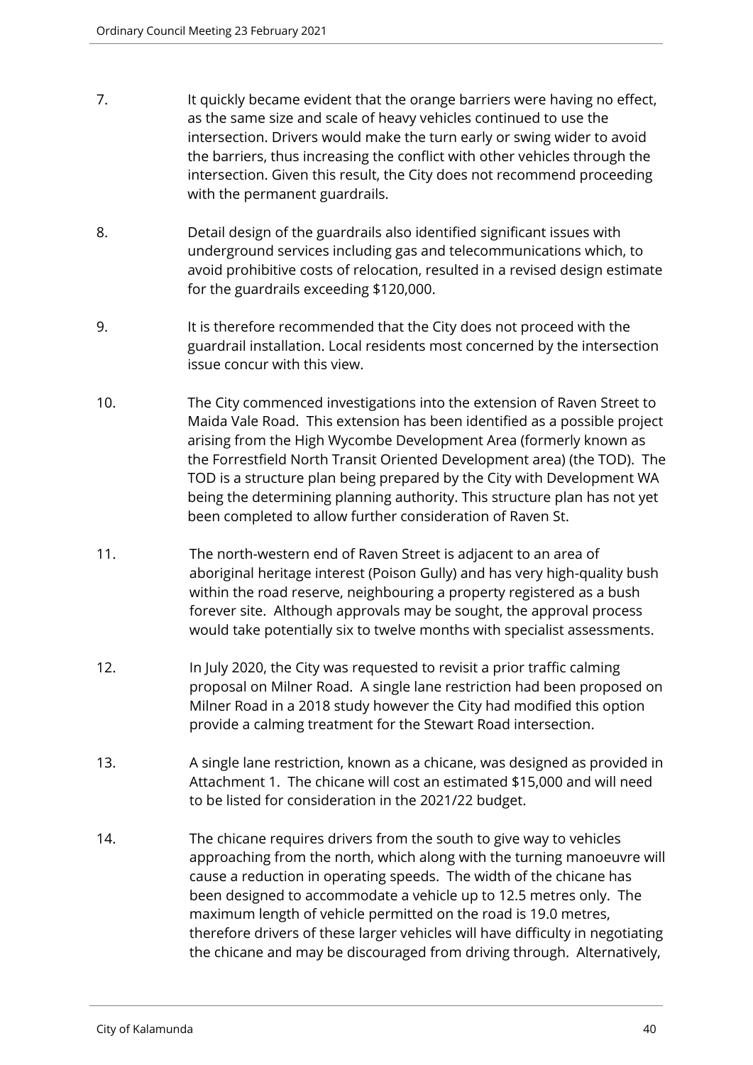7. It quickly became evident that the orange barriers were having no effect, as the same size and scale of heavy vehicles continued to use the intersection. Drivers would make the turn early or swing wider to avoid the barriers, thus increasing the conflict with other vehicles through the intersection. Given this result, the City does not recommend proceeding with the permanent guardrails.

8. Detail design of the guardrails also identified significant issues with underground services including gas and telecommunications which, to avoid prohibitive costs of relocation, resulted in a revised design estimate for the guardrails exceeding $120,000.

9. It is therefore recommended that the City does not proceed with the guardrail installation. Local residents most concerned by the intersection issue concur with this view.

10. The City commenced investigations into the extension of Raven Street to Maida Vale Road. This extension has been identified as a possible project arising from the High Wycombe Development Area (formerly known as the Forrestfield North Transit Oriented Development area) (the TOD). The TOD is a structure plan being prepared by the City with Development WA being the determining planning authority. This structure plan has not yet been completed to allow further consideration of Raven St.

11. The north-western end of Raven Street is adjacent to an area of aboriginal heritage interest (Poison Gully) and has very high-quality bush within the road reserve, neighbouring a property registered as a bush forever site. Although approvals may be sought, the approval process would take potentially six to twelve months with specialist assessments.

12. In July 2020, the City was requested to revisit a prior traffic calming proposal on Milner Road. A single lane restriction had been proposed on Milner Road in a 2018 study however the City had modified this option provide a calming treatment for the Stewart Road intersection.

13. A single lane restriction, known as a chicane, was designed as provided in Attachment 1. The chicane will cost an estimated $15,000 and will need to be listed for consideration in the 2021/22 budget.

14. The chicane requires drivers from the south to give way to vehicles approaching from the north, which along with the turning manoeuvre will cause a reduction in operating speeds. The width of the chicane has been designed to accommodate a vehicle up to 12.5 metres only. The maximum length of vehicle permitted on the road is 19.0 metres, therefore drivers of these larger vehicles will have difficulty in negotiating the chicane and may be discouraged from driving through. Alternatively,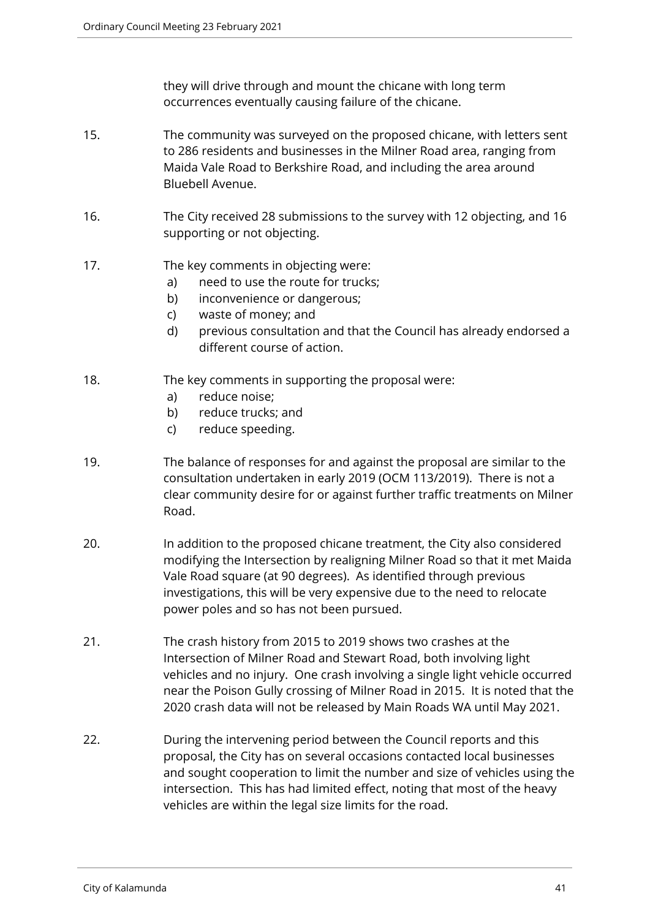they will drive through and mount the chicane with long term occurrences eventually causing failure of the chicane.

15. The community was surveyed on the proposed chicane, with letters sent to 286 residents and businesses in the Milner Road area, ranging from Maida Vale Road to Berkshire Road, and including the area around Bluebell Avenue.

16. The City received 28 submissions to the survey with 12 objecting, and 16 supporting or not objecting.

17. The key comments in objecting were:
    a) need to use the route for trucks;
    b) inconvenience or dangerous;
    c) waste of money; and
    d) previous consultation and that the Council has already endorsed a different course of action.

18. The key comments in supporting the proposal were:
    a) reduce noise;
    b) reduce trucks; and
    c) reduce speeding.

19. The balance of responses for and against the proposal are similar to the consultation undertaken in early 2019 (OCM 113/2019). There is not a clear community desire for or against further traffic treatments on Milner Road.

20. In addition to the proposed chicane treatment, the City also considered modifying the Intersection by realigning Milner Road so that it met Maida Vale Road square (at 90 degrees). As identified through previous investigations, this will be very expensive due to the need to relocate power poles and so has not been pursued.

21. The crash history from 2015 to 2019 shows two crashes at the Intersection of Milner Road and Stewart Road, both involving light vehicles and no injury. One crash involving a single light vehicle occurred near the Poison Gully crossing of Milner Road in 2015. It is noted that the 2020 crash data will not be released by Main Roads WA until May 2021.

22. During the intervening period between the Council reports and this proposal, the City has on several occasions contacted local businesses and sought cooperation to limit the number and size of vehicles using the intersection. This has had limited effect, noting that most of the heavy vehicles are within the legal size limits for the road.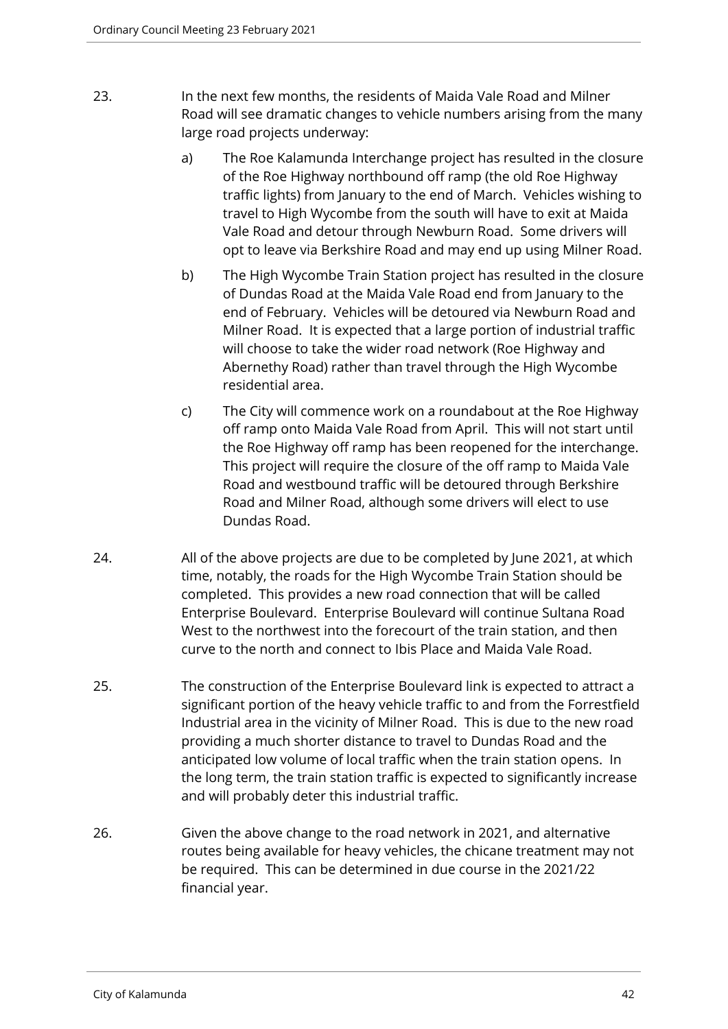23. In the next few months, the residents of Maida Vale Road and Milner Road will see dramatic changes to vehicle numbers arising from the many large road projects underway:

    a) The Roe Kalamunda Interchange project has resulted in the closure of the Roe Highway northbound off ramp (the old Roe Highway traffic lights) from January to the end of March. Vehicles wishing to travel to High Wycombe from the south will have to exit at Maida Vale Road and detour through Newburn Road. Some drivers will opt to leave via Berkshire Road and may end up using Milner Road.

    b) The High Wycombe Train Station project has resulted in the closure of Dundas Road at the Maida Vale Road end from January to the end of February. Vehicles will be detoured via Newburn Road and Milner Road. It is expected that a large portion of industrial traffic will choose to take the wider road network (Roe Highway and Abernethy Road) rather than travel through the High Wycombe residential area.

    c) The City will commence work on a roundabout at the Roe Highway off ramp onto Maida Vale Road from April. This will not start until the Roe Highway off ramp has been reopened for the interchange. This project will require the closure of the off ramp to Maida Vale Road and westbound traffic will be detoured through Berkshire Road and Milner Road, although some drivers will elect to use Dundas Road.

24. All of the above projects are due to be completed by June 2021, at which time, notably, the roads for the High Wycombe Train Station should be completed. This provides a new road connection that will be called Enterprise Boulevard. Enterprise Boulevard will continue Sultana Road West to the northwest into the forecourt of the train station, and then curve to the north and connect to Ibis Place and Maida Vale Road.

25. The construction of the Enterprise Boulevard link is expected to attract a significant portion of the heavy vehicle traffic to and from the Forrestfield Industrial area in the vicinity of Milner Road. This is due to the new road providing a much shorter distance to travel to Dundas Road and the anticipated low volume of local traffic when the train station opens. In the long term, the train station traffic is expected to significantly increase and will probably deter this industrial traffic.

26. Given the above change to the road network in 2021, and alternative routes being available for heavy vehicles, the chicane treatment may not be required. This can be determined in due course in the 2021/22 financial year.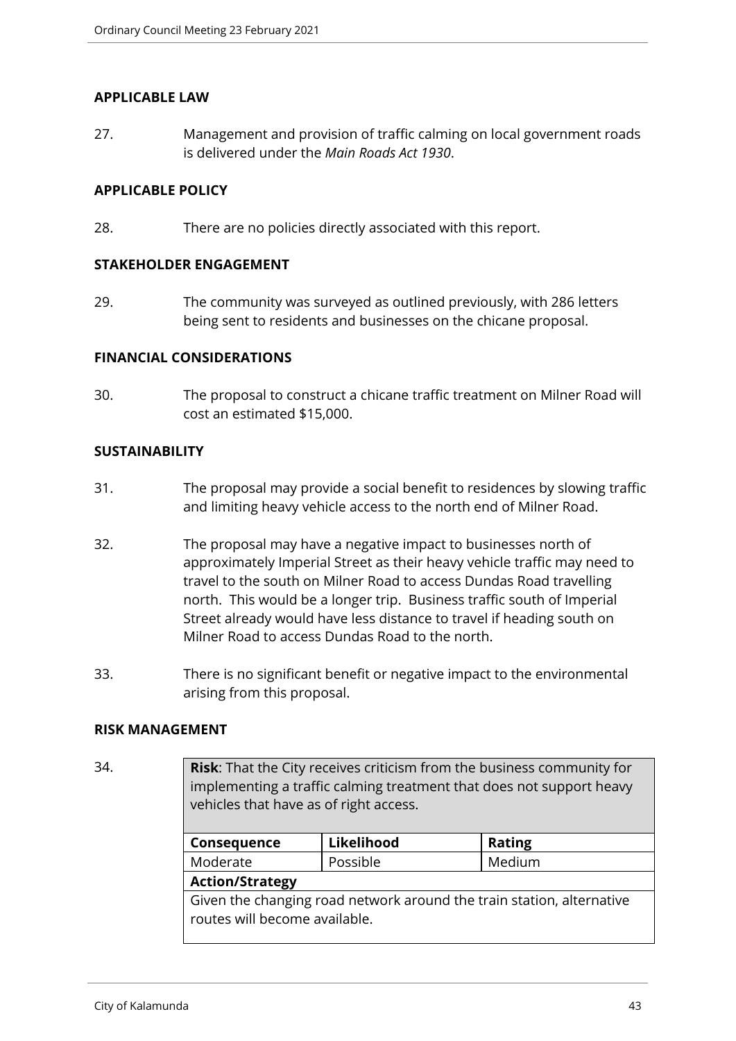## APPLICABLE LAW

27. Management and provision of traffic calming on local government roads is delivered under the *Main Roads Act 1930*.

## APPLICABLE POLICY

28. There are no policies directly associated with this report.

## STAKEHOLDER ENGAGEMENT

29. The community was surveyed as outlined previously, with 286 letters being sent to residents and businesses on the chicane proposal.

## FINANCIAL CONSIDERATIONS

30. The proposal to construct a chicane traffic treatment on Milner Road will cost an estimated $15,000.

## SUSTAINABILITY

31. The proposal may provide a social benefit to residences by slowing traffic and limiting heavy vehicle access to the north end of Milner Road.

32. The proposal may have a negative impact to businesses north of approximately Imperial Street as their heavy vehicle traffic may need to travel to the south on Milner Road to access Dundas Road travelling north. This would be a longer trip. Business traffic south of Imperial Street already would have less distance to travel if heading south on Milner Road to access Dundas Road to the north.

33. There is no significant benefit or negative impact to the environmental arising from this proposal.

## RISK MANAGEMENT

34.

| **Risk**: That the City receives criticism from the business community for implementing a traffic calming treatment that does not support heavy vehicles that have as of right access. | | |
|---|---|---|
| **Consequence** | **Likelihood** | **Rating** |
| Moderate | Possible | Medium |
| **Action/Strategy** | | |
| Given the changing road network around the train station, alternative routes will become available. | | |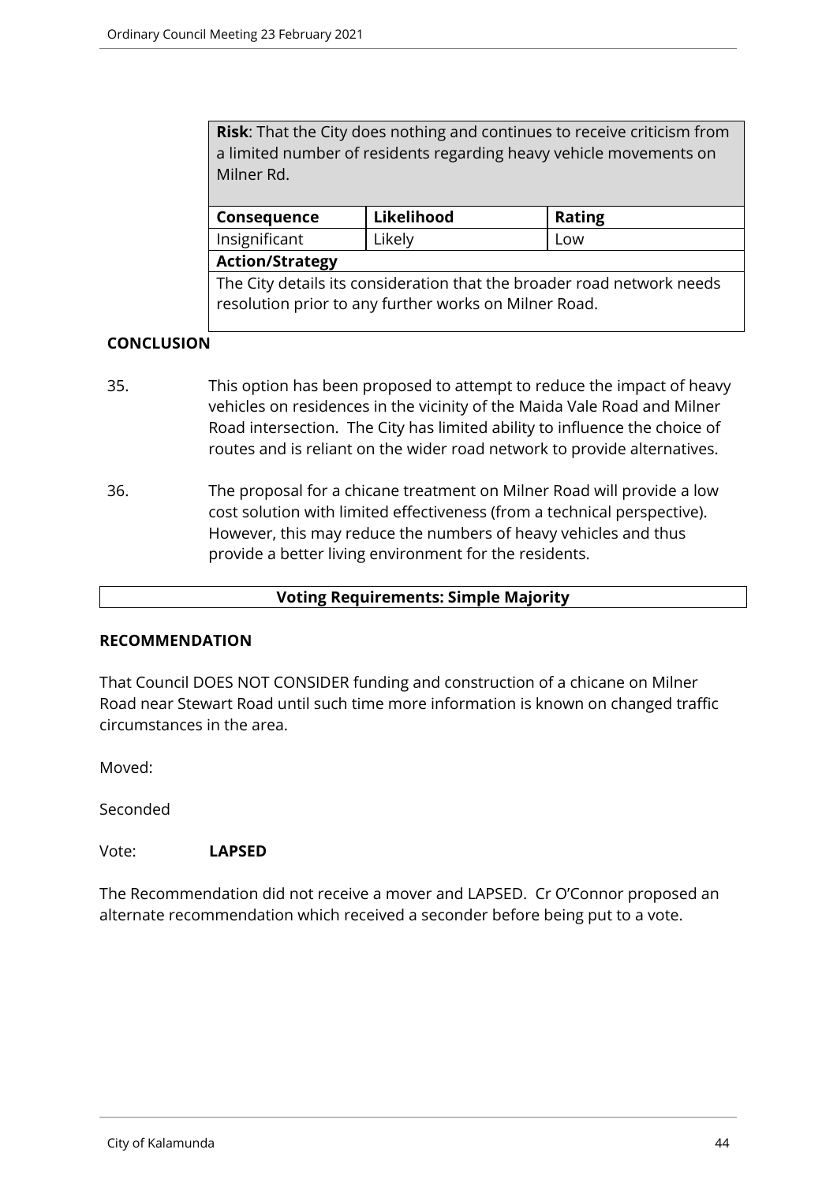| **Risk**: That the City does nothing and continues to receive criticism from a limited number of residents regarding heavy vehicle movements on Milner Rd. | | |
|---|---|---|
| **Consequence** | **Likelihood** | **Rating** |
| Insignificant | Likely | Low |
| **Action/Strategy** | | |
| The City details its consideration that the broader road network needs resolution prior to any further works on Milner Road. | | |

**CONCLUSION**

35. This option has been proposed to attempt to reduce the impact of heavy vehicles on residences in the vicinity of the Maida Vale Road and Milner Road intersection. The City has limited ability to influence the choice of routes and is reliant on the wider road network to provide alternatives.

36. The proposal for a chicane treatment on Milner Road will provide a low cost solution with limited effectiveness (from a technical perspective). However, this may reduce the numbers of heavy vehicles and thus provide a better living environment for the residents.

**Voting Requirements: Simple Majority**

**RECOMMENDATION**

That Council DOES NOT CONSIDER funding and construction of a chicane on Milner Road near Stewart Road until such time more information is known on changed traffic circumstances in the area.

Moved:

Seconded

Vote: **LAPSED**

The Recommendation did not receive a mover and LAPSED. Cr O'Connor proposed an alternate recommendation which received a seconder before being put to a vote.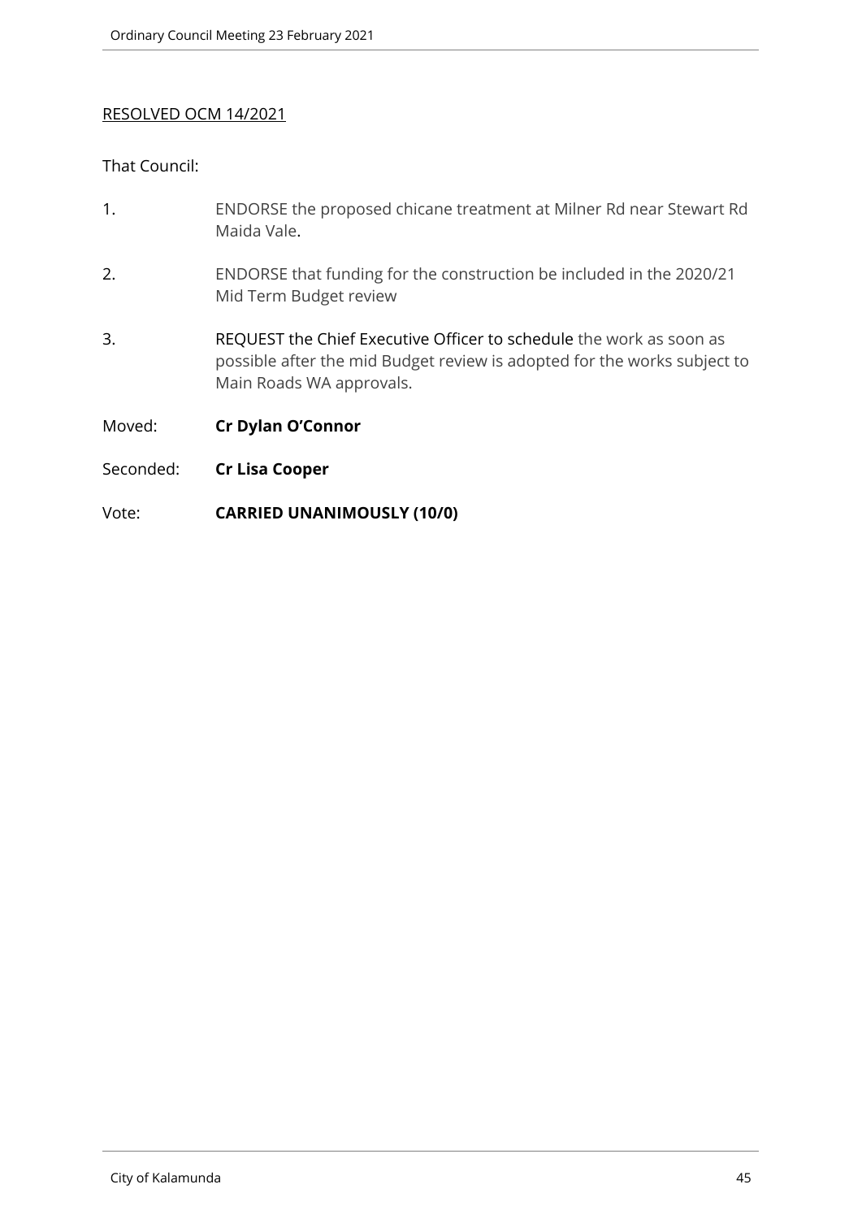RESOLVED OCM 14/2021

That Council:

1. ENDORSE the proposed chicane treatment at Milner Rd near Stewart Rd Maida Vale.
2. ENDORSE that funding for the construction be included in the 2020/21 Mid Term Budget review
3. REQUEST the Chief Executive Officer to schedule the work as soon as possible after the mid Budget review is adopted for the works subject to Main Roads WA approvals.

Moved: **Cr Dylan O'Connor**

Seconded: **Cr Lisa Cooper**

Vote: **CARRIED UNANIMOUSLY (10/0)**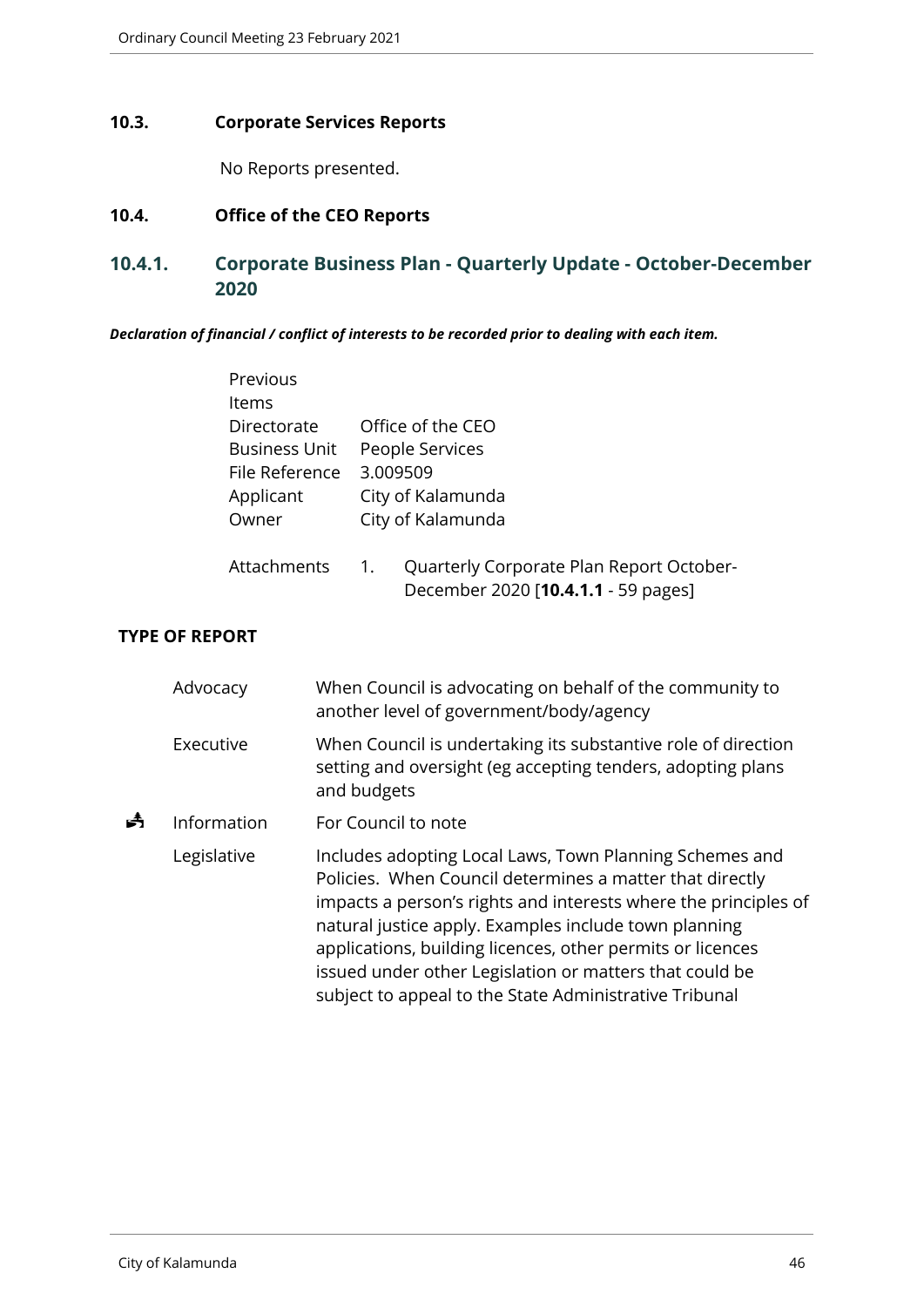## 10.3. Corporate Services Reports

No Reports presented.

## 10.4. Office of the CEO Reports

### 10.4.1. Corporate Business Plan - Quarterly Update - October-December 2020

***Declaration of financial / conflict of interests to be recorded prior to dealing with each item.***

| | |
|---|---|
| Previous Items | |
| Directorate | Office of the CEO |
| Business Unit | People Services |
| File Reference | 3.009509 |
| Applicant | City of Kalamunda |
| Owner | City of Kalamunda |
| Attachments | 1. Quarterly Corporate Plan Report October-December 2020 [**10.4.1.1** - 59 pages] |

**TYPE OF REPORT**

| | | |
|---|---|---|
| | Advocacy | When Council is advocating on behalf of the community to another level of government/body/agency |
| | Executive | When Council is undertaking its substantive role of direction setting and oversight (eg accepting tenders, adopting plans and budgets |
| ✓ | Information | For Council to note |
| | Legislative | Includes adopting Local Laws, Town Planning Schemes and Policies. When Council determines a matter that directly impacts a person's rights and interests where the principles of natural justice apply. Examples include town planning applications, building licences, other permits or licences issued under other Legislation or matters that could be subject to appeal to the State Administrative Tribunal |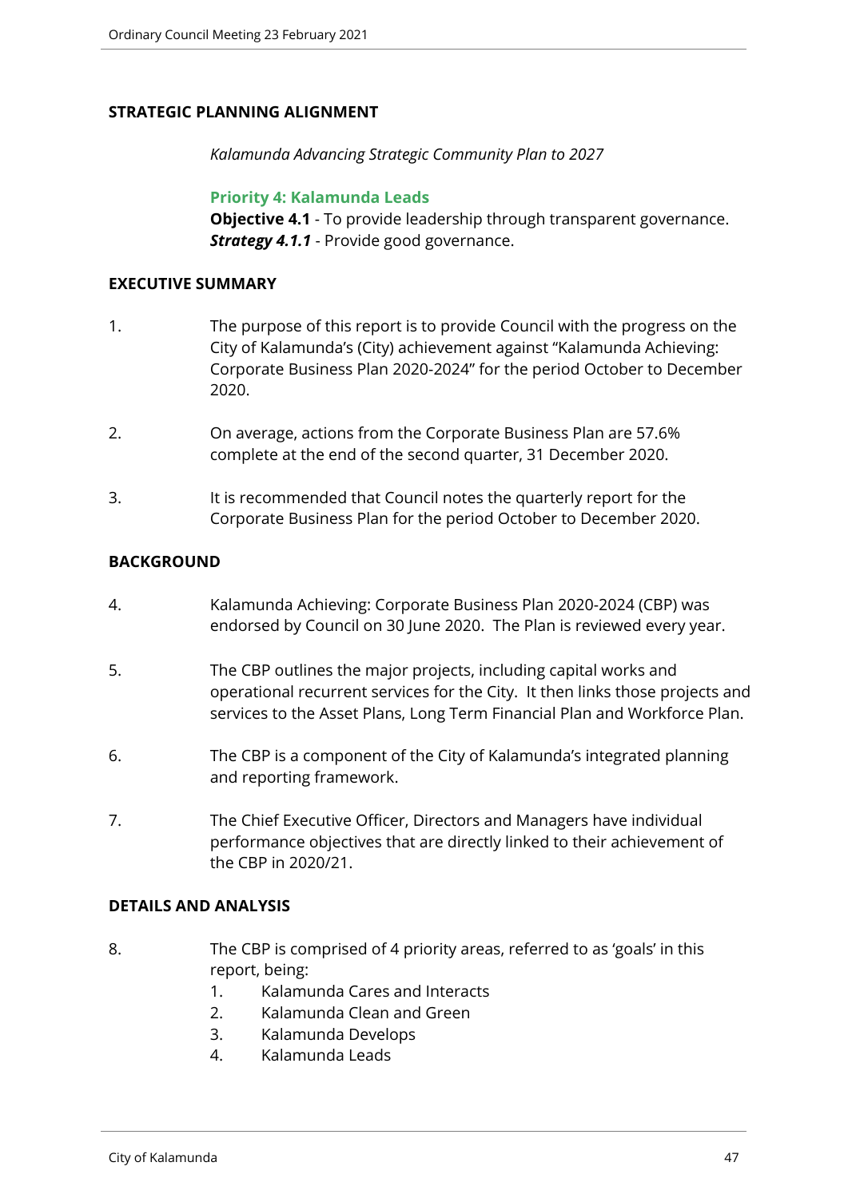## STRATEGIC PLANNING ALIGNMENT

*Kalamunda Advancing Strategic Community Plan to 2027*

**Priority 4: Kalamunda Leads**
**Objective 4.1** - To provide leadership through transparent governance.
***Strategy 4.1.1*** - Provide good governance.

## EXECUTIVE SUMMARY

1. The purpose of this report is to provide Council with the progress on the City of Kalamunda's (City) achievement against "Kalamunda Achieving: Corporate Business Plan 2020-2024" for the period October to December 2020.

2. On average, actions from the Corporate Business Plan are 57.6% complete at the end of the second quarter, 31 December 2020.

3. It is recommended that Council notes the quarterly report for the Corporate Business Plan for the period October to December 2020.

## BACKGROUND

4. Kalamunda Achieving: Corporate Business Plan 2020-2024 (CBP) was endorsed by Council on 30 June 2020. The Plan is reviewed every year.

5. The CBP outlines the major projects, including capital works and operational recurrent services for the City. It then links those projects and services to the Asset Plans, Long Term Financial Plan and Workforce Plan.

6. The CBP is a component of the City of Kalamunda's integrated planning and reporting framework.

7. The Chief Executive Officer, Directors and Managers have individual performance objectives that are directly linked to their achievement of the CBP in 2020/21.

## DETAILS AND ANALYSIS

8. The CBP is comprised of 4 priority areas, referred to as 'goals' in this report, being:
   1. Kalamunda Cares and Interacts
   2. Kalamunda Clean and Green
   3. Kalamunda Develops
   4. Kalamunda Leads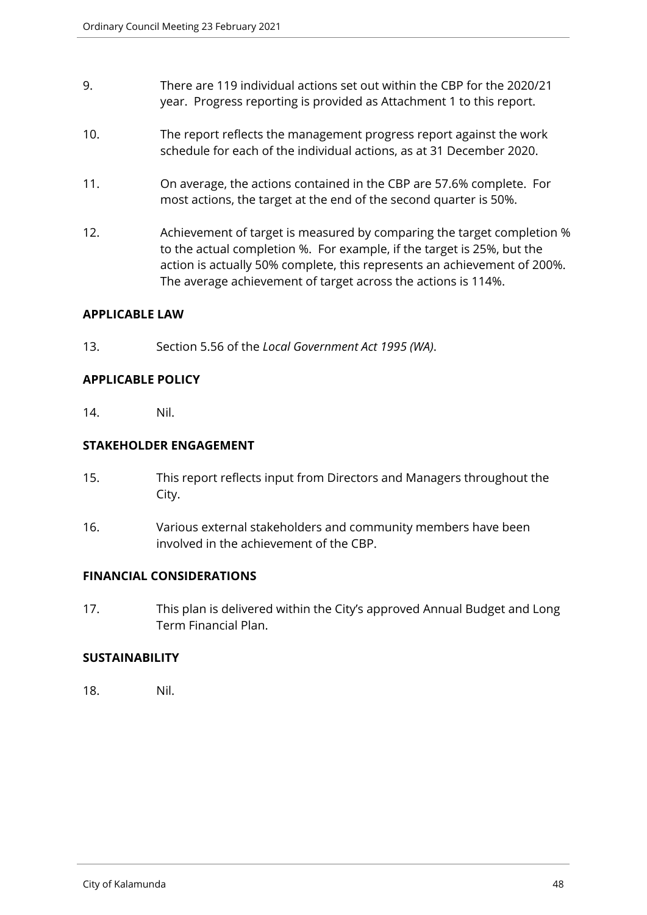9. There are 119 individual actions set out within the CBP for the 2020/21 year. Progress reporting is provided as Attachment 1 to this report.

10. The report reflects the management progress report against the work schedule for each of the individual actions, as at 31 December 2020.

11. On average, the actions contained in the CBP are 57.6% complete. For most actions, the target at the end of the second quarter is 50%.

12. Achievement of target is measured by comparing the target completion % to the actual completion %. For example, if the target is 25%, but the action is actually 50% complete, this represents an achievement of 200%. The average achievement of target across the actions is 114%.

**APPLICABLE LAW**

13. Section 5.56 of the *Local Government Act 1995 (WA)*.

**APPLICABLE POLICY**

14. Nil.

**STAKEHOLDER ENGAGEMENT**

15. This report reflects input from Directors and Managers throughout the City.

16. Various external stakeholders and community members have been involved in the achievement of the CBP.

**FINANCIAL CONSIDERATIONS**

17. This plan is delivered within the City's approved Annual Budget and Long Term Financial Plan.

**SUSTAINABILITY**

18. Nil.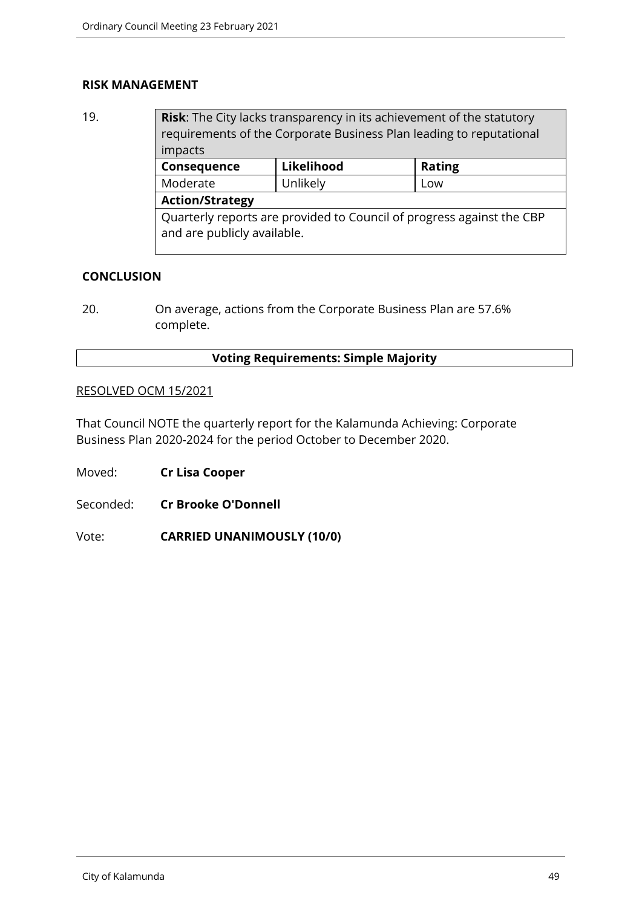## RISK MANAGEMENT

19.

| **Risk**: The City lacks transparency in its achievement of the statutory requirements of the Corporate Business Plan leading to reputational impacts | | |
|---|---|---|
| **Consequence** | **Likelihood** | **Rating** |
| Moderate | Unlikely | Low |
| **Action/Strategy** | | |
| Quarterly reports are provided to Council of progress against the CBP and are publicly available. | | |

## CONCLUSION

20. On average, actions from the Corporate Business Plan are 57.6% complete.

**Voting Requirements: Simple Majority**

RESOLVED OCM 15/2021

That Council NOTE the quarterly report for the Kalamunda Achieving: Corporate Business Plan 2020-2024 for the period October to December 2020.

Moved: **Cr Lisa Cooper**

Seconded: **Cr Brooke O'Donnell**

Vote: **CARRIED UNANIMOUSLY (10/0)**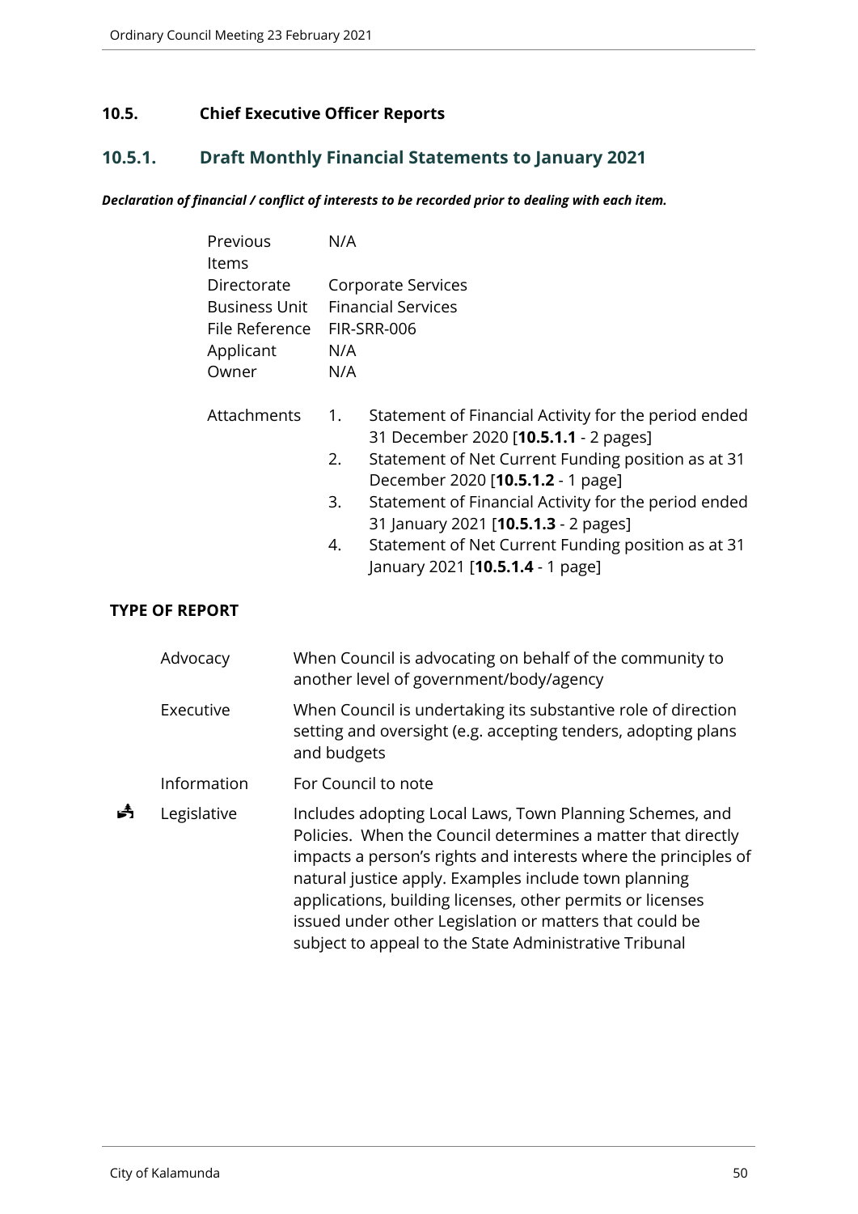## 10.5. Chief Executive Officer Reports

### 10.5.1. Draft Monthly Financial Statements to January 2021

***Declaration of financial / conflict of interests to be recorded prior to dealing with each item.***

| | |
|---|---|
| Previous Items | N/A |
| Directorate | Corporate Services |
| Business Unit | Financial Services |
| File Reference | FIR-SRR-006 |
| Applicant | N/A |
| Owner | N/A |

Attachments

1. Statement of Financial Activity for the period ended 31 December 2020 [**10.5.1.1** - 2 pages]
2. Statement of Net Current Funding position as at 31 December 2020 [**10.5.1.2** - 1 page]
3. Statement of Financial Activity for the period ended 31 January 2021 [**10.5.1.3** - 2 pages]
4. Statement of Net Current Funding position as at 31 January 2021 [**10.5.1.4** - 1 page]

**TYPE OF REPORT**

| | | |
|---|---|---|
| | Advocacy | When Council is advocating on behalf of the community to another level of government/body/agency |
| | Executive | When Council is undertaking its substantive role of direction setting and oversight (e.g. accepting tenders, adopting plans and budgets |
| | Information | For Council to note |
| ✓ | Legislative | Includes adopting Local Laws, Town Planning Schemes, and Policies. When the Council determines a matter that directly impacts a person's rights and interests where the principles of natural justice apply. Examples include town planning applications, building licenses, other permits or licenses issued under other Legislation or matters that could be subject to appeal to the State Administrative Tribunal |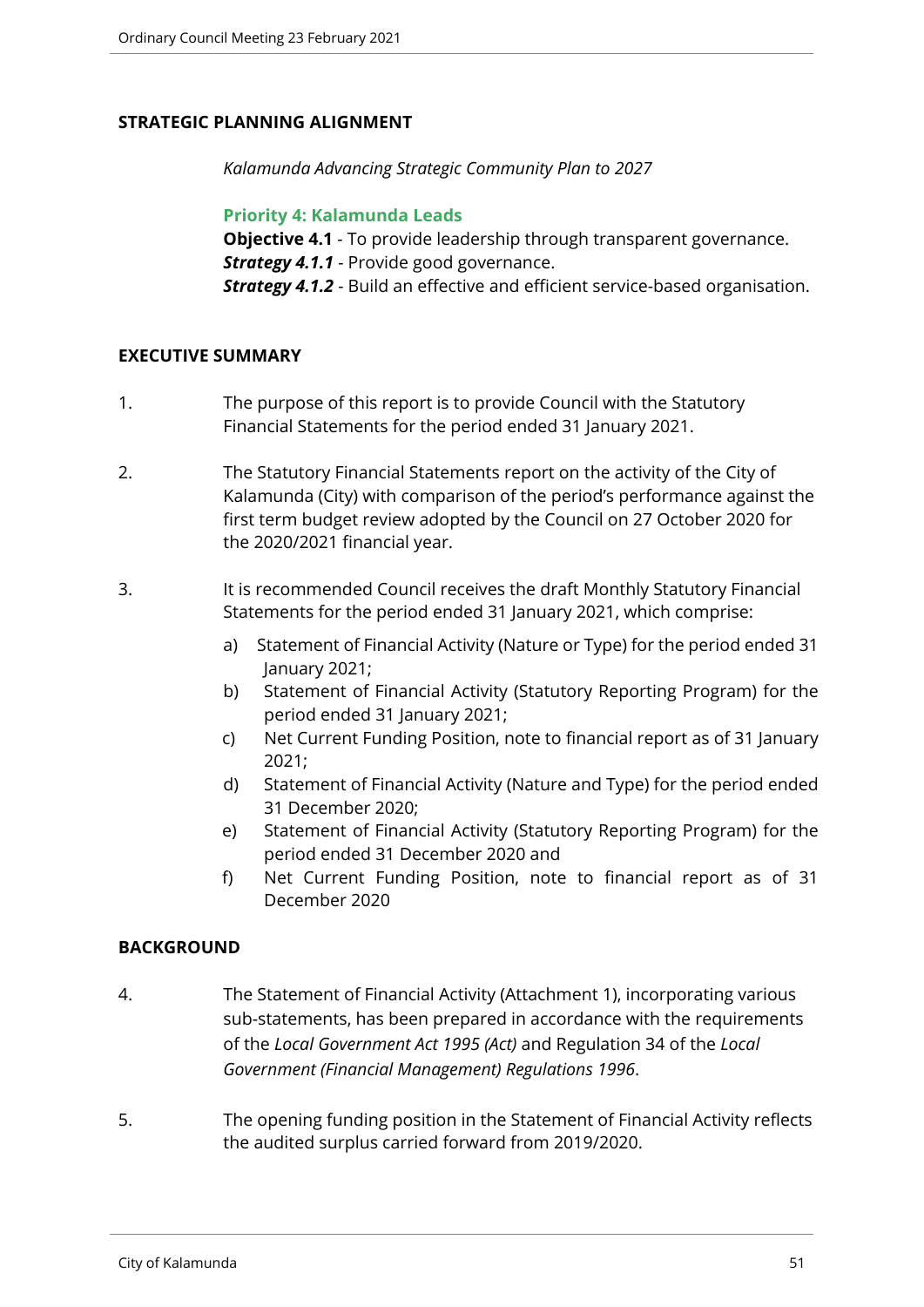## STRATEGIC PLANNING ALIGNMENT

*Kalamunda Advancing Strategic Community Plan to 2027*

**Priority 4: Kalamunda Leads**
**Objective 4.1** - To provide leadership through transparent governance.
***Strategy 4.1.1*** - Provide good governance.
***Strategy 4.1.2*** - Build an effective and efficient service-based organisation.

## EXECUTIVE SUMMARY

1. The purpose of this report is to provide Council with the Statutory Financial Statements for the period ended 31 January 2021.

2. The Statutory Financial Statements report on the activity of the City of Kalamunda (City) with comparison of the period's performance against the first term budget review adopted by the Council on 27 October 2020 for the 2020/2021 financial year.

3. It is recommended Council receives the draft Monthly Statutory Financial Statements for the period ended 31 January 2021, which comprise:

   a) Statement of Financial Activity (Nature or Type) for the period ended 31 January 2021;
   b) Statement of Financial Activity (Statutory Reporting Program) for the period ended 31 January 2021;
   c) Net Current Funding Position, note to financial report as of 31 January 2021;
   d) Statement of Financial Activity (Nature and Type) for the period ended 31 December 2020;
   e) Statement of Financial Activity (Statutory Reporting Program) for the period ended 31 December 2020 and
   f) Net Current Funding Position, note to financial report as of 31 December 2020

## BACKGROUND

4. The Statement of Financial Activity (Attachment 1), incorporating various sub-statements, has been prepared in accordance with the requirements of the *Local Government Act 1995 (Act)* and Regulation 34 of the *Local Government (Financial Management) Regulations 1996*.

5. The opening funding position in the Statement of Financial Activity reflects the audited surplus carried forward from 2019/2020.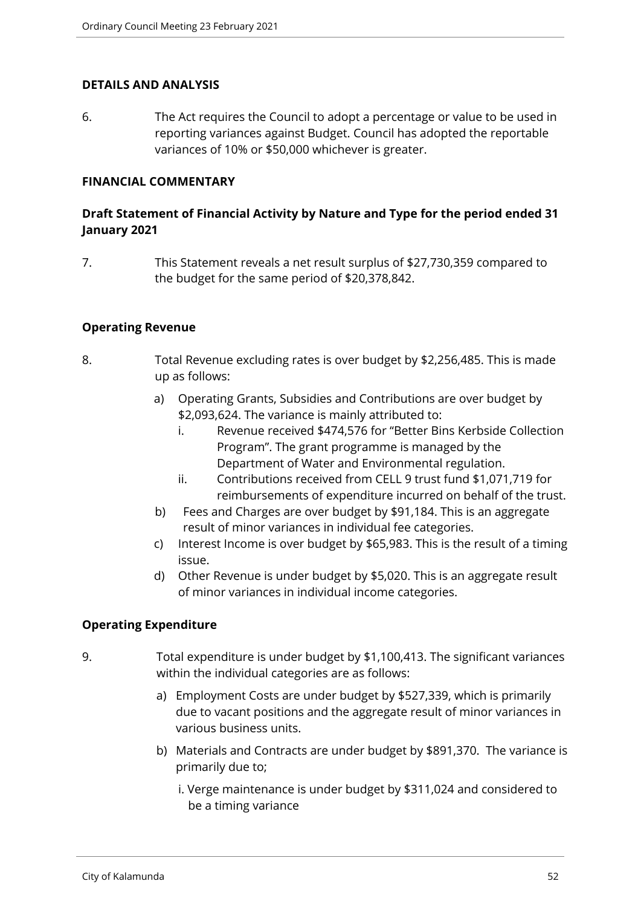## DETAILS AND ANALYSIS

6. The Act requires the Council to adopt a percentage or value to be used in reporting variances against Budget. Council has adopted the reportable variances of 10% or $50,000 whichever is greater.

## FINANCIAL COMMENTARY

### Draft Statement of Financial Activity by Nature and Type for the period ended 31 January 2021

7. This Statement reveals a net result surplus of $27,730,359 compared to the budget for the same period of $20,378,842.

### Operating Revenue

8. Total Revenue excluding rates is over budget by $2,256,485. This is made up as follows:

   a) Operating Grants, Subsidies and Contributions are over budget by $2,093,624. The variance is mainly attributed to:
      i. Revenue received $474,576 for "Better Bins Kerbside Collection Program". The grant programme is managed by the Department of Water and Environmental regulation.
      ii. Contributions received from CELL 9 trust fund $1,071,719 for reimbursements of expenditure incurred on behalf of the trust.

   b) Fees and Charges are over budget by $91,184. This is an aggregate result of minor variances in individual fee categories.

   c) Interest Income is over budget by $65,983. This is the result of a timing issue.

   d) Other Revenue is under budget by $5,020. This is an aggregate result of minor variances in individual income categories.

### Operating Expenditure

9. Total expenditure is under budget by $1,100,413. The significant variances within the individual categories are as follows:

   a) Employment Costs are under budget by $527,339, which is primarily due to vacant positions and the aggregate result of minor variances in various business units.

   b) Materials and Contracts are under budget by $891,370. The variance is primarily due to;

      i. Verge maintenance is under budget by $311,024 and considered to be a timing variance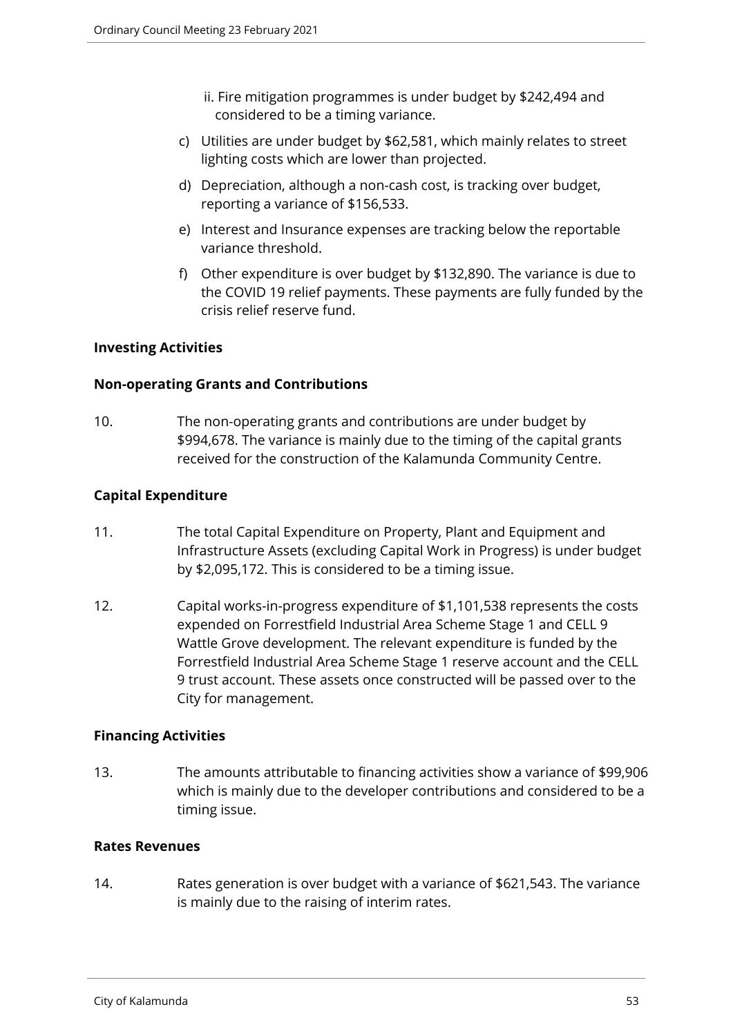ii. Fire mitigation programmes is under budget by $242,494 and considered to be a timing variance.

c) Utilities are under budget by $62,581, which mainly relates to street lighting costs which are lower than projected.

d) Depreciation, although a non-cash cost, is tracking over budget, reporting a variance of $156,533.

e) Interest and Insurance expenses are tracking below the reportable variance threshold.

f) Other expenditure is over budget by $132,890. The variance is due to the COVID 19 relief payments. These payments are fully funded by the crisis relief reserve fund.

**Investing Activities**

**Non-operating Grants and Contributions**

10. The non-operating grants and contributions are under budget by $994,678. The variance is mainly due to the timing of the capital grants received for the construction of the Kalamunda Community Centre.

**Capital Expenditure**

11. The total Capital Expenditure on Property, Plant and Equipment and Infrastructure Assets (excluding Capital Work in Progress) is under budget by $2,095,172. This is considered to be a timing issue.

12. Capital works-in-progress expenditure of $1,101,538 represents the costs expended on Forrestfield Industrial Area Scheme Stage 1 and CELL 9 Wattle Grove development. The relevant expenditure is funded by the Forrestfield Industrial Area Scheme Stage 1 reserve account and the CELL 9 trust account. These assets once constructed will be passed over to the City for management.

**Financing Activities**

13. The amounts attributable to financing activities show a variance of $99,906 which is mainly due to the developer contributions and considered to be a timing issue.

**Rates Revenues**

14. Rates generation is over budget with a variance of $621,543. The variance is mainly due to the raising of interim rates.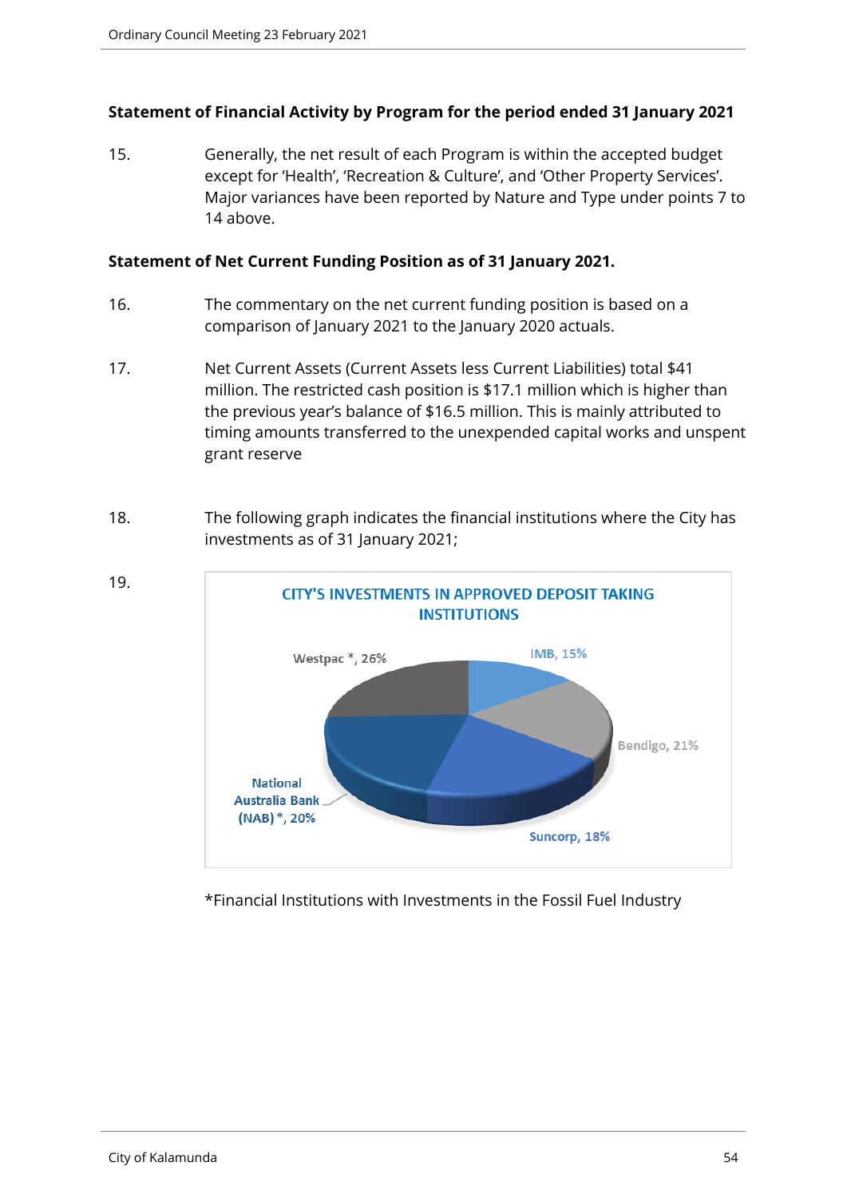**Statement of Financial Activity by Program for the period ended 31 January 2021**

15. Generally, the net result of each Program is within the accepted budget except for 'Health', 'Recreation & Culture', and 'Other Property Services'. Major variances have been reported by Nature and Type under points 7 to 14 above.

**Statement of Net Current Funding Position as of 31 January 2021.**

16. The commentary on the net current funding position is based on a comparison of January 2021 to the January 2020 actuals.

17. Net Current Assets (Current Assets less Current Liabilities) total $41 million. The restricted cash position is $17.1 million which is higher than the previous year's balance of $16.5 million. This is mainly attributed to timing amounts transferred to the unexpended capital works and unspent grant reserve

18. The following graph indicates the financial institutions where the City has investments as of 31 January 2021;

19.

CITY'S INVESTMENTS IN APPROVED DEPOSIT TAKING INSTITUTIONS

| Institution | Share |
|---|---|
| Westpac * | 26% |
| IMB | 15% |
| Bendigo | 21% |
| Suncorp | 18% |
| National Australia Bank (NAB) * | 20% |

*Financial Institutions with Investments in the Fossil Fuel Industry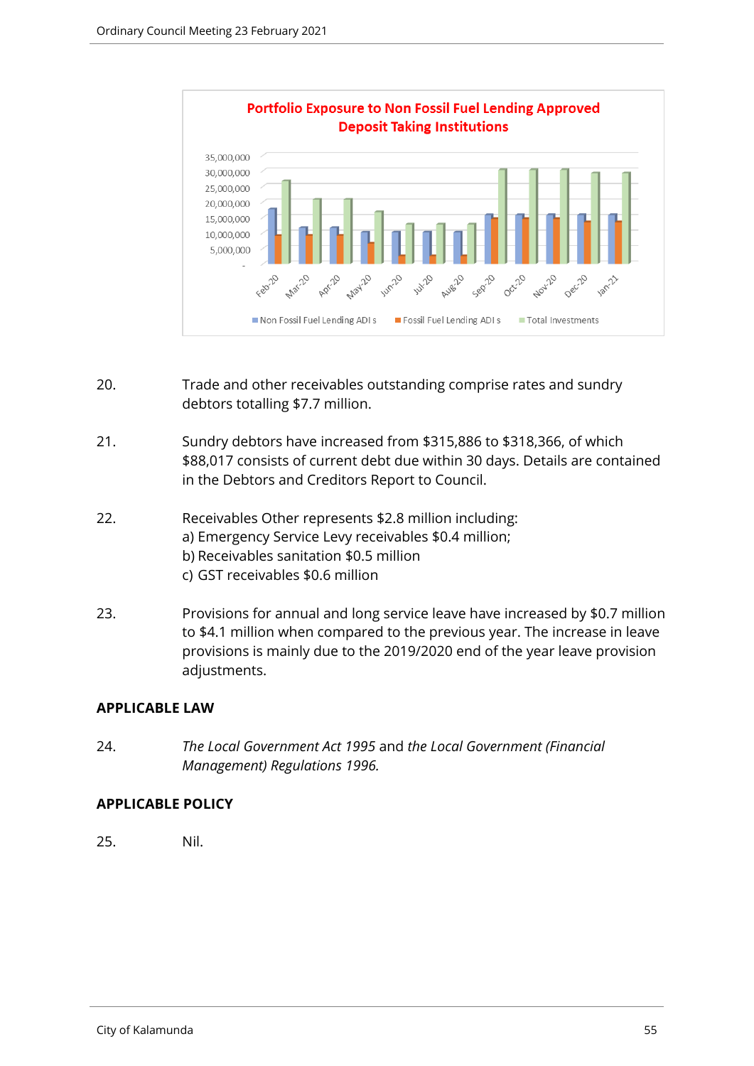Portfolio Exposure to Non Fossil Fuel Lending Approved Deposit Taking Institutions

20. Trade and other receivables outstanding comprise rates and sundry debtors totalling $7.7 million.

21. Sundry debtors have increased from $315,886 to $318,366, of which $88,017 consists of current debt due within 30 days. Details are contained in the Debtors and Creditors Report to Council.

22. Receivables Other represents $2.8 million including:
a) Emergency Service Levy receivables $0.4 million;
b) Receivables sanitation $0.5 million
c) GST receivables $0.6 million

23. Provisions for annual and long service leave have increased by $0.7 million to $4.1 million when compared to the previous year. The increase in leave provisions is mainly due to the 2019/2020 end of the year leave provision adjustments.

## APPLICABLE LAW

24. *The Local Government Act 1995* and *the Local Government (Financial Management) Regulations 1996.*

## APPLICABLE POLICY

25. Nil.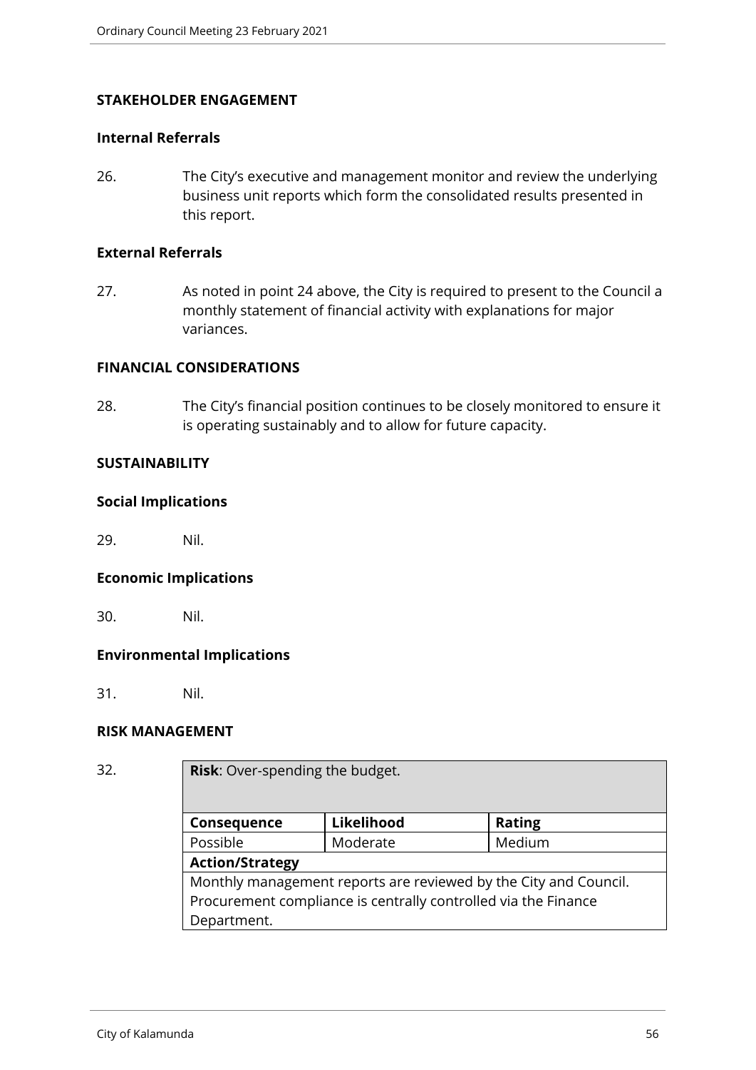## STAKEHOLDER ENGAGEMENT

### Internal Referrals

26. The City's executive and management monitor and review the underlying business unit reports which form the consolidated results presented in this report.

### External Referrals

27. As noted in point 24 above, the City is required to present to the Council a monthly statement of financial activity with explanations for major variances.

## FINANCIAL CONSIDERATIONS

28. The City's financial position continues to be closely monitored to ensure it is operating sustainably and to allow for future capacity.

## SUSTAINABILITY

### Social Implications

29. Nil.

### Economic Implications

30. Nil.

### Environmental Implications

31. Nil.

## RISK MANAGEMENT

32.

| **Risk**: Over-spending the budget. | | |
|---|---|---|
| **Consequence** | **Likelihood** | **Rating** |
| Possible | Moderate | Medium |
| **Action/Strategy** | | |
| Monthly management reports are reviewed by the City and Council. Procurement compliance is centrally controlled via the Finance Department. | | |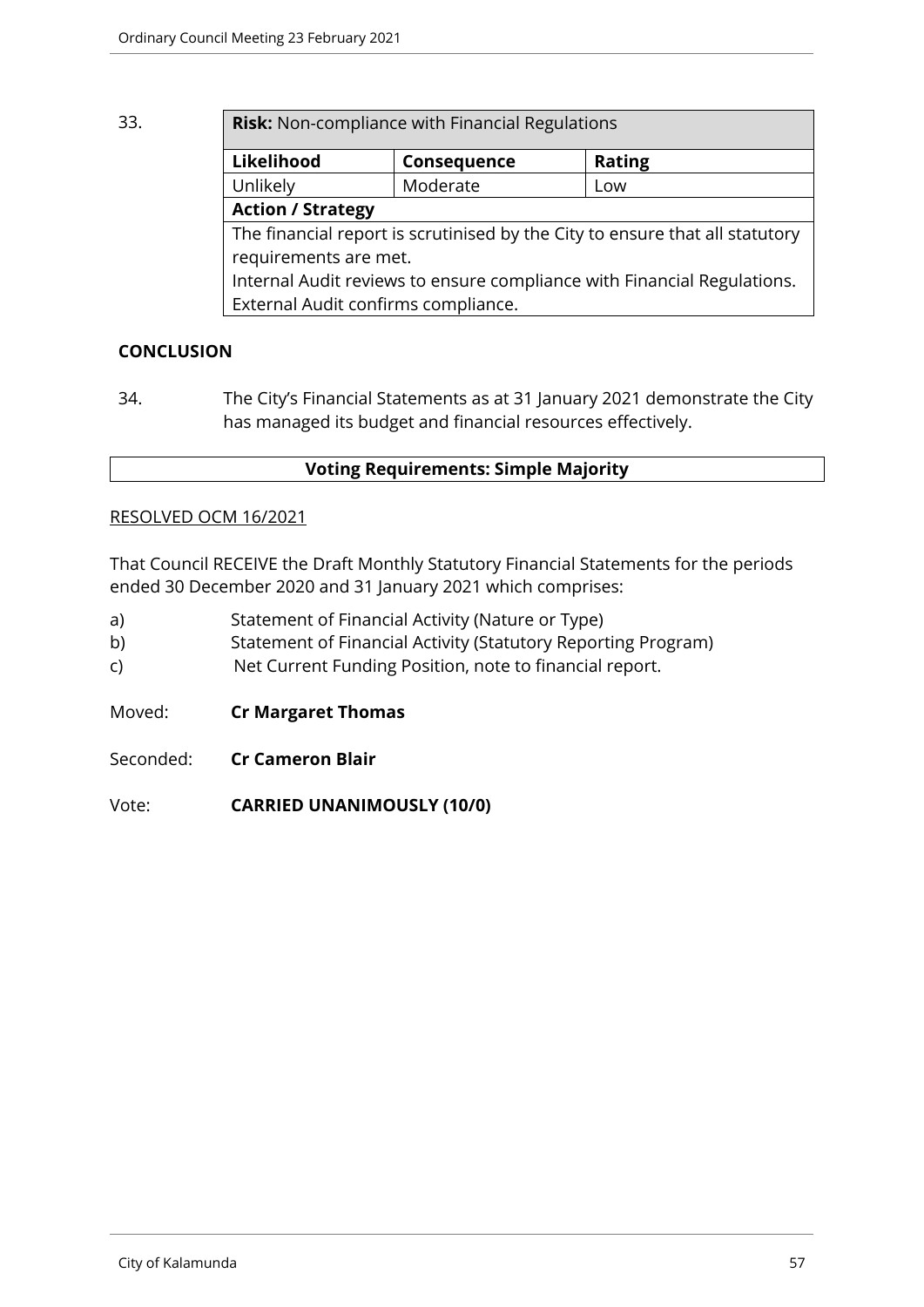33.

| **Risk:** Non-compliance with Financial Regulations | | |
|---|---|---|
| **Likelihood** | **Consequence** | **Rating** |
| Unlikely | Moderate | Low |
| **Action / Strategy** | | |
| The financial report is scrutinised by the City to ensure that all statutory requirements are met.<br>Internal Audit reviews to ensure compliance with Financial Regulations.<br>External Audit confirms compliance. | | |

**CONCLUSION**

34. The City's Financial Statements as at 31 January 2021 demonstrate the City has managed its budget and financial resources effectively.

**Voting Requirements: Simple Majority**

RESOLVED OCM 16/2021

That Council RECEIVE the Draft Monthly Statutory Financial Statements for the periods ended 30 December 2020 and 31 January 2021 which comprises:

a) Statement of Financial Activity (Nature or Type)
b) Statement of Financial Activity (Statutory Reporting Program)
c) Net Current Funding Position, note to financial report.

Moved: **Cr Margaret Thomas**

Seconded: **Cr Cameron Blair**

Vote: **CARRIED UNANIMOUSLY (10/0)**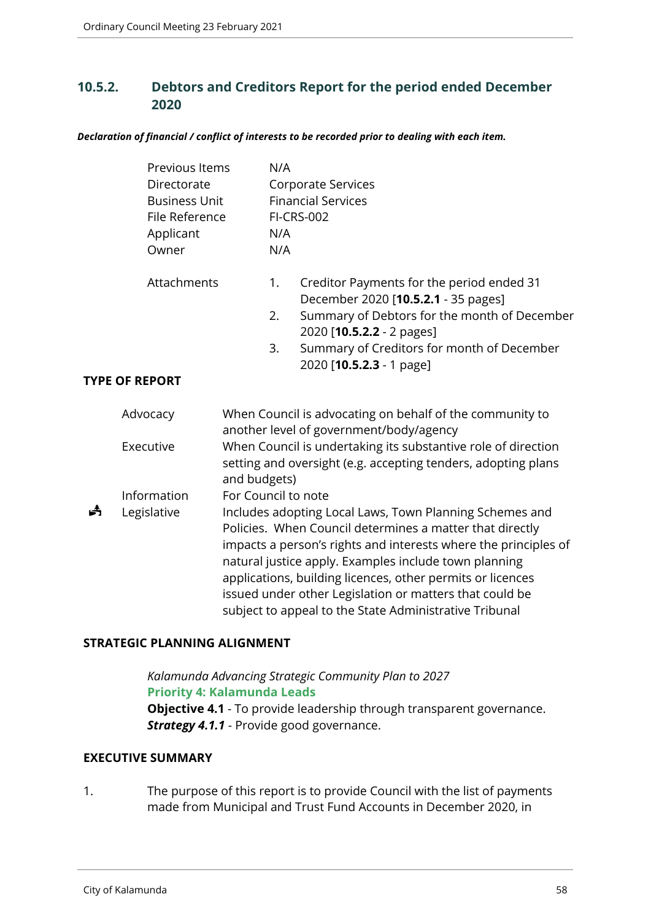## 10.5.2. Debtors and Creditors Report for the period ended December 2020

***Declaration of financial / conflict of interests to be recorded prior to dealing with each item.***

| | |
|---|---|
| Previous Items | N/A |
| Directorate | Corporate Services |
| Business Unit | Financial Services |
| File Reference | FI-CRS-002 |
| Applicant | N/A |
| Owner | N/A |

Attachments

1. Creditor Payments for the period ended 31 December 2020 [**10.5.2.1** - 35 pages]
2. Summary of Debtors for the month of December 2020 [**10.5.2.2** - 2 pages]
3. Summary of Creditors for month of December 2020 [**10.5.2.3** - 1 page]

**TYPE OF REPORT**

| | | |
|---|---|---|
| | Advocacy | When Council is advocating on behalf of the community to another level of government/body/agency |
| | Executive | When Council is undertaking its substantive role of direction setting and oversight (e.g. accepting tenders, adopting plans and budgets) |
| | Information | For Council to note |
| ✓ | Legislative | Includes adopting Local Laws, Town Planning Schemes and Policies. When Council determines a matter that directly impacts a person's rights and interests where the principles of natural justice apply. Examples include town planning applications, building licences, other permits or licences issued under other Legislation or matters that could be subject to appeal to the State Administrative Tribunal |

**STRATEGIC PLANNING ALIGNMENT**

*Kalamunda Advancing Strategic Community Plan to 2027*
**Priority 4: Kalamunda Leads**
**Objective 4.1** - To provide leadership through transparent governance.
***Strategy 4.1.1*** - Provide good governance.

**EXECUTIVE SUMMARY**

1. The purpose of this report is to provide Council with the list of payments made from Municipal and Trust Fund Accounts in December 2020, in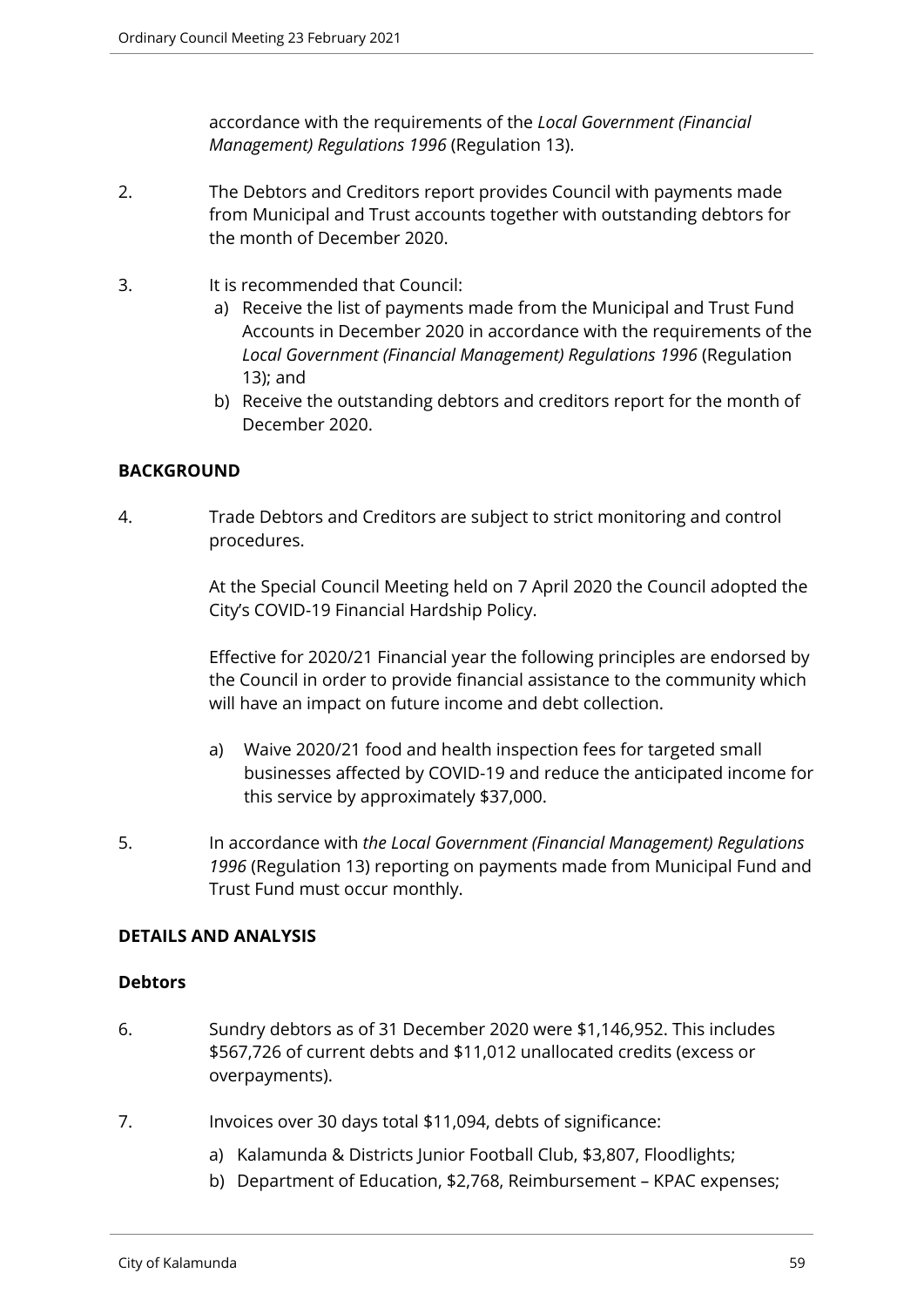accordance with the requirements of the *Local Government (Financial Management) Regulations 1996* (Regulation 13).

2. The Debtors and Creditors report provides Council with payments made from Municipal and Trust accounts together with outstanding debtors for the month of December 2020.

3. It is recommended that Council:
   a) Receive the list of payments made from the Municipal and Trust Fund Accounts in December 2020 in accordance with the requirements of the *Local Government (Financial Management) Regulations 1996* (Regulation 13); and
   b) Receive the outstanding debtors and creditors report for the month of December 2020.

**BACKGROUND**

4. Trade Debtors and Creditors are subject to strict monitoring and control procedures.

   At the Special Council Meeting held on 7 April 2020 the Council adopted the City's COVID-19 Financial Hardship Policy.

   Effective for 2020/21 Financial year the following principles are endorsed by the Council in order to provide financial assistance to the community which will have an impact on future income and debt collection.

   a) Waive 2020/21 food and health inspection fees for targeted small businesses affected by COVID-19 and reduce the anticipated income for this service by approximately $37,000.

5. In accordance with *the Local Government (Financial Management) Regulations 1996* (Regulation 13) reporting on payments made from Municipal Fund and Trust Fund must occur monthly.

**DETAILS AND ANALYSIS**

**Debtors**

6. Sundry debtors as of 31 December 2020 were $1,146,952. This includes $567,726 of current debts and $11,012 unallocated credits (excess or overpayments).

7. Invoices over 30 days total $11,094, debts of significance:
   a) Kalamunda & Districts Junior Football Club, $3,807, Floodlights;
   b) Department of Education, $2,768, Reimbursement – KPAC expenses;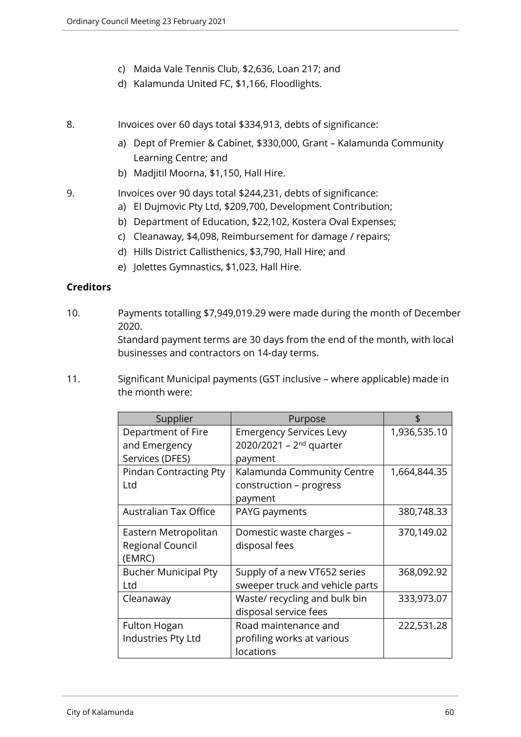c) Maida Vale Tennis Club, $2,636, Loan 217; and
d) Kalamunda United FC, $1,166, Floodlights.

8. Invoices over 60 days total $334,913, debts of significance:

   a) Dept of Premier & Cabinet, $330,000, Grant – Kalamunda Community Learning Centre; and
   b) Madjitil Moorna, $1,150, Hall Hire.

9. Invoices over 90 days total $244,231, debts of significance:

   a) El Dujmovic Pty Ltd, $209,700, Development Contribution;
   b) Department of Education, $22,102, Kostera Oval Expenses;
   c) Cleanaway, $4,098, Reimbursement for damage / repairs;
   d) Hills District Callisthenics, $3,790, Hall Hire; and
   e) Jolettes Gymnastics, $1,023, Hall Hire.

**Creditors**

10. Payments totalling $7,949,019.29 were made during the month of December 2020.
    Standard payment terms are 30 days from the end of the month, with local businesses and contractors on 14-day terms.

11. Significant Municipal payments (GST inclusive – where applicable) made in the month were:

| Supplier | Purpose | $ |
|---|---|---|
| Department of Fire and Emergency Services (DFES) | Emergency Services Levy 2020/2021 – 2nd quarter payment | 1,936,535.10 |
| Pindan Contracting Pty Ltd | Kalamunda Community Centre construction – progress payment | 1,664,844.35 |
| Australian Tax Office | PAYG payments | 380,748.33 |
| Eastern Metropolitan Regional Council (EMRC) | Domestic waste charges – disposal fees | 370,149.02 |
| Bucher Municipal Pty Ltd | Supply of a new VT652 series sweeper truck and vehicle parts | 368,092.92 |
| Cleanaway | Waste/ recycling and bulk bin disposal service fees | 333,973.07 |
| Fulton Hogan Industries Pty Ltd | Road maintenance and profiling works at various locations | 222,531.28 |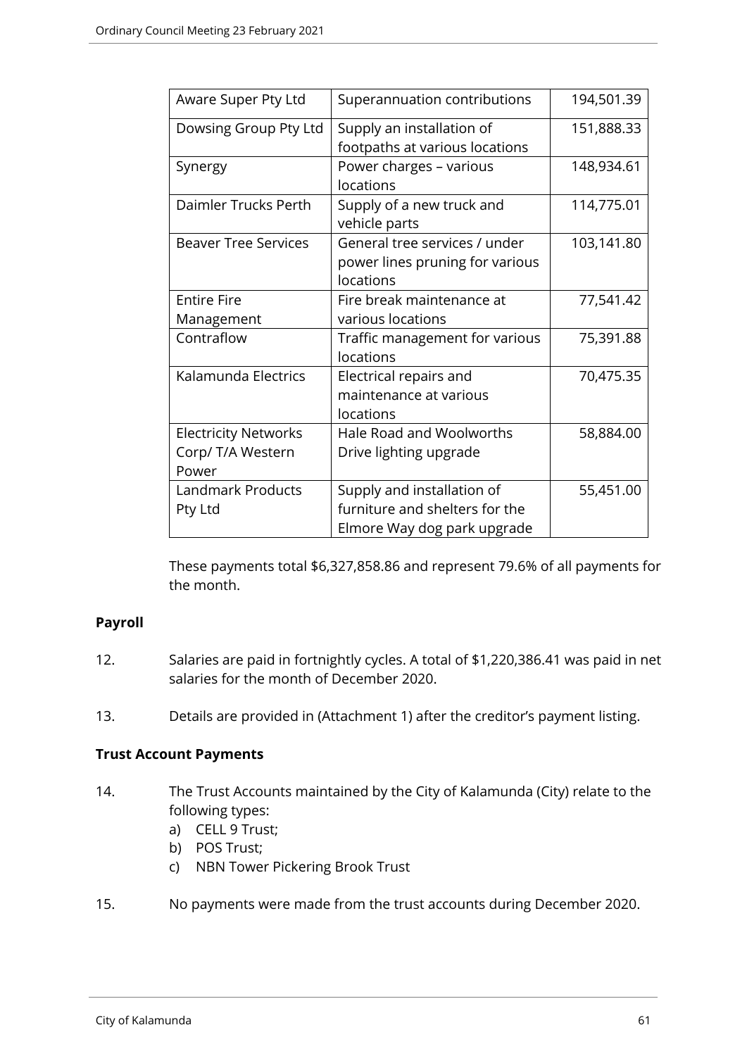| Aware Super Pty Ltd | Superannuation contributions | 194,501.39 |
|---|---|---|
| Dowsing Group Pty Ltd | Supply an installation of footpaths at various locations | 151,888.33 |
| Synergy | Power charges – various locations | 148,934.61 |
| Daimler Trucks Perth | Supply of a new truck and vehicle parts | 114,775.01 |
| Beaver Tree Services | General tree services / under power lines pruning for various locations | 103,141.80 |
| Entire Fire Management | Fire break maintenance at various locations | 77,541.42 |
| Contraflow | Traffic management for various locations | 75,391.88 |
| Kalamunda Electrics | Electrical repairs and maintenance at various locations | 70,475.35 |
| Electricity Networks Corp/ T/A Western Power | Hale Road and Woolworths Drive lighting upgrade | 58,884.00 |
| Landmark Products Pty Ltd | Supply and installation of furniture and shelters for the Elmore Way dog park upgrade | 55,451.00 |

These payments total $6,327,858.86 and represent 79.6% of all payments for the month.

**Payroll**

12. Salaries are paid in fortnightly cycles. A total of $1,220,386.41 was paid in net salaries for the month of December 2020.

13. Details are provided in (Attachment 1) after the creditor's payment listing.

**Trust Account Payments**

14. The Trust Accounts maintained by the City of Kalamunda (City) relate to the following types:
    a) CELL 9 Trust;
    b) POS Trust;
    c) NBN Tower Pickering Brook Trust

15. No payments were made from the trust accounts during December 2020.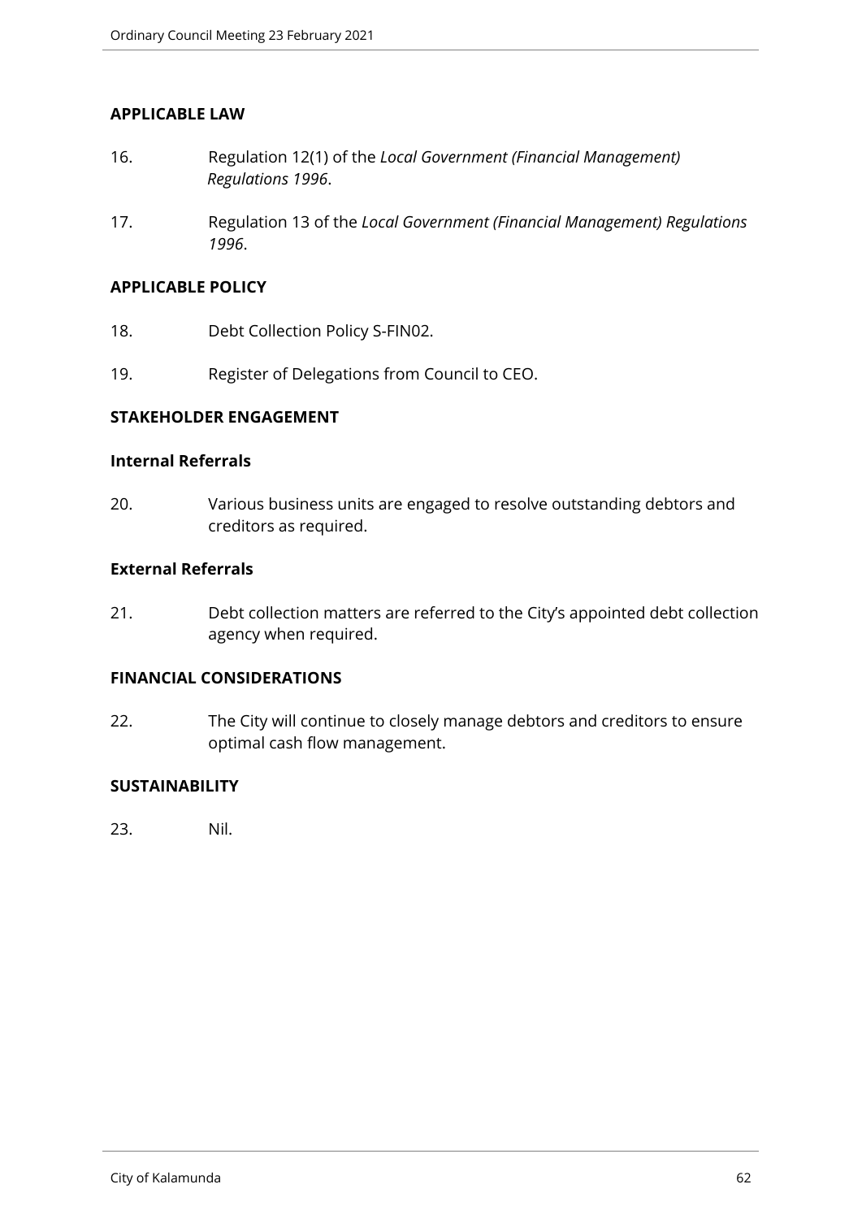## APPLICABLE LAW

16. Regulation 12(1) of the *Local Government (Financial Management) Regulations 1996*.

17. Regulation 13 of the *Local Government (Financial Management) Regulations 1996*.

## APPLICABLE POLICY

18. Debt Collection Policy S-FIN02.

19. Register of Delegations from Council to CEO.

## STAKEHOLDER ENGAGEMENT

### Internal Referrals

20. Various business units are engaged to resolve outstanding debtors and creditors as required.

### External Referrals

21. Debt collection matters are referred to the City's appointed debt collection agency when required.

## FINANCIAL CONSIDERATIONS

22. The City will continue to closely manage debtors and creditors to ensure optimal cash flow management.

## SUSTAINABILITY

23. Nil.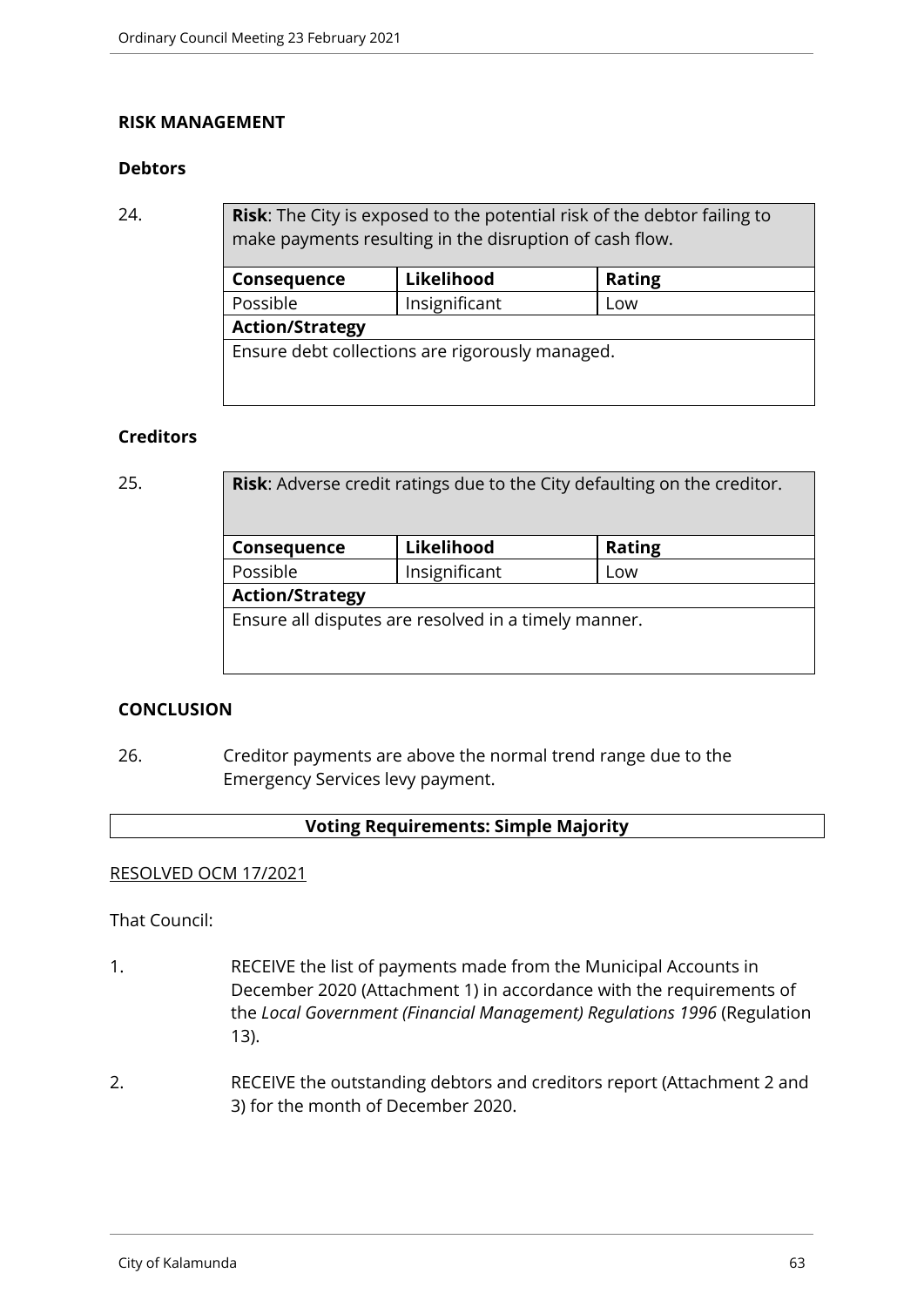**RISK MANAGEMENT**

**Debtors**

24.

| **Risk**: The City is exposed to the potential risk of the debtor failing to make payments resulting in the disruption of cash flow. | | |
|---|---|---|
| **Consequence** | **Likelihood** | **Rating** |
| Possible | Insignificant | Low |
| **Action/Strategy** | | |
| Ensure debt collections are rigorously managed. | | |

**Creditors**

25.

| **Risk**: Adverse credit ratings due to the City defaulting on the creditor. | | |
|---|---|---|
| **Consequence** | **Likelihood** | **Rating** |
| Possible | Insignificant | Low |
| **Action/Strategy** | | |
| Ensure all disputes are resolved in a timely manner. | | |

**CONCLUSION**

26. Creditor payments are above the normal trend range due to the Emergency Services levy payment.

**Voting Requirements: Simple Majority**

RESOLVED OCM 17/2021

That Council:

1. RECEIVE the list of payments made from the Municipal Accounts in December 2020 (Attachment 1) in accordance with the requirements of the *Local Government (Financial Management) Regulations 1996* (Regulation 13).

2. RECEIVE the outstanding debtors and creditors report (Attachment 2 and 3) for the month of December 2020.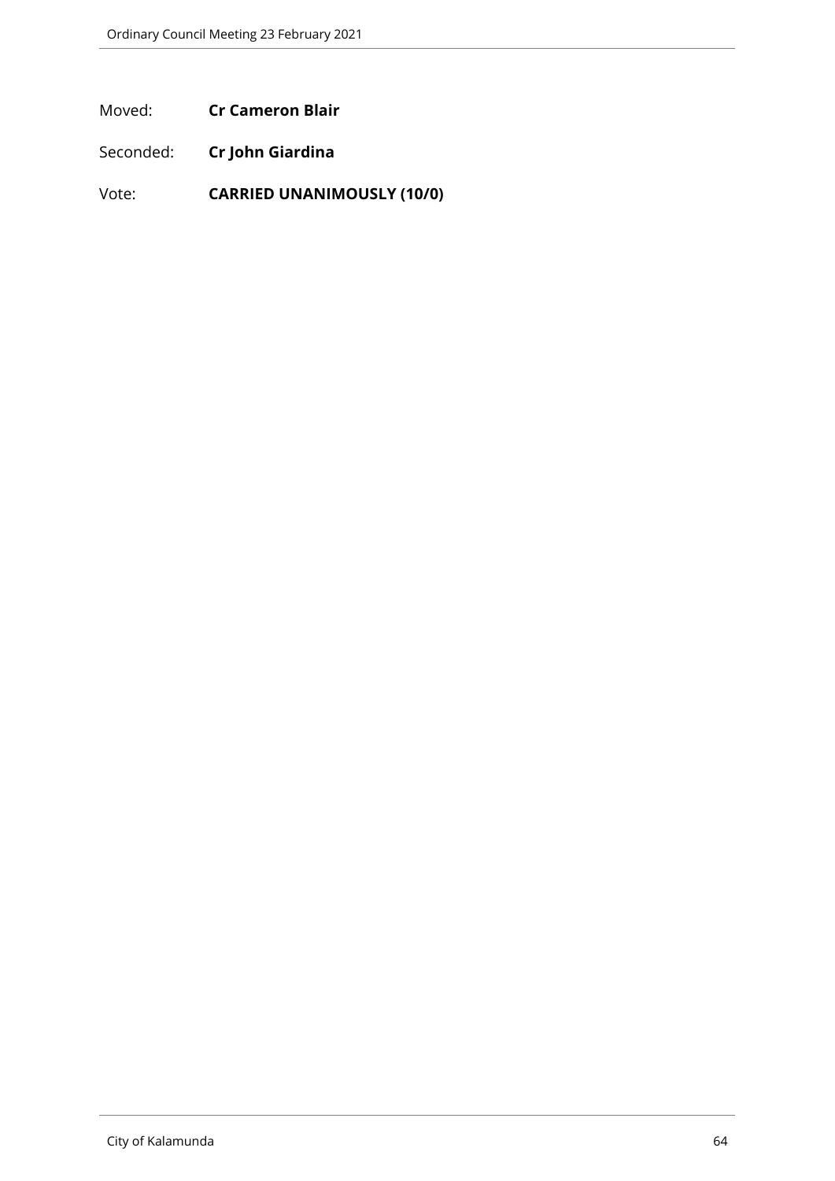Moved: **Cr Cameron Blair**

Seconded: **Cr John Giardina**

Vote: **CARRIED UNANIMOUSLY (10/0)**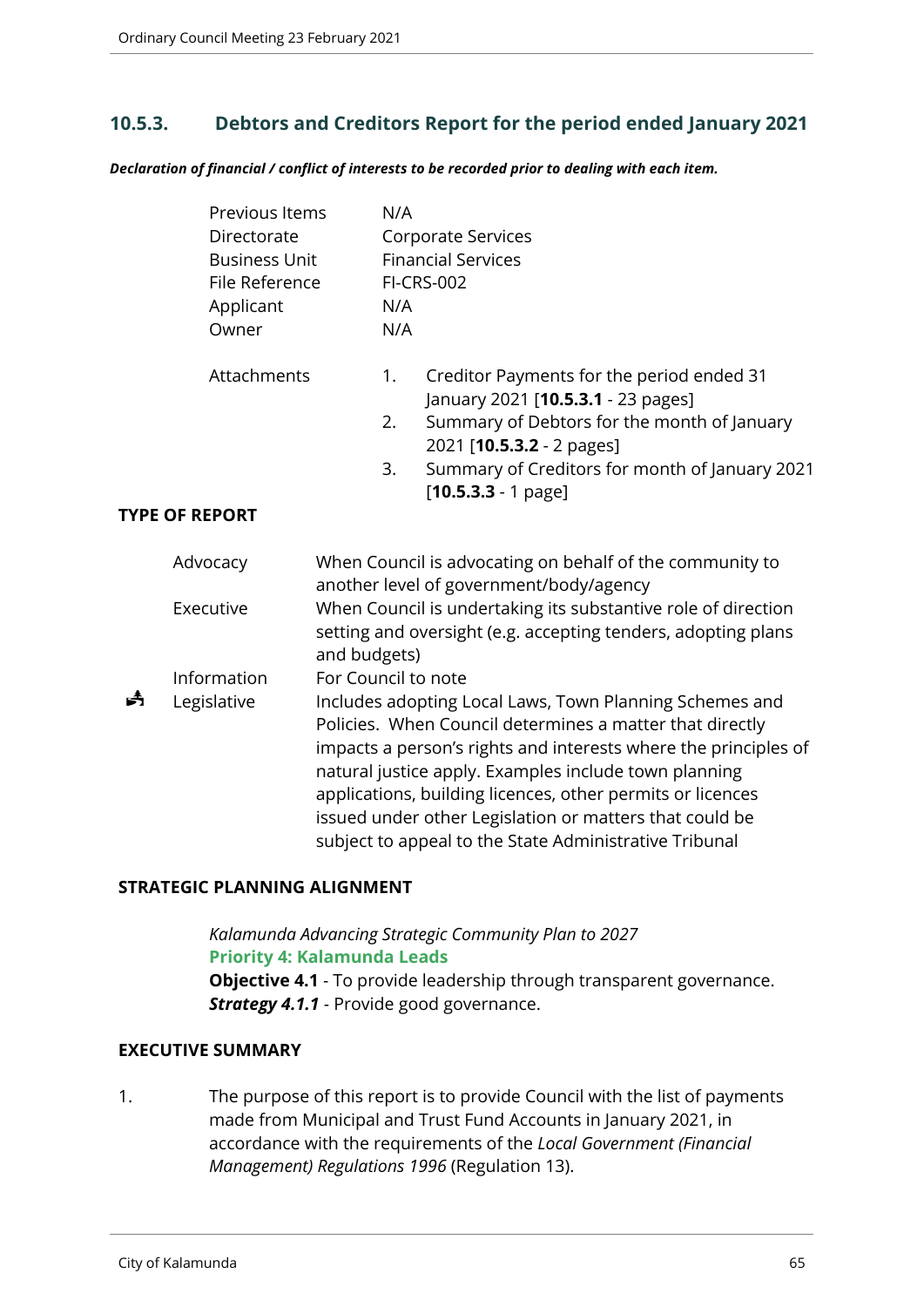## 10.5.3. Debtors and Creditors Report for the period ended January 2021

***Declaration of financial / conflict of interests to be recorded prior to dealing with each item.***

| | |
|---|---|
| Previous Items | N/A |
| Directorate | Corporate Services |
| Business Unit | Financial Services |
| File Reference | FI-CRS-002 |
| Applicant | N/A |
| Owner | N/A |

Attachments

1. Creditor Payments for the period ended 31 January 2021 [**10.5.3.1** - 23 pages]
2. Summary of Debtors for the month of January 2021 [**10.5.3.2** - 2 pages]
3. Summary of Creditors for month of January 2021 [**10.5.3.3** - 1 page]

**TYPE OF REPORT**

| | | |
|---|---|---|
| | Advocacy | When Council is advocating on behalf of the community to another level of government/body/agency |
| | Executive | When Council is undertaking its substantive role of direction setting and oversight (e.g. accepting tenders, adopting plans and budgets) |
| ✓ | Information | For Council to note |
| | Legislative | Includes adopting Local Laws, Town Planning Schemes and Policies. When Council determines a matter that directly impacts a person's rights and interests where the principles of natural justice apply. Examples include town planning applications, building licences, other permits or licences issued under other Legislation or matters that could be subject to appeal to the State Administrative Tribunal |

**STRATEGIC PLANNING ALIGNMENT**

*Kalamunda Advancing Strategic Community Plan to 2027*
**Priority 4: Kalamunda Leads**
**Objective 4.1** - To provide leadership through transparent governance.
***Strategy 4.1.1*** - Provide good governance.

**EXECUTIVE SUMMARY**

1. The purpose of this report is to provide Council with the list of payments made from Municipal and Trust Fund Accounts in January 2021, in accordance with the requirements of the *Local Government (Financial Management) Regulations 1996* (Regulation 13).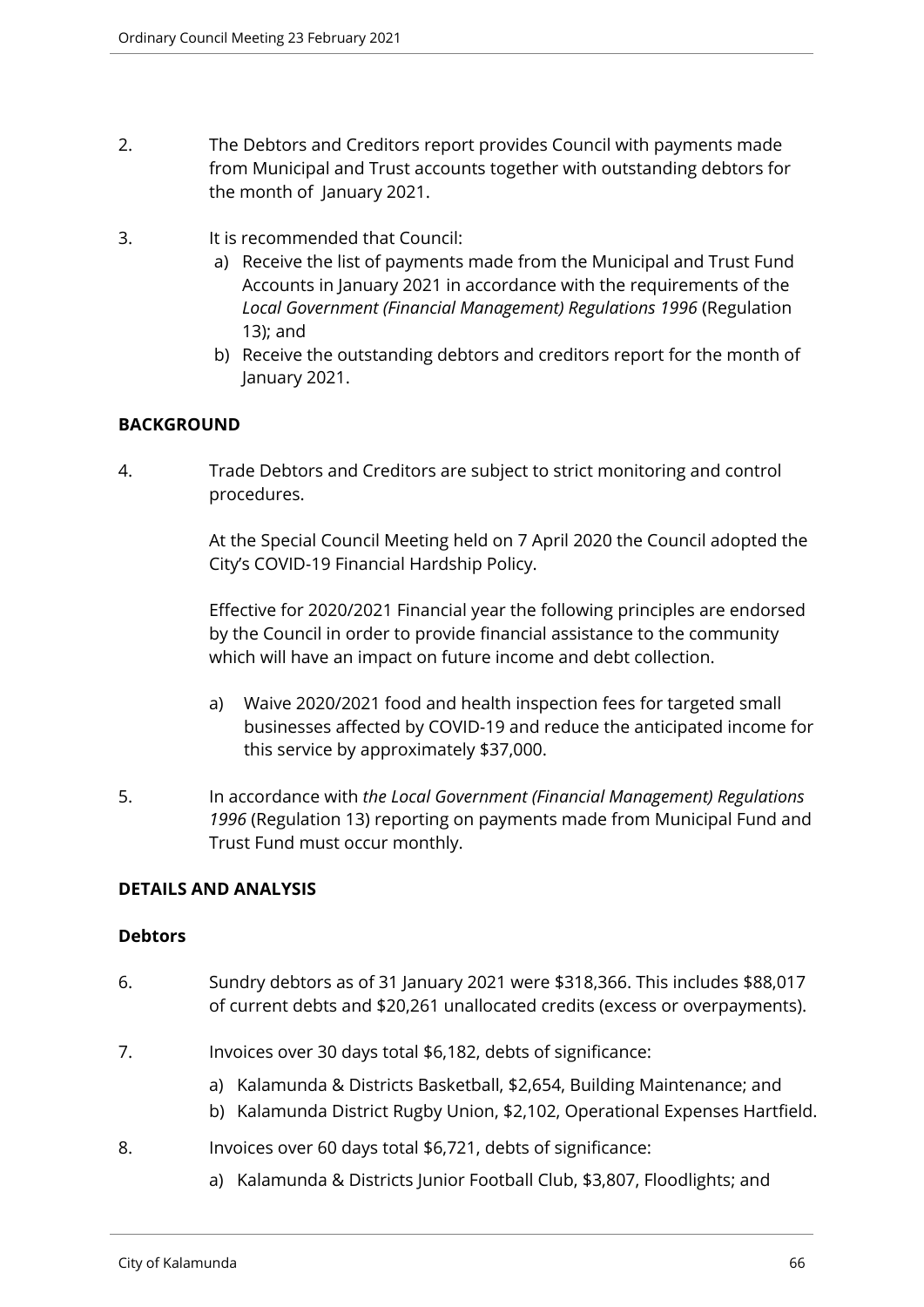2. The Debtors and Creditors report provides Council with payments made from Municipal and Trust accounts together with outstanding debtors for the month of January 2021.

3. It is recommended that Council:
   a) Receive the list of payments made from the Municipal and Trust Fund Accounts in January 2021 in accordance with the requirements of the *Local Government (Financial Management) Regulations 1996* (Regulation 13); and
   b) Receive the outstanding debtors and creditors report for the month of January 2021.

**BACKGROUND**

4. Trade Debtors and Creditors are subject to strict monitoring and control procedures.

   At the Special Council Meeting held on 7 April 2020 the Council adopted the City's COVID-19 Financial Hardship Policy.

   Effective for 2020/2021 Financial year the following principles are endorsed by the Council in order to provide financial assistance to the community which will have an impact on future income and debt collection.

   a) Waive 2020/2021 food and health inspection fees for targeted small businesses affected by COVID-19 and reduce the anticipated income for this service by approximately $37,000.

5. In accordance with *the Local Government (Financial Management) Regulations 1996* (Regulation 13) reporting on payments made from Municipal Fund and Trust Fund must occur monthly.

**DETAILS AND ANALYSIS**

**Debtors**

6. Sundry debtors as of 31 January 2021 were $318,366. This includes $88,017 of current debts and $20,261 unallocated credits (excess or overpayments).

7. Invoices over 30 days total $6,182, debts of significance:
   a) Kalamunda & Districts Basketball, $2,654, Building Maintenance; and
   b) Kalamunda District Rugby Union, $2,102, Operational Expenses Hartfield.

8. Invoices over 60 days total $6,721, debts of significance:
   a) Kalamunda & Districts Junior Football Club, $3,807, Floodlights; and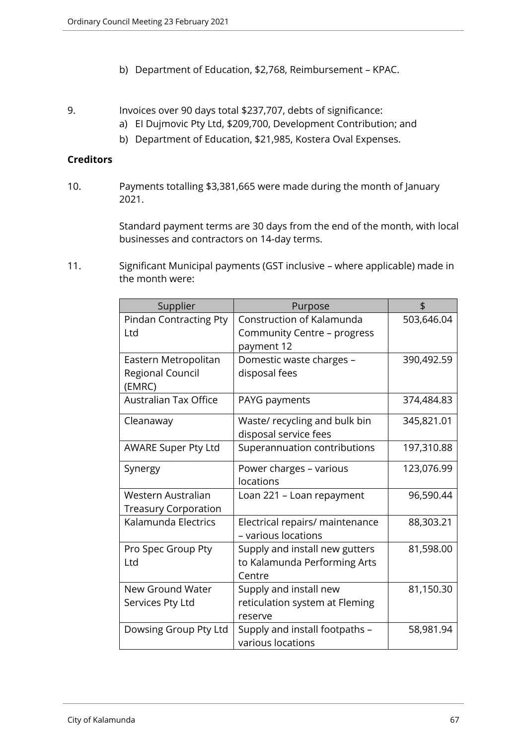b) Department of Education, $2,768, Reimbursement – KPAC.

9. Invoices over 90 days total $237,707, debts of significance:
   a) EI Dujmovic Pty Ltd, $209,700, Development Contribution; and
   b) Department of Education, $21,985, Kostera Oval Expenses.

**Creditors**

10. Payments totalling $3,381,665 were made during the month of January 2021.

    Standard payment terms are 30 days from the end of the month, with local businesses and contractors on 14-day terms.

11. Significant Municipal payments (GST inclusive – where applicable) made in the month were:

| Supplier | Purpose | $ |
|---|---|---:|
| Pindan Contracting Pty Ltd | Construction of Kalamunda Community Centre – progress payment 12 | 503,646.04 |
| Eastern Metropolitan Regional Council (EMRC) | Domestic waste charges – disposal fees | 390,492.59 |
| Australian Tax Office | PAYG payments | 374,484.83 |
| Cleanaway | Waste/ recycling and bulk bin disposal service fees | 345,821.01 |
| AWARE Super Pty Ltd | Superannuation contributions | 197,310.88 |
| Synergy | Power charges – various locations | 123,076.99 |
| Western Australian Treasury Corporation | Loan 221 – Loan repayment | 96,590.44 |
| Kalamunda Electrics | Electrical repairs/ maintenance – various locations | 88,303.21 |
| Pro Spec Group Pty Ltd | Supply and install new gutters to Kalamunda Performing Arts Centre | 81,598.00 |
| New Ground Water Services Pty Ltd | Supply and install new reticulation system at Fleming reserve | 81,150.30 |
| Dowsing Group Pty Ltd | Supply and install footpaths – various locations | 58,981.94 |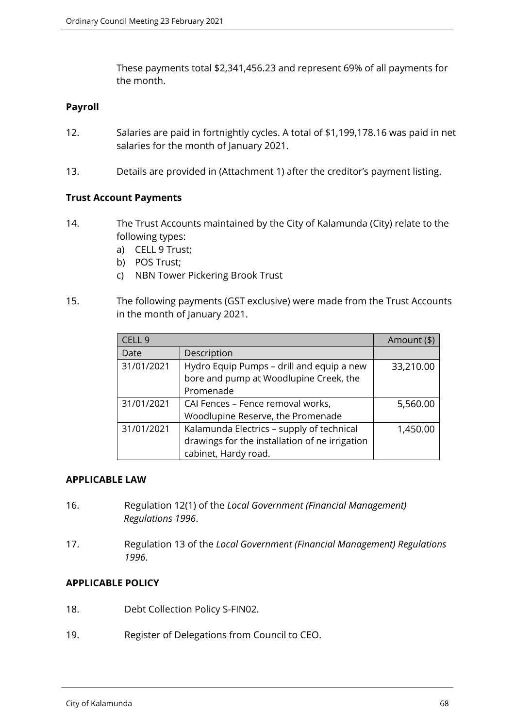These payments total $2,341,456.23 and represent 69% of all payments for the month.

**Payroll**

12. Salaries are paid in fortnightly cycles. A total of $1,199,178.16 was paid in net salaries for the month of January 2021.

13. Details are provided in (Attachment 1) after the creditor's payment listing.

**Trust Account Payments**

14. The Trust Accounts maintained by the City of Kalamunda (City) relate to the following types:
    a) CELL 9 Trust;
    b) POS Trust;
    c) NBN Tower Pickering Brook Trust

15. The following payments (GST exclusive) were made from the Trust Accounts in the month of January 2021.

| CELL 9 | | Amount ($) |
|---|---|---|
| Date | Description | |
| 31/01/2021 | Hydro Equip Pumps – drill and equip a new bore and pump at Woodlupine Creek, the Promenade | 33,210.00 |
| 31/01/2021 | CAI Fences – Fence removal works, Woodlupine Reserve, the Promenade | 5,560.00 |
| 31/01/2021 | Kalamunda Electrics – supply of technical drawings for the installation of ne irrigation cabinet, Hardy road. | 1,450.00 |

**APPLICABLE LAW**

16. Regulation 12(1) of the *Local Government (Financial Management) Regulations 1996*.

17. Regulation 13 of the *Local Government (Financial Management) Regulations 1996*.

**APPLICABLE POLICY**

18. Debt Collection Policy S-FIN02.

19. Register of Delegations from Council to CEO.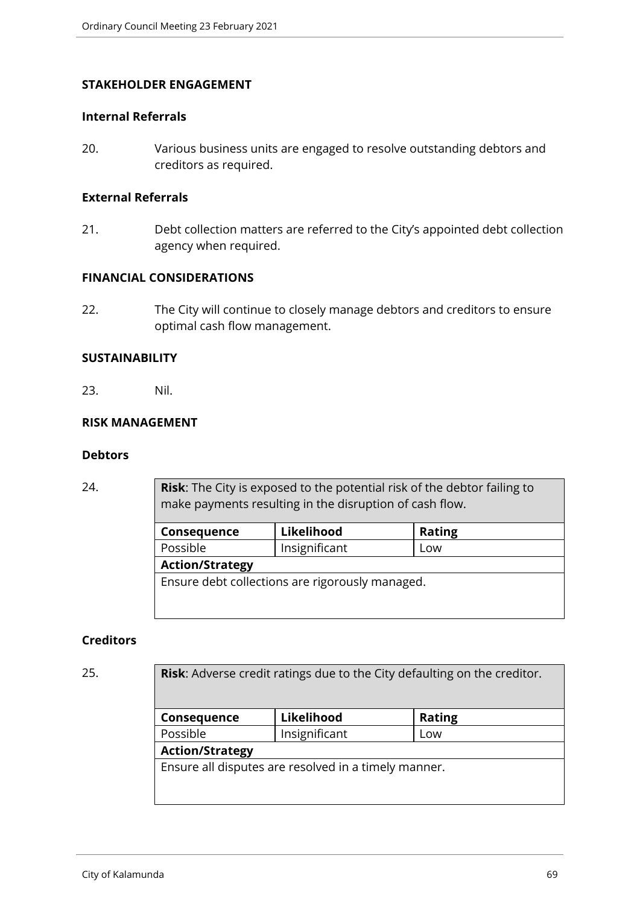## STAKEHOLDER ENGAGEMENT

### Internal Referrals

20. Various business units are engaged to resolve outstanding debtors and creditors as required.

### External Referrals

21. Debt collection matters are referred to the City's appointed debt collection agency when required.

## FINANCIAL CONSIDERATIONS

22. The City will continue to closely manage debtors and creditors to ensure optimal cash flow management.

## SUSTAINABILITY

23. Nil.

## RISK MANAGEMENT

### Debtors

24.

| **Risk**: The City is exposed to the potential risk of the debtor failing to make payments resulting in the disruption of cash flow. | | |
|---|---|---|
| **Consequence** | **Likelihood** | **Rating** |
| Possible | Insignificant | Low |
| **Action/Strategy** | | |
| Ensure debt collections are rigorously managed. | | |

### Creditors

25.

| **Risk**: Adverse credit ratings due to the City defaulting on the creditor. | | |
|---|---|---|
| **Consequence** | **Likelihood** | **Rating** |
| Possible | Insignificant | Low |
| **Action/Strategy** | | |
| Ensure all disputes are resolved in a timely manner. | | |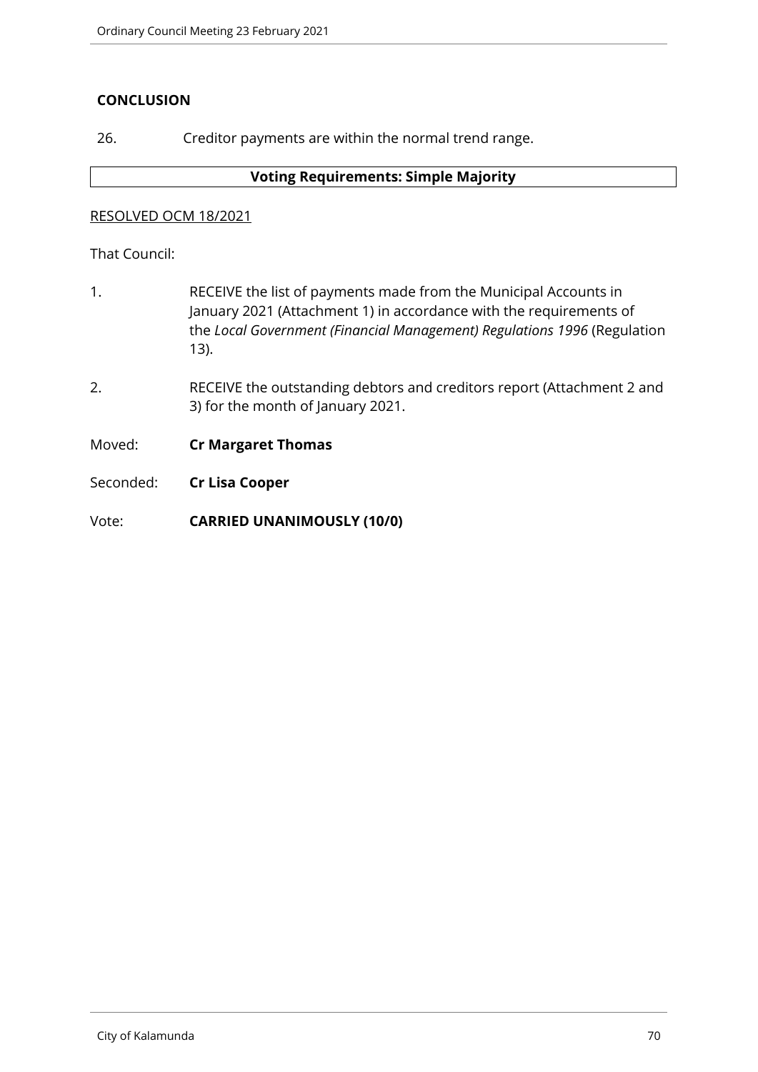## CONCLUSION

26. Creditor payments are within the normal trend range.

| Voting Requirements: Simple Majority |
|---|

RESOLVED OCM 18/2021

That Council:

1. RECEIVE the list of payments made from the Municipal Accounts in January 2021 (Attachment 1) in accordance with the requirements of the *Local Government (Financial Management) Regulations 1996* (Regulation 13).

2. RECEIVE the outstanding debtors and creditors report (Attachment 2 and 3) for the month of January 2021.

Moved: **Cr Margaret Thomas**

Seconded: **Cr Lisa Cooper**

Vote: **CARRIED UNANIMOUSLY (10/0)**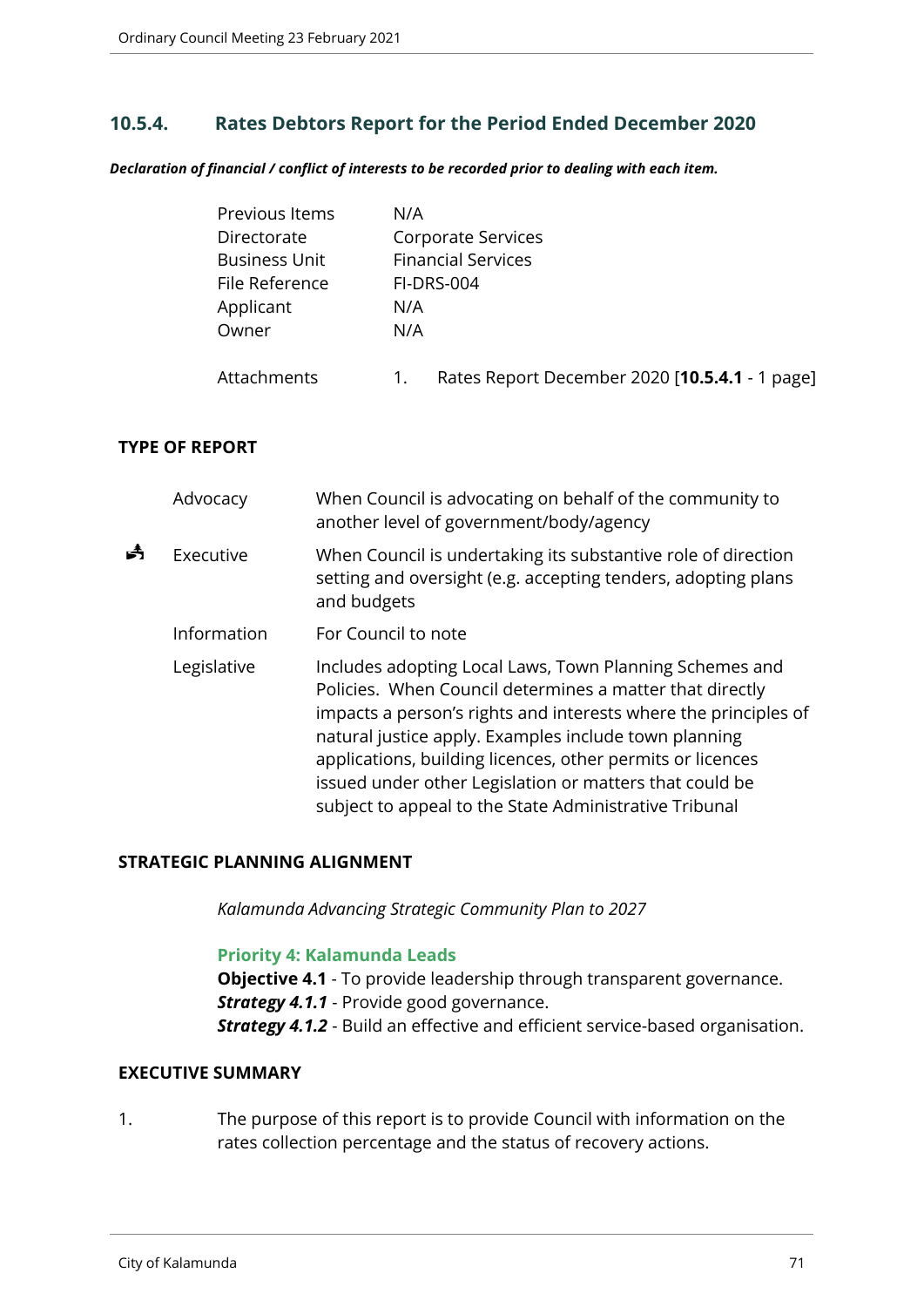## 10.5.4. Rates Debtors Report for the Period Ended December 2020

***Declaration of financial / conflict of interests to be recorded prior to dealing with each item.***

| | |
|---|---|
| Previous Items | N/A |
| Directorate | Corporate Services |
| Business Unit | Financial Services |
| File Reference | FI-DRS-004 |
| Applicant | N/A |
| Owner | N/A |
| Attachments | 1. Rates Report December 2020 [**10.5.4.1** - 1 page] |

### TYPE OF REPORT

| | | |
|---|---|---|
| | Advocacy | When Council is advocating on behalf of the community to another level of government/body/agency |
| ✓ | Executive | When Council is undertaking its substantive role of direction setting and oversight (e.g. accepting tenders, adopting plans and budgets |
| | Information | For Council to note |
| | Legislative | Includes adopting Local Laws, Town Planning Schemes and Policies. When Council determines a matter that directly impacts a person's rights and interests where the principles of natural justice apply. Examples include town planning applications, building licences, other permits or licences issued under other Legislation or matters that could be subject to appeal to the State Administrative Tribunal |

### STRATEGIC PLANNING ALIGNMENT

*Kalamunda Advancing Strategic Community Plan to 2027*

**Priority 4: Kalamunda Leads**
**Objective 4.1** - To provide leadership through transparent governance.
***Strategy 4.1.1*** - Provide good governance.
***Strategy 4.1.2*** - Build an effective and efficient service-based organisation.

### EXECUTIVE SUMMARY

1. The purpose of this report is to provide Council with information on the rates collection percentage and the status of recovery actions.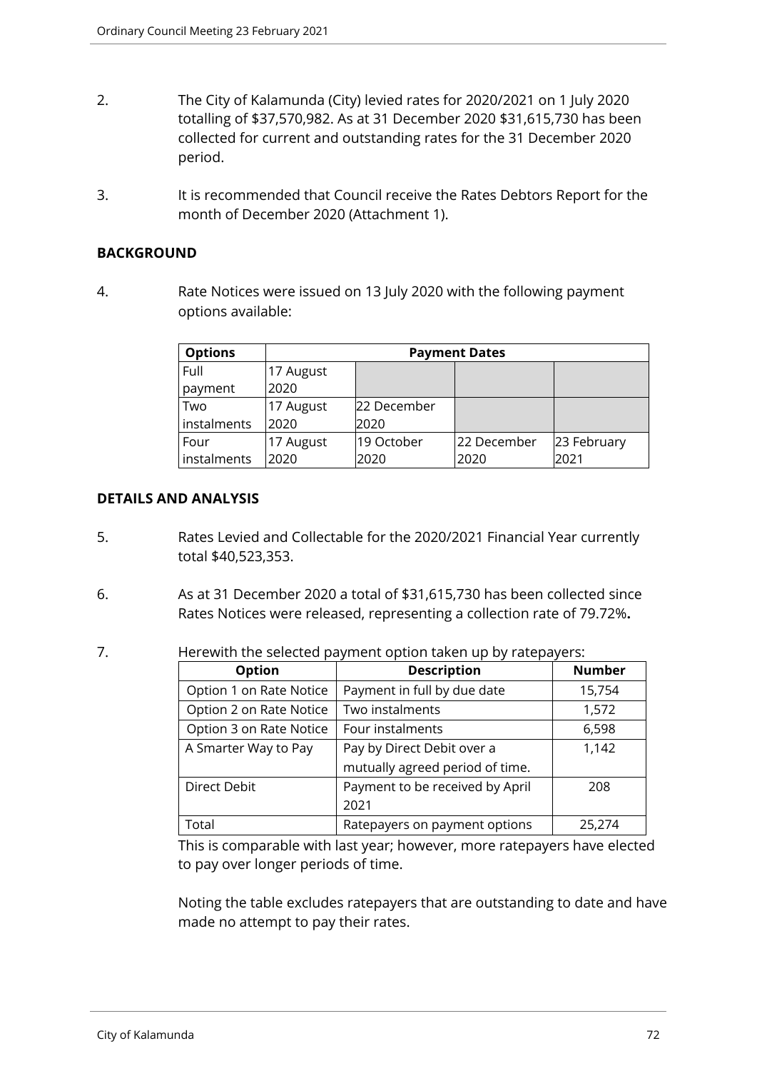2. The City of Kalamunda (City) levied rates for 2020/2021 on 1 July 2020 totalling of $37,570,982. As at 31 December 2020 $31,615,730 has been collected for current and outstanding rates for the 31 December 2020 period.

3. It is recommended that Council receive the Rates Debtors Report for the month of December 2020 (Attachment 1).

## BACKGROUND

4. Rate Notices were issued on 13 July 2020 with the following payment options available:

| Options | Payment Dates | | | |
|---|---|---|---|---|
| Full payment | 17 August 2020 | | | |
| Two instalments | 17 August 2020 | 22 December 2020 | | |
| Four instalments | 17 August 2020 | 19 October 2020 | 22 December 2020 | 23 February 2021 |

## DETAILS AND ANALYSIS

5. Rates Levied and Collectable for the 2020/2021 Financial Year currently total $40,523,353.

6. As at 31 December 2020 a total of $31,615,730 has been collected since Rates Notices were released, representing a collection rate of 79.72%**.**

7. Herewith the selected payment option taken up by ratepayers:

| Option | Description | Number |
|---|---|---|
| Option 1 on Rate Notice | Payment in full by due date | 15,754 |
| Option 2 on Rate Notice | Two instalments | 1,572 |
| Option 3 on Rate Notice | Four instalments | 6,598 |
| A Smarter Way to Pay | Pay by Direct Debit over a mutually agreed period of time. | 1,142 |
| Direct Debit | Payment to be received by April 2021 | 208 |
| Total | Ratepayers on payment options | 25,274 |

This is comparable with last year; however, more ratepayers have elected to pay over longer periods of time.

Noting the table excludes ratepayers that are outstanding to date and have made no attempt to pay their rates.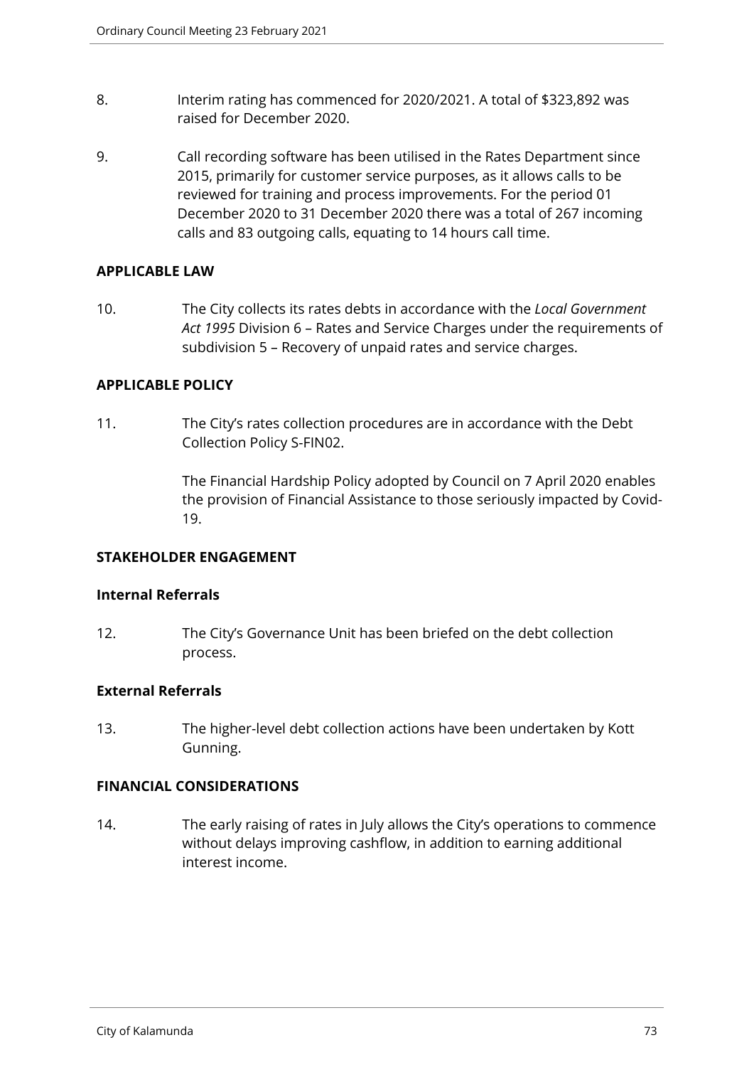8. Interim rating has commenced for 2020/2021. A total of $323,892 was raised for December 2020.

9. Call recording software has been utilised in the Rates Department since 2015, primarily for customer service purposes, as it allows calls to be reviewed for training and process improvements. For the period 01 December 2020 to 31 December 2020 there was a total of 267 incoming calls and 83 outgoing calls, equating to 14 hours call time.

**APPLICABLE LAW**

10. The City collects its rates debts in accordance with the *Local Government Act 1995* Division 6 – Rates and Service Charges under the requirements of subdivision 5 – Recovery of unpaid rates and service charges.

**APPLICABLE POLICY**

11. The City's rates collection procedures are in accordance with the Debt Collection Policy S-FIN02.

 The Financial Hardship Policy adopted by Council on 7 April 2020 enables the provision of Financial Assistance to those seriously impacted by Covid-19.

**STAKEHOLDER ENGAGEMENT**

**Internal Referrals**

12. The City's Governance Unit has been briefed on the debt collection process.

**External Referrals**

13. The higher-level debt collection actions have been undertaken by Kott Gunning.

**FINANCIAL CONSIDERATIONS**

14. The early raising of rates in July allows the City's operations to commence without delays improving cashflow, in addition to earning additional interest income.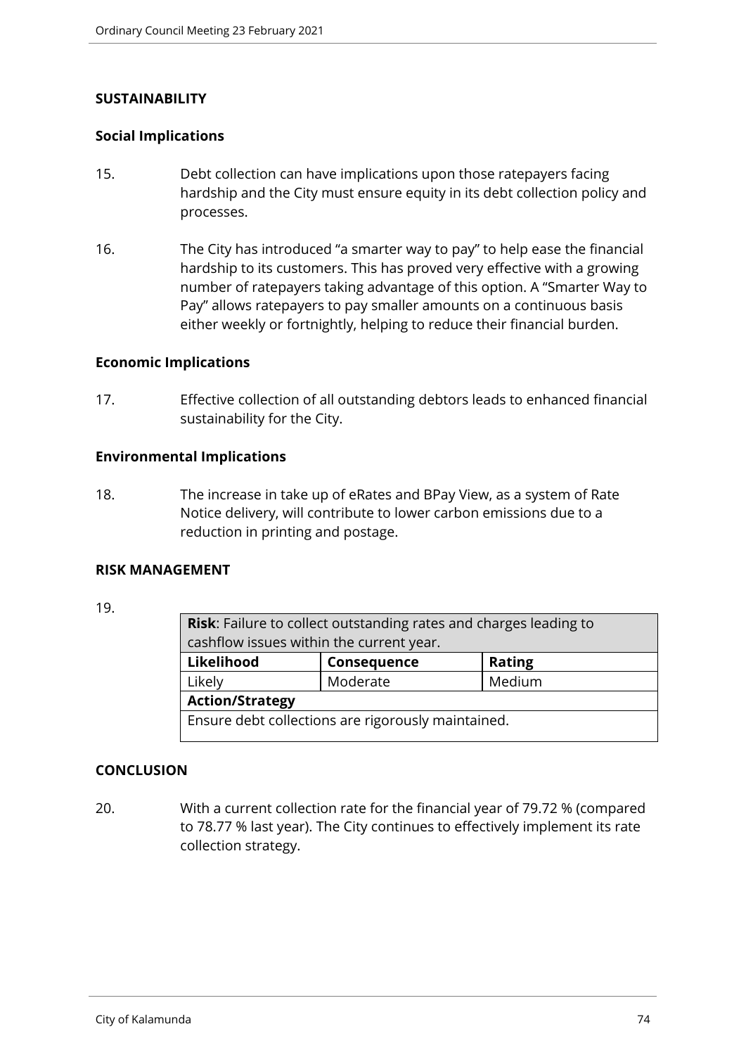## SUSTAINABILITY

### Social Implications

15. Debt collection can have implications upon those ratepayers facing hardship and the City must ensure equity in its debt collection policy and processes.

16. The City has introduced "a smarter way to pay" to help ease the financial hardship to its customers. This has proved very effective with a growing number of ratepayers taking advantage of this option. A "Smarter Way to Pay" allows ratepayers to pay smaller amounts on a continuous basis either weekly or fortnightly, helping to reduce their financial burden.

### Economic Implications

17. Effective collection of all outstanding debtors leads to enhanced financial sustainability for the City.

### Environmental Implications

18. The increase in take up of eRates and BPay View, as a system of Rate Notice delivery, will contribute to lower carbon emissions due to a reduction in printing and postage.

## RISK MANAGEMENT

19.

| **Risk**: Failure to collect outstanding rates and charges leading to cashflow issues within the current year. | | |
|---|---|---|
| **Likelihood** | **Consequence** | **Rating** |
| Likely | Moderate | Medium |
| **Action/Strategy** | | |
| Ensure debt collections are rigorously maintained. | | |

## CONCLUSION

20. With a current collection rate for the financial year of 79.72 % (compared to 78.77 % last year). The City continues to effectively implement its rate collection strategy.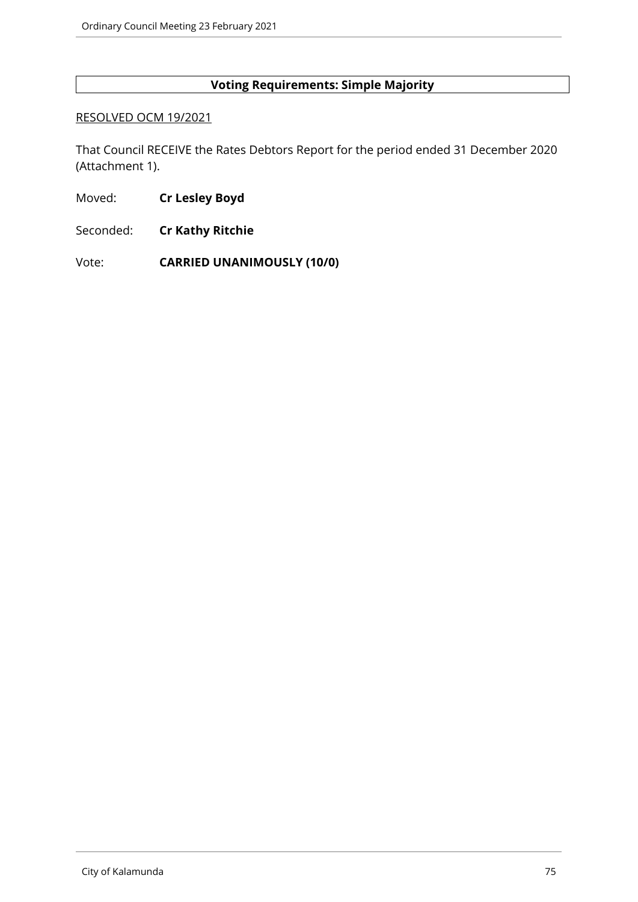**Voting Requirements: Simple Majority**

RESOLVED OCM 19/2021

That Council RECEIVE the Rates Debtors Report for the period ended 31 December 2020 (Attachment 1).

Moved: **Cr Lesley Boyd**

Seconded: **Cr Kathy Ritchie**

Vote: **CARRIED UNANIMOUSLY (10/0)**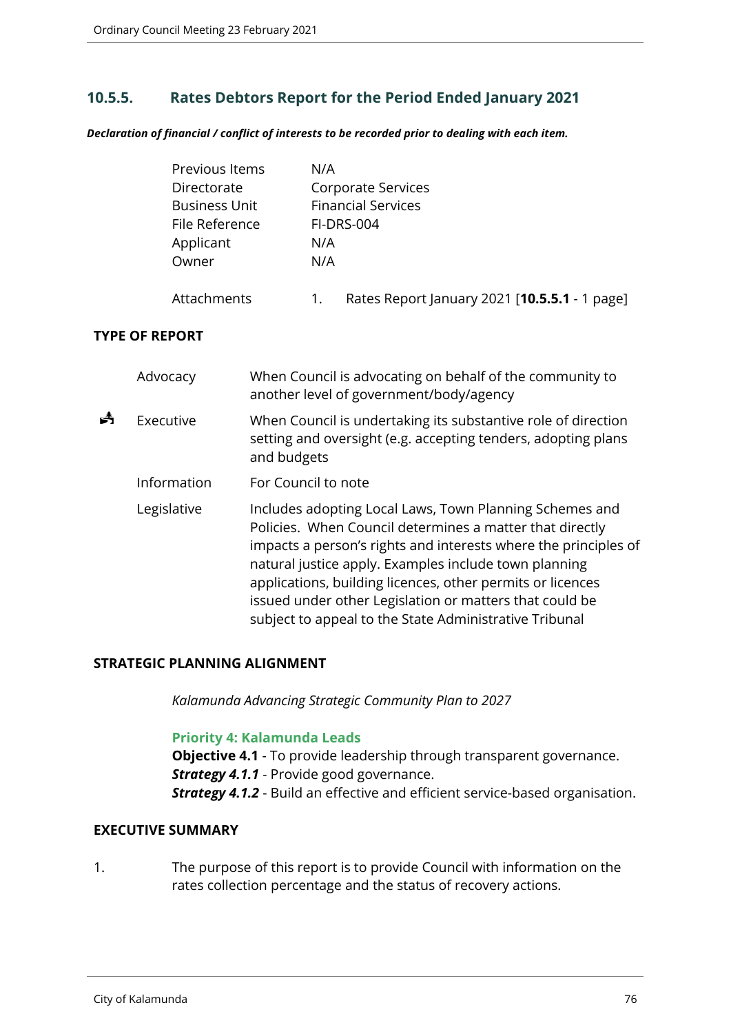## 10.5.5. Rates Debtors Report for the Period Ended January 2021

***Declaration of financial / conflict of interests to be recorded prior to dealing with each item.***

| | |
|---|---|
| Previous Items | N/A |
| Directorate | Corporate Services |
| Business Unit | Financial Services |
| File Reference | FI-DRS-004 |
| Applicant | N/A |
| Owner | N/A |
| Attachments | 1. Rates Report January 2021 [**10.5.5.1** - 1 page] |

**TYPE OF REPORT**

| | | |
|---|---|---|
| | Advocacy | When Council is advocating on behalf of the community to another level of government/body/agency |
| ✓ | Executive | When Council is undertaking its substantive role of direction setting and oversight (e.g. accepting tenders, adopting plans and budgets |
| | Information | For Council to note |
| | Legislative | Includes adopting Local Laws, Town Planning Schemes and Policies. When Council determines a matter that directly impacts a person's rights and interests where the principles of natural justice apply. Examples include town planning applications, building licences, other permits or licences issued under other Legislation or matters that could be subject to appeal to the State Administrative Tribunal |

**STRATEGIC PLANNING ALIGNMENT**

*Kalamunda Advancing Strategic Community Plan to 2027*

**Priority 4: Kalamunda Leads**
**Objective 4.1** - To provide leadership through transparent governance.
***Strategy 4.1.1*** - Provide good governance.
***Strategy 4.1.2*** - Build an effective and efficient service-based organisation.

**EXECUTIVE SUMMARY**

1. The purpose of this report is to provide Council with information on the rates collection percentage and the status of recovery actions.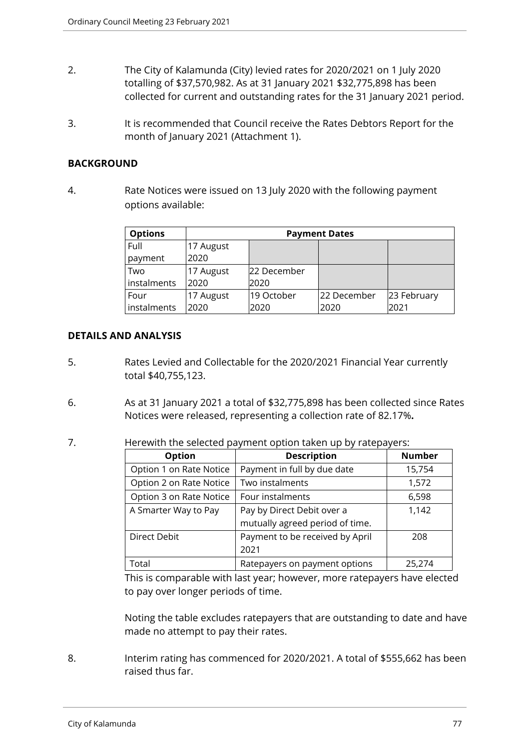2. The City of Kalamunda (City) levied rates for 2020/2021 on 1 July 2020 totalling of $37,570,982. As at 31 January 2021 $32,775,898 has been collected for current and outstanding rates for the 31 January 2021 period.

3. It is recommended that Council receive the Rates Debtors Report for the month of January 2021 (Attachment 1).

## BACKGROUND

4. Rate Notices were issued on 13 July 2020 with the following payment options available:

| Options | Payment Dates | | | |
|---|---|---|---|---|
| Full payment | 17 August 2020 | | | |
| Two instalments | 17 August 2020 | 22 December 2020 | | |
| Four instalments | 17 August 2020 | 19 October 2020 | 22 December 2020 | 23 February 2021 |

## DETAILS AND ANALYSIS

5. Rates Levied and Collectable for the 2020/2021 Financial Year currently total $40,755,123.

6. As at 31 January 2021 a total of $32,775,898 has been collected since Rates Notices were released, representing a collection rate of 82.17%**.**

7. Herewith the selected payment option taken up by ratepayers:

| Option | Description | Number |
|---|---|---|
| Option 1 on Rate Notice | Payment in full by due date | 15,754 |
| Option 2 on Rate Notice | Two instalments | 1,572 |
| Option 3 on Rate Notice | Four instalments | 6,598 |
| A Smarter Way to Pay | Pay by Direct Debit over a mutually agreed period of time. | 1,142 |
| Direct Debit | Payment to be received by April 2021 | 208 |
| Total | Ratepayers on payment options | 25,274 |

This is comparable with last year; however, more ratepayers have elected to pay over longer periods of time.

Noting the table excludes ratepayers that are outstanding to date and have made no attempt to pay their rates.

8. Interim rating has commenced for 2020/2021. A total of $555,662 has been raised thus far.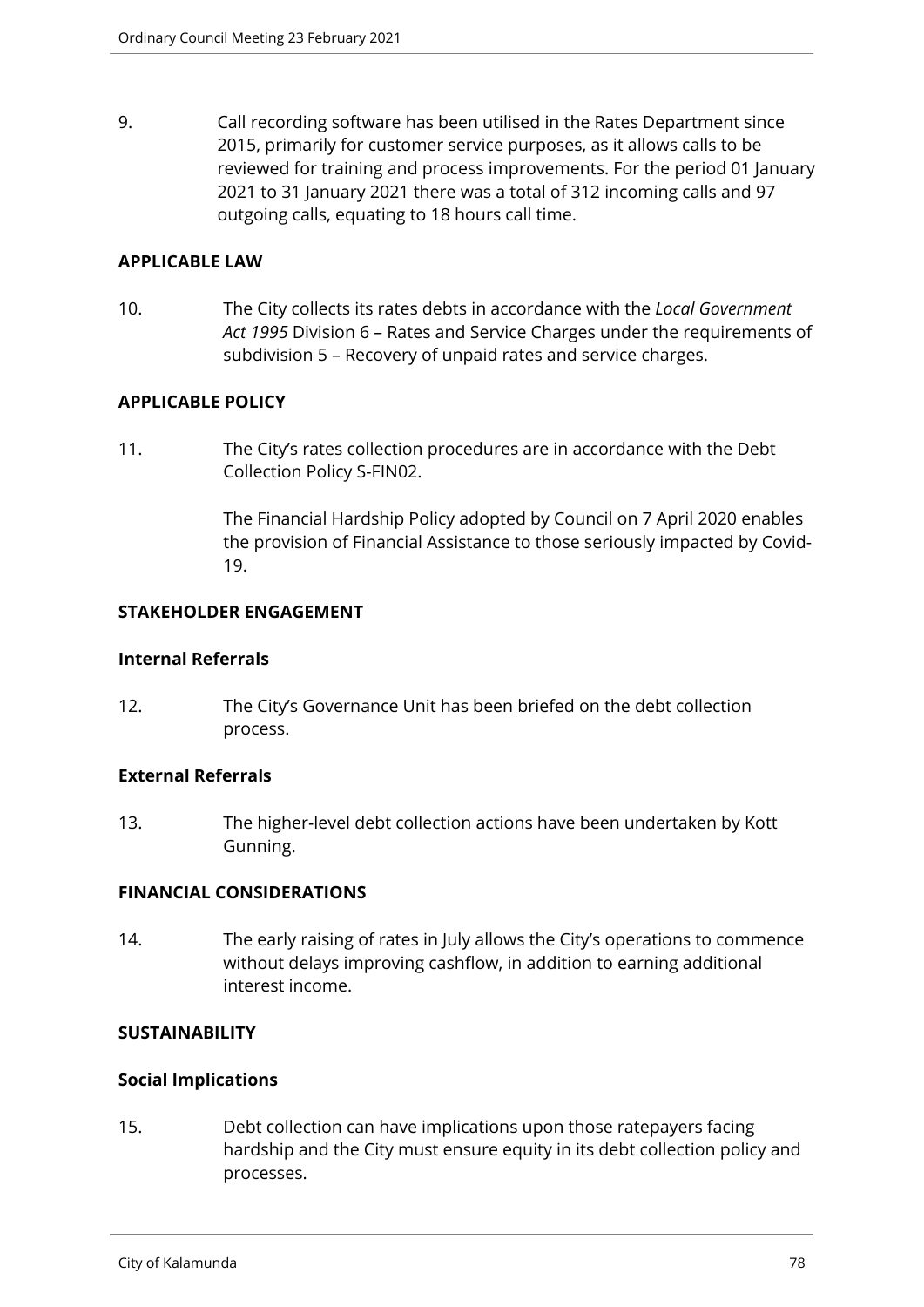9. Call recording software has been utilised in the Rates Department since 2015, primarily for customer service purposes, as it allows calls to be reviewed for training and process improvements. For the period 01 January 2021 to 31 January 2021 there was a total of 312 incoming calls and 97 outgoing calls, equating to 18 hours call time.

**APPLICABLE LAW**

10. The City collects its rates debts in accordance with the *Local Government Act 1995* Division 6 – Rates and Service Charges under the requirements of subdivision 5 – Recovery of unpaid rates and service charges.

**APPLICABLE POLICY**

11. The City's rates collection procedures are in accordance with the Debt Collection Policy S-FIN02.

    The Financial Hardship Policy adopted by Council on 7 April 2020 enables the provision of Financial Assistance to those seriously impacted by Covid-19.

**STAKEHOLDER ENGAGEMENT**

**Internal Referrals**

12. The City's Governance Unit has been briefed on the debt collection process.

**External Referrals**

13. The higher-level debt collection actions have been undertaken by Kott Gunning.

**FINANCIAL CONSIDERATIONS**

14. The early raising of rates in July allows the City's operations to commence without delays improving cashflow, in addition to earning additional interest income.

**SUSTAINABILITY**

**Social Implications**

15. Debt collection can have implications upon those ratepayers facing hardship and the City must ensure equity in its debt collection policy and processes.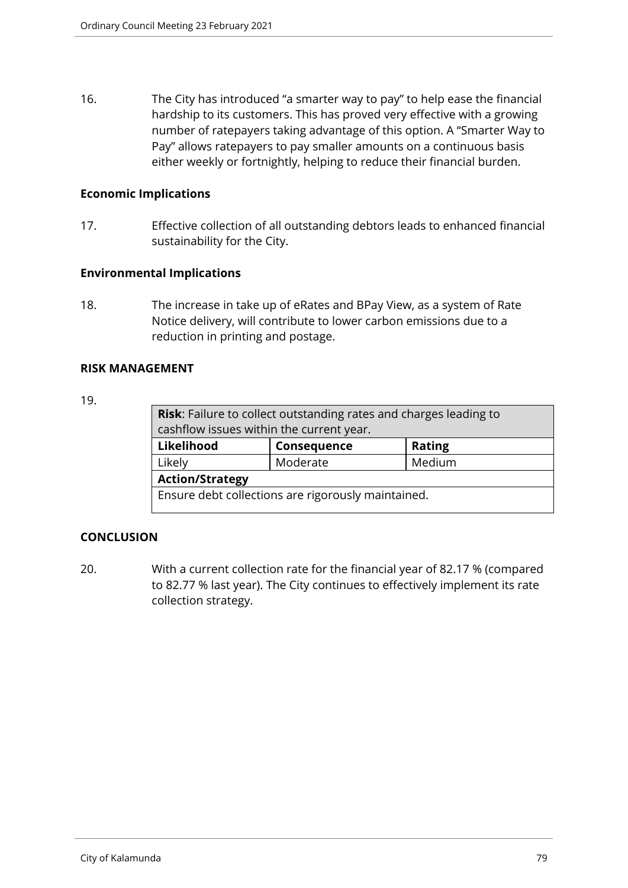16. The City has introduced "a smarter way to pay" to help ease the financial hardship to its customers. This has proved very effective with a growing number of ratepayers taking advantage of this option. A "Smarter Way to Pay" allows ratepayers to pay smaller amounts on a continuous basis either weekly or fortnightly, helping to reduce their financial burden.

**Economic Implications**

17. Effective collection of all outstanding debtors leads to enhanced financial sustainability for the City.

**Environmental Implications**

18. The increase in take up of eRates and BPay View, as a system of Rate Notice delivery, will contribute to lower carbon emissions due to a reduction in printing and postage.

**RISK MANAGEMENT**

19.

| **Risk**: Failure to collect outstanding rates and charges leading to cashflow issues within the current year. | | |
|---|---|---|
| **Likelihood** | **Consequence** | **Rating** |
| Likely | Moderate | Medium |
| **Action/Strategy** | | |
| Ensure debt collections are rigorously maintained. | | |

**CONCLUSION**

20. With a current collection rate for the financial year of 82.17 % (compared to 82.77 % last year). The City continues to effectively implement its rate collection strategy.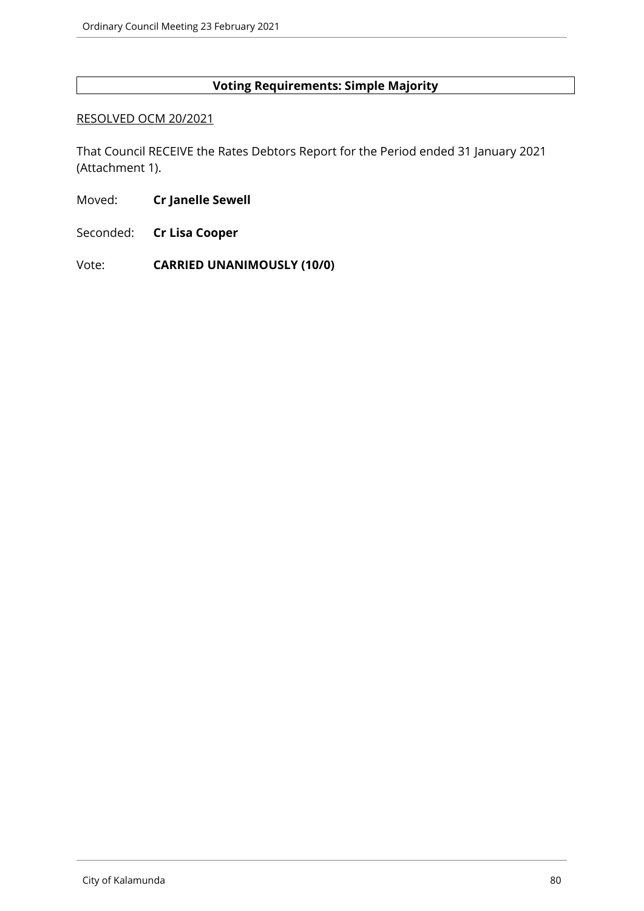**Voting Requirements: Simple Majority**

RESOLVED OCM 20/2021

That Council RECEIVE the Rates Debtors Report for the Period ended 31 January 2021 (Attachment 1).

Moved: **Cr Janelle Sewell**

Seconded: **Cr Lisa Cooper**

Vote: **CARRIED UNANIMOUSLY (10/0)**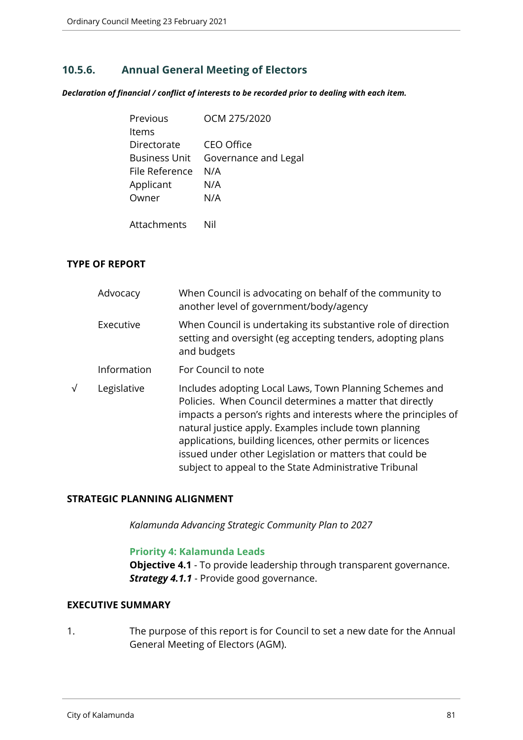### 10.5.6. Annual General Meeting of Electors

***Declaration of financial / conflict of interests to be recorded prior to dealing with each item.***

| | |
|---|---|
| Previous Items | OCM 275/2020 |
| Directorate | CEO Office |
| Business Unit | Governance and Legal |
| File Reference | N/A |
| Applicant | N/A |
| Owner | N/A |
| Attachments | Nil |

**TYPE OF REPORT**

| | | |
|---|---|---|
| | Advocacy | When Council is advocating on behalf of the community to another level of government/body/agency |
| | Executive | When Council is undertaking its substantive role of direction setting and oversight (eg accepting tenders, adopting plans and budgets |
| | Information | For Council to note |
| √ | Legislative | Includes adopting Local Laws, Town Planning Schemes and Policies. When Council determines a matter that directly impacts a person's rights and interests where the principles of natural justice apply. Examples include town planning applications, building licences, other permits or licences issued under other Legislation or matters that could be subject to appeal to the State Administrative Tribunal |

**STRATEGIC PLANNING ALIGNMENT**

*Kalamunda Advancing Strategic Community Plan to 2027*

**Priority 4: Kalamunda Leads**
**Objective 4.1** - To provide leadership through transparent governance.
***Strategy 4.1.1*** - Provide good governance.

**EXECUTIVE SUMMARY**

1. The purpose of this report is for Council to set a new date for the Annual General Meeting of Electors (AGM).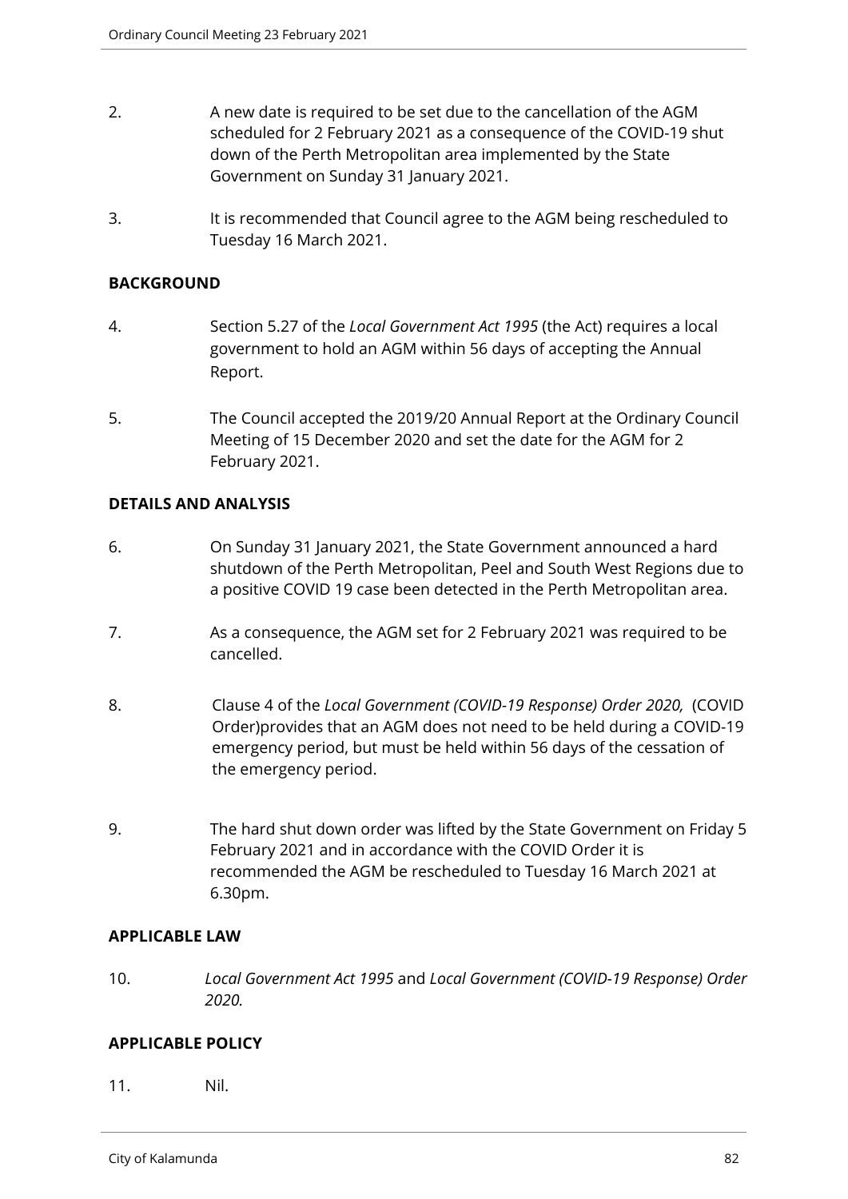2. A new date is required to be set due to the cancellation of the AGM scheduled for 2 February 2021 as a consequence of the COVID-19 shut down of the Perth Metropolitan area implemented by the State Government on Sunday 31 January 2021.

3. It is recommended that Council agree to the AGM being rescheduled to Tuesday 16 March 2021.

**BACKGROUND**

4. Section 5.27 of the *Local Government Act 1995* (the Act) requires a local government to hold an AGM within 56 days of accepting the Annual Report.

5. The Council accepted the 2019/20 Annual Report at the Ordinary Council Meeting of 15 December 2020 and set the date for the AGM for 2 February 2021.

**DETAILS AND ANALYSIS**

6. On Sunday 31 January 2021, the State Government announced a hard shutdown of the Perth Metropolitan, Peel and South West Regions due to a positive COVID 19 case been detected in the Perth Metropolitan area.

7. As a consequence, the AGM set for 2 February 2021 was required to be cancelled.

8. Clause 4 of the *Local Government (COVID-19 Response) Order 2020,* (COVID Order)provides that an AGM does not need to be held during a COVID-19 emergency period, but must be held within 56 days of the cessation of the emergency period.

9. The hard shut down order was lifted by the State Government on Friday 5 February 2021 and in accordance with the COVID Order it is recommended the AGM be rescheduled to Tuesday 16 March 2021 at 6.30pm.

**APPLICABLE LAW**

10. *Local Government Act 1995* and *Local Government (COVID-19 Response) Order 2020.*

**APPLICABLE POLICY**

11. Nil.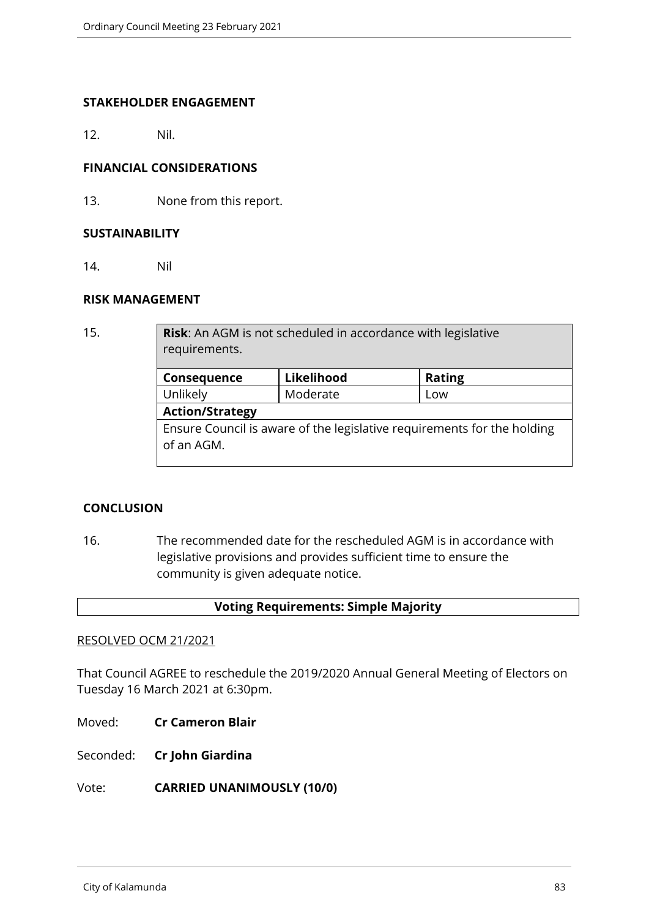### STAKEHOLDER ENGAGEMENT

12. Nil.

### FINANCIAL CONSIDERATIONS

13. None from this report.

### SUSTAINABILITY

14. Nil

### RISK MANAGEMENT

15.

| **Risk**: An AGM is not scheduled in accordance with legislative requirements. | | |
|---|---|---|
| **Consequence** | **Likelihood** | **Rating** |
| Unlikely | Moderate | Low |
| **Action/Strategy** | | |
| Ensure Council is aware of the legislative requirements for the holding of an AGM. | | |

### CONCLUSION

16. The recommended date for the rescheduled AGM is in accordance with legislative provisions and provides sufficient time to ensure the community is given adequate notice.

**Voting Requirements: Simple Majority**

RESOLVED OCM 21/2021

That Council AGREE to reschedule the 2019/2020 Annual General Meeting of Electors on Tuesday 16 March 2021 at 6:30pm.

Moved: **Cr Cameron Blair**

Seconded: **Cr John Giardina**

Vote: **CARRIED UNANIMOUSLY (10/0)**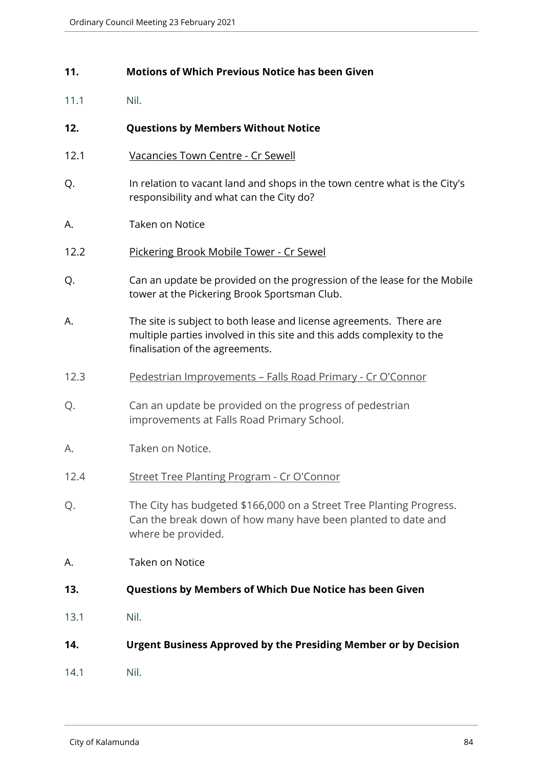## 11. Motions of Which Previous Notice has been Given

11.1 Nil.

## 12. Questions by Members Without Notice

### 12.1 Vacancies Town Centre - Cr Sewell

Q. In relation to vacant land and shops in the town centre what is the City's responsibility and what can the City do?

A. Taken on Notice

### 12.2 Pickering Brook Mobile Tower - Cr Sewel

Q. Can an update be provided on the progression of the lease for the Mobile tower at the Pickering Brook Sportsman Club.

A. The site is subject to both lease and license agreements. There are multiple parties involved in this site and this adds complexity to the finalisation of the agreements.

### 12.3 Pedestrian Improvements – Falls Road Primary - Cr O'Connor

Q. Can an update be provided on the progress of pedestrian improvements at Falls Road Primary School.

A. Taken on Notice.

### 12.4 Street Tree Planting Program - Cr O'Connor

Q. The City has budgeted $166,000 on a Street Tree Planting Progress. Can the break down of how many have been planted to date and where be provided.

A. Taken on Notice

## 13. Questions by Members of Which Due Notice has been Given

13.1 Nil.

## 14. Urgent Business Approved by the Presiding Member or by Decision

14.1 Nil.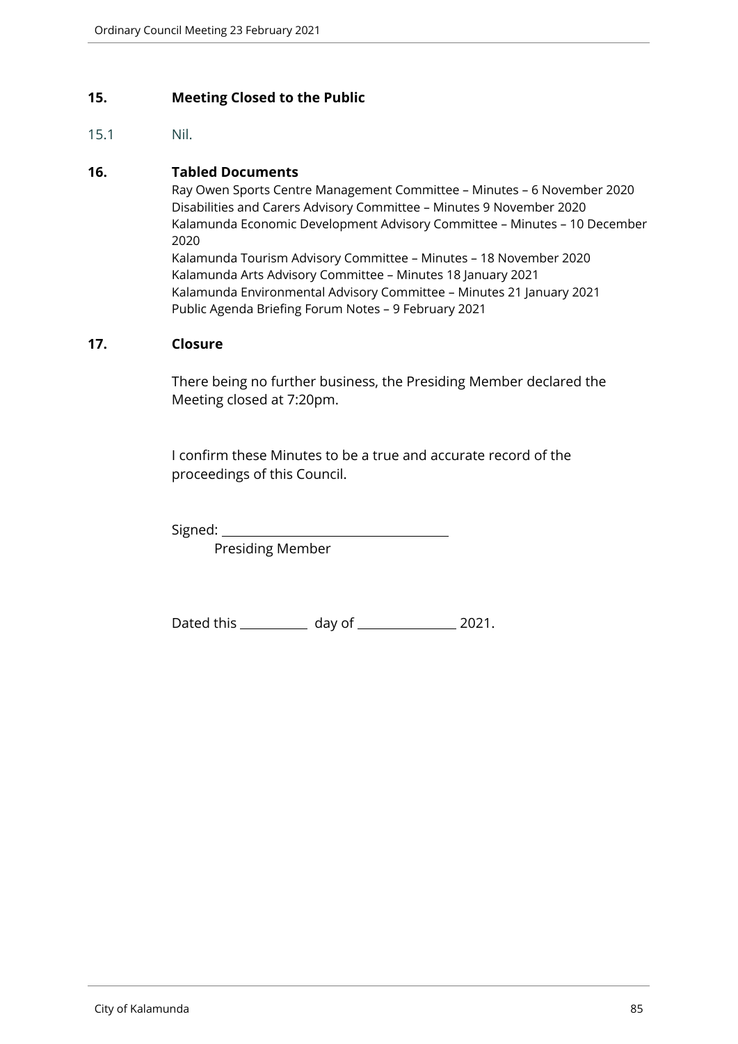## 15. Meeting Closed to the Public

15.1 Nil.

## 16. Tabled Documents

Ray Owen Sports Centre Management Committee – Minutes – 6 November 2020
Disabilities and Carers Advisory Committee – Minutes 9 November 2020
Kalamunda Economic Development Advisory Committee – Minutes – 10 December 2020
Kalamunda Tourism Advisory Committee – Minutes – 18 November 2020
Kalamunda Arts Advisory Committee – Minutes 18 January 2021
Kalamunda Environmental Advisory Committee – Minutes 21 January 2021
Public Agenda Briefing Forum Notes – 9 February 2021

## 17. Closure

There being no further business, the Presiding Member declared the Meeting closed at 7:20pm.

I confirm these Minutes to be a true and accurate record of the proceedings of this Council.

Signed: ______________________________
Presiding Member

Dated this __________ day of _______________ 2021.